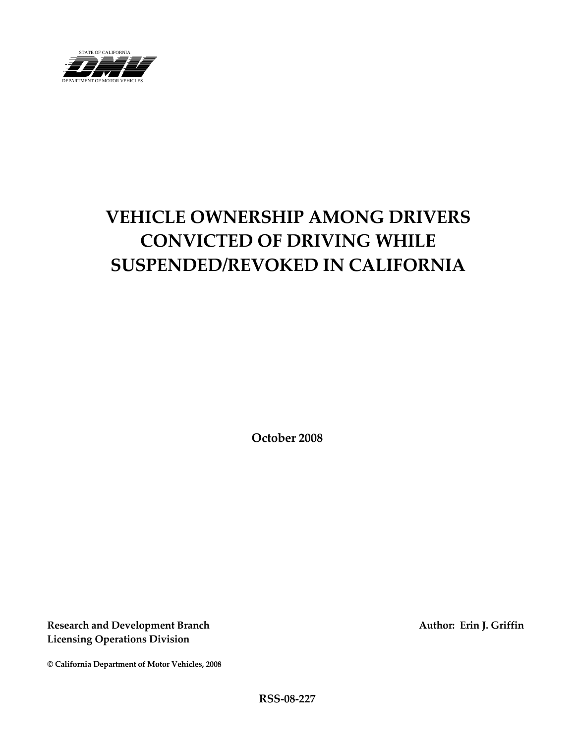STATE OF CALIFORNIA

DMV

DEPARTMENT OF MOTOR VEHICLES

# VEHICLE OWNERSHIP AMONG DRIVERS CONVICTED OF DRIVING WHILE SUSPENDED/REVOKED IN CALIFORNIA

**October 2008**

**Research and Development Branch**
**Licensing Operations Division**

**Author: Erin J. Griffin**

**© California Department of Motor Vehicles, 2008**

**RSS-08-227**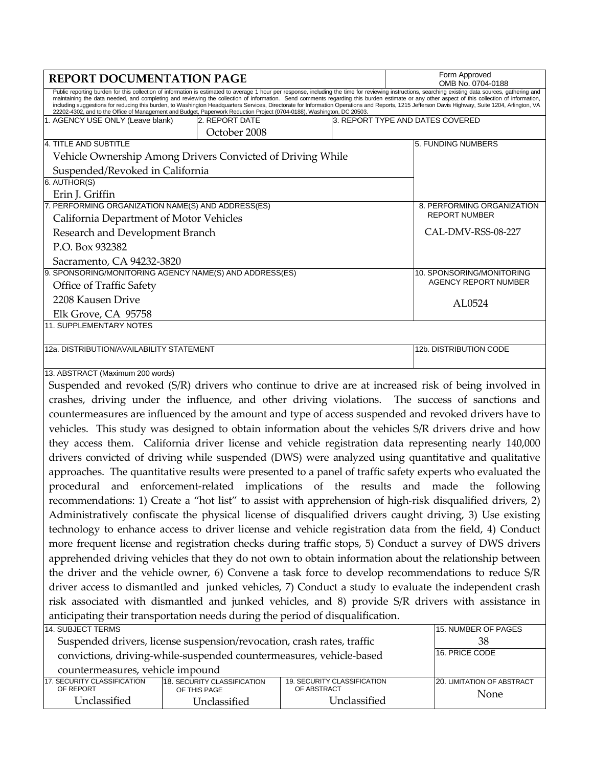## REPORT DOCUMENTATION PAGE

Form Approved
OMB No. 0704-0188

Public reporting burden for this collection of information is estimated to average 1 hour per response, including the time for reviewing instructions, searching existing data sources, gathering and maintaining the data needed, and completing and reviewing the collection of information. Send comments regarding this burden estimate or any other aspect of this collection of information, including suggestions for reducing this burden, to Washington Headquarters Services, Directorate for Information Operations and Reports, 1215 Jefferson Davis Highway, Suite 1204, Arlington, VA 22202-4302, and to the Office of Management and Budget, Paperwork Reduction Project (0704-0188), Washington, DC 20503.

| 1. AGENCY USE ONLY (Leave blank) | 2. REPORT DATE | 3. REPORT TYPE AND DATES COVERED |
|---|---|---|
| | October 2008 | |

**4. TITLE AND SUBTITLE**
Vehicle Ownership Among Drivers Convicted of Driving While Suspended/Revoked in California

**5. FUNDING NUMBERS**

**6. AUTHOR(S)**
Erin J. Griffin

**7. PERFORMING ORGANIZATION NAME(S) AND ADDRESS(ES)**
California Department of Motor Vehicles
Research and Development Branch
P.O. Box 932382
Sacramento, CA 94232-3820

**8. PERFORMING ORGANIZATION REPORT NUMBER**
CAL-DMV-RSS-08-227

**9. SPONSORING/MONITORING AGENCY NAME(S) AND ADDRESS(ES)**
Office of Traffic Safety
2208 Kausen Drive
Elk Grove, CA 95758

**10. SPONSORING/MONITORING AGENCY REPORT NUMBER**
AL0524

**11. SUPPLEMENTARY NOTES**

**12a. DISTRIBUTION/AVAILABILITY STATEMENT**

**12b. DISTRIBUTION CODE**

**13. ABSTRACT (Maximum 200 words)**

Suspended and revoked (S/R) drivers who continue to drive are at increased risk of being involved in crashes, driving under the influence, and other driving violations. The success of sanctions and countermeasures are influenced by the amount and type of access suspended and revoked drivers have to vehicles. This study was designed to obtain information about the vehicles S/R drivers drive and how they access them. California driver license and vehicle registration data representing nearly 140,000 drivers convicted of driving while suspended (DWS) were analyzed using quantitative and qualitative approaches. The quantitative results were presented to a panel of traffic safety experts who evaluated the procedural and enforcement-related implications of the results and made the following recommendations: 1) Create a "hot list" to assist with apprehension of high-risk disqualified drivers, 2) Administratively confiscate the physical license of disqualified drivers caught driving, 3) Use existing technology to enhance access to driver license and vehicle registration data from the field, 4) Conduct more frequent license and registration checks during traffic stops, 5) Conduct a survey of DWS drivers apprehended driving vehicles that they do not own to obtain information about the relationship between the driver and the vehicle owner, 6) Convene a task force to develop recommendations to reduce S/R driver access to dismantled and junked vehicles, 7) Conduct a study to evaluate the independent crash risk associated with dismantled and junked vehicles, and 8) provide S/R drivers with assistance in anticipating their transportation needs during the period of disqualification.

**14. SUBJECT TERMS**
Suspended drivers, license suspension/revocation, crash rates, traffic convictions, driving-while-suspended countermeasures, vehicle-based countermeasures, vehicle impound

**15. NUMBER OF PAGES**
38

**16. PRICE CODE**

| 17. SECURITY CLASSIFICATION OF REPORT | 18. SECURITY CLASSIFICATION OF THIS PAGE | 19. SECURITY CLASSIFICATION OF ABSTRACT | 20. LIMITATION OF ABSTRACT |
|---|---|---|---|
| Unclassified | Unclassified | Unclassified | None |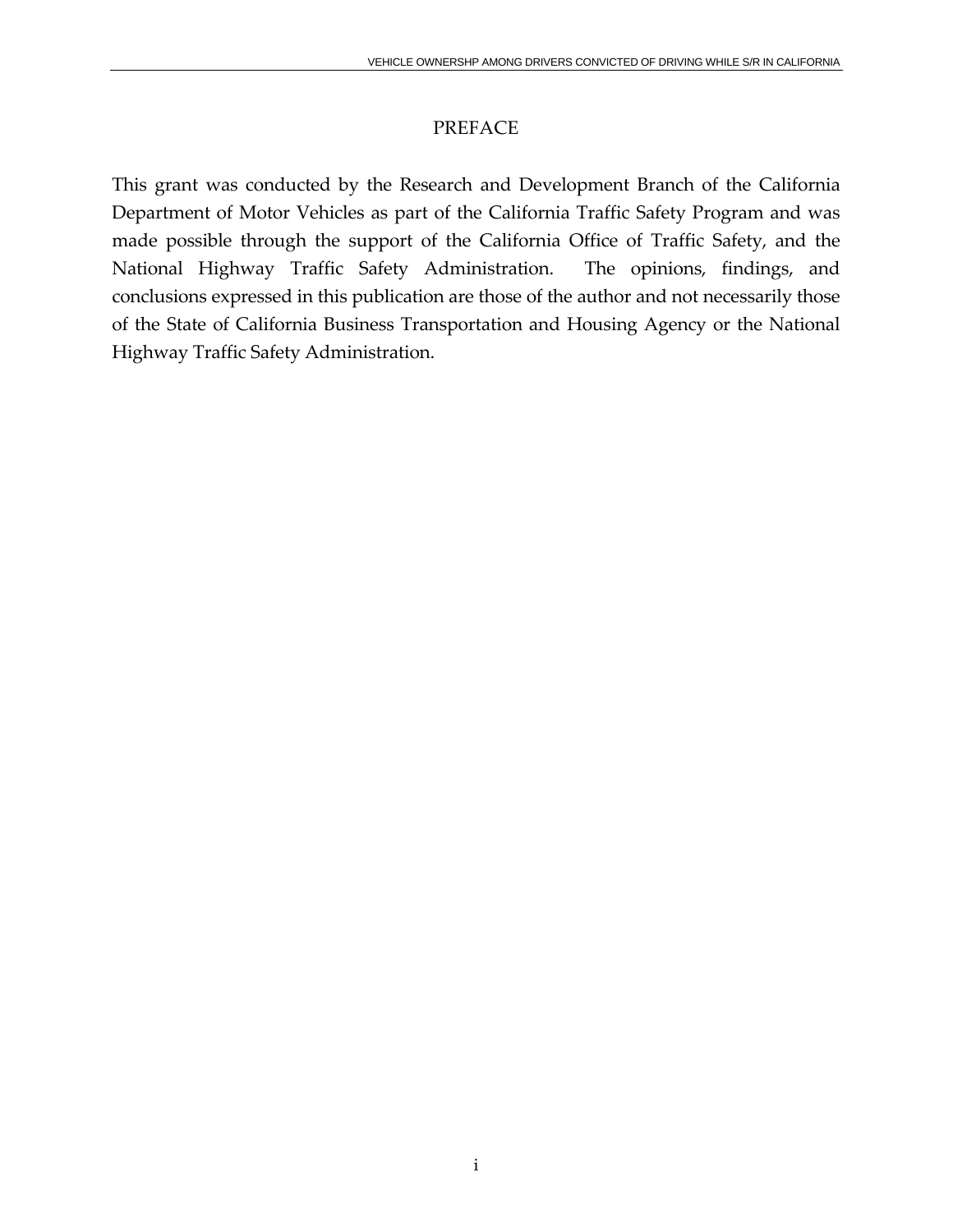# PREFACE

This grant was conducted by the Research and Development Branch of the California Department of Motor Vehicles as part of the California Traffic Safety Program and was made possible through the support of the California Office of Traffic Safety, and the National Highway Traffic Safety Administration. The opinions, findings, and conclusions expressed in this publication are those of the author and not necessarily those of the State of California Business Transportation and Housing Agency or the National Highway Traffic Safety Administration.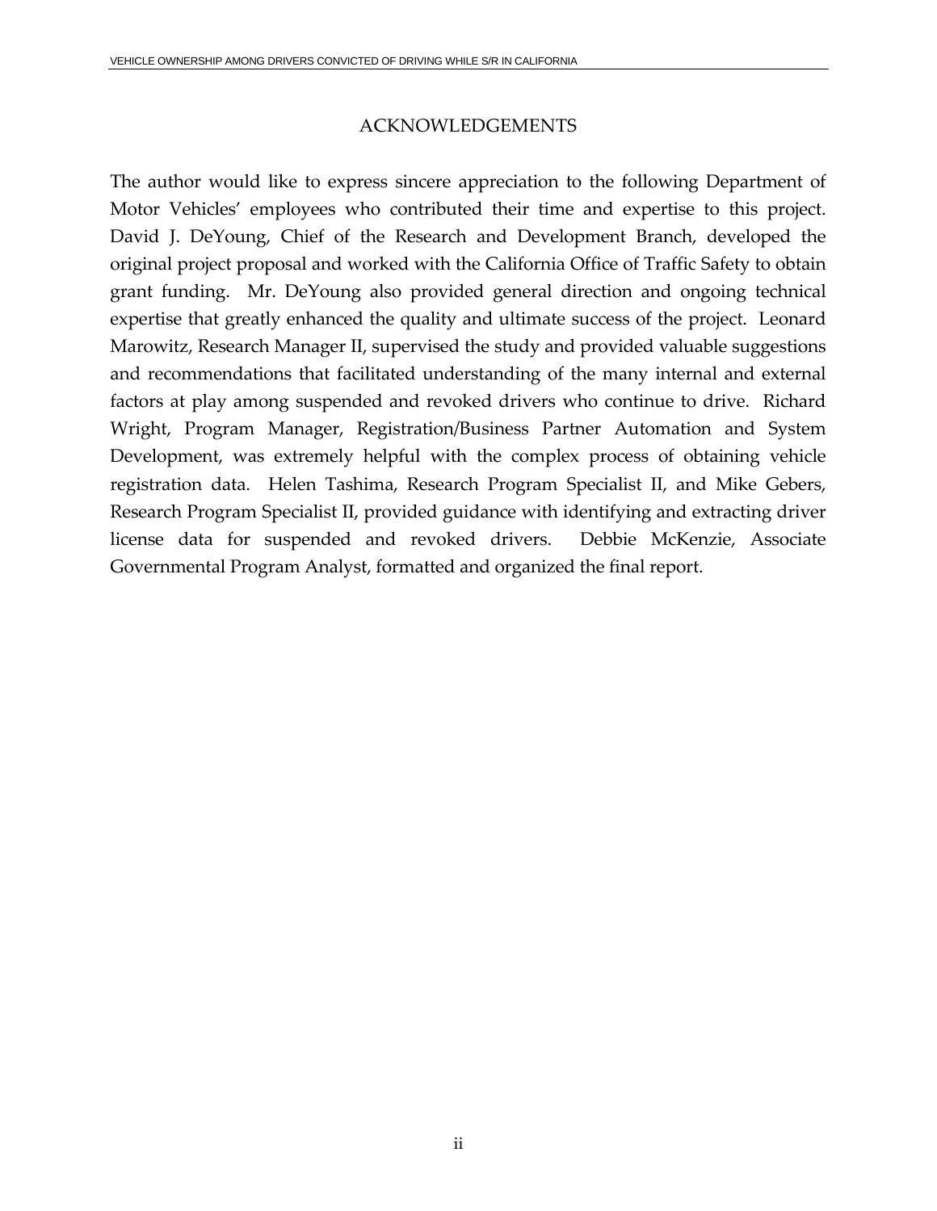## ACKNOWLEDGEMENTS

The author would like to express sincere appreciation to the following Department of Motor Vehicles' employees who contributed their time and expertise to this project. David J. DeYoung, Chief of the Research and Development Branch, developed the original project proposal and worked with the California Office of Traffic Safety to obtain grant funding. Mr. DeYoung also provided general direction and ongoing technical expertise that greatly enhanced the quality and ultimate success of the project. Leonard Marowitz, Research Manager II, supervised the study and provided valuable suggestions and recommendations that facilitated understanding of the many internal and external factors at play among suspended and revoked drivers who continue to drive. Richard Wright, Program Manager, Registration/Business Partner Automation and System Development, was extremely helpful with the complex process of obtaining vehicle registration data. Helen Tashima, Research Program Specialist II, and Mike Gebers, Research Program Specialist II, provided guidance with identifying and extracting driver license data for suspended and revoked drivers. Debbie McKenzie, Associate Governmental Program Analyst, formatted and organized the final report.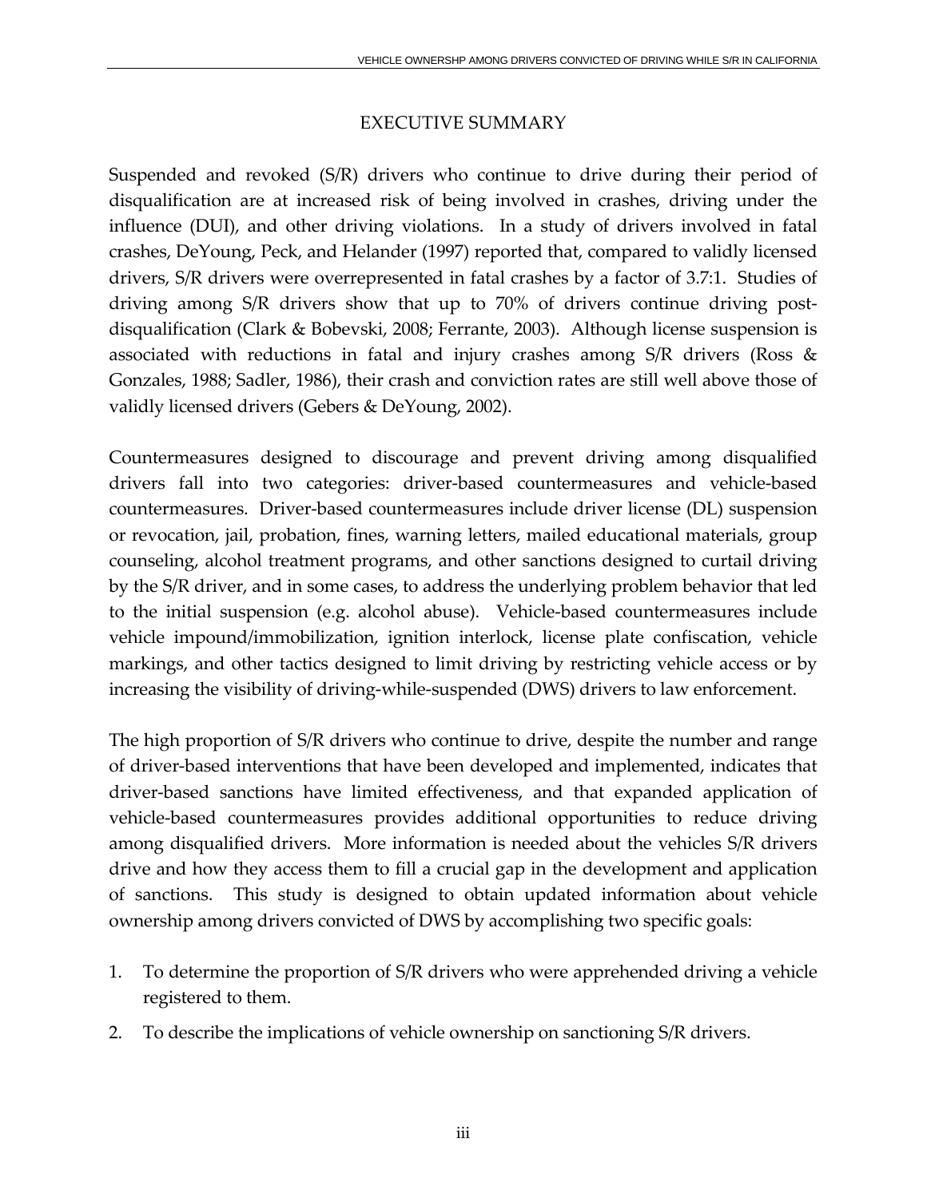# EXECUTIVE SUMMARY

Suspended and revoked (S/R) drivers who continue to drive during their period of disqualification are at increased risk of being involved in crashes, driving under the influence (DUI), and other driving violations. In a study of drivers involved in fatal crashes, DeYoung, Peck, and Helander (1997) reported that, compared to validly licensed drivers, S/R drivers were overrepresented in fatal crashes by a factor of 3.7:1. Studies of driving among S/R drivers show that up to 70% of drivers continue driving post-disqualification (Clark & Bobevski, 2008; Ferrante, 2003). Although license suspension is associated with reductions in fatal and injury crashes among S/R drivers (Ross & Gonzales, 1988; Sadler, 1986), their crash and conviction rates are still well above those of validly licensed drivers (Gebers & DeYoung, 2002).

Countermeasures designed to discourage and prevent driving among disqualified drivers fall into two categories: driver-based countermeasures and vehicle-based countermeasures. Driver-based countermeasures include driver license (DL) suspension or revocation, jail, probation, fines, warning letters, mailed educational materials, group counseling, alcohol treatment programs, and other sanctions designed to curtail driving by the S/R driver, and in some cases, to address the underlying problem behavior that led to the initial suspension (e.g. alcohol abuse). Vehicle-based countermeasures include vehicle impound/immobilization, ignition interlock, license plate confiscation, vehicle markings, and other tactics designed to limit driving by restricting vehicle access or by increasing the visibility of driving-while-suspended (DWS) drivers to law enforcement.

The high proportion of S/R drivers who continue to drive, despite the number and range of driver-based interventions that have been developed and implemented, indicates that driver-based sanctions have limited effectiveness, and that expanded application of vehicle-based countermeasures provides additional opportunities to reduce driving among disqualified drivers. More information is needed about the vehicles S/R drivers drive and how they access them to fill a crucial gap in the development and application of sanctions. This study is designed to obtain updated information about vehicle ownership among drivers convicted of DWS by accomplishing two specific goals:

1. To determine the proportion of S/R drivers who were apprehended driving a vehicle registered to them.
2. To describe the implications of vehicle ownership on sanctioning S/R drivers.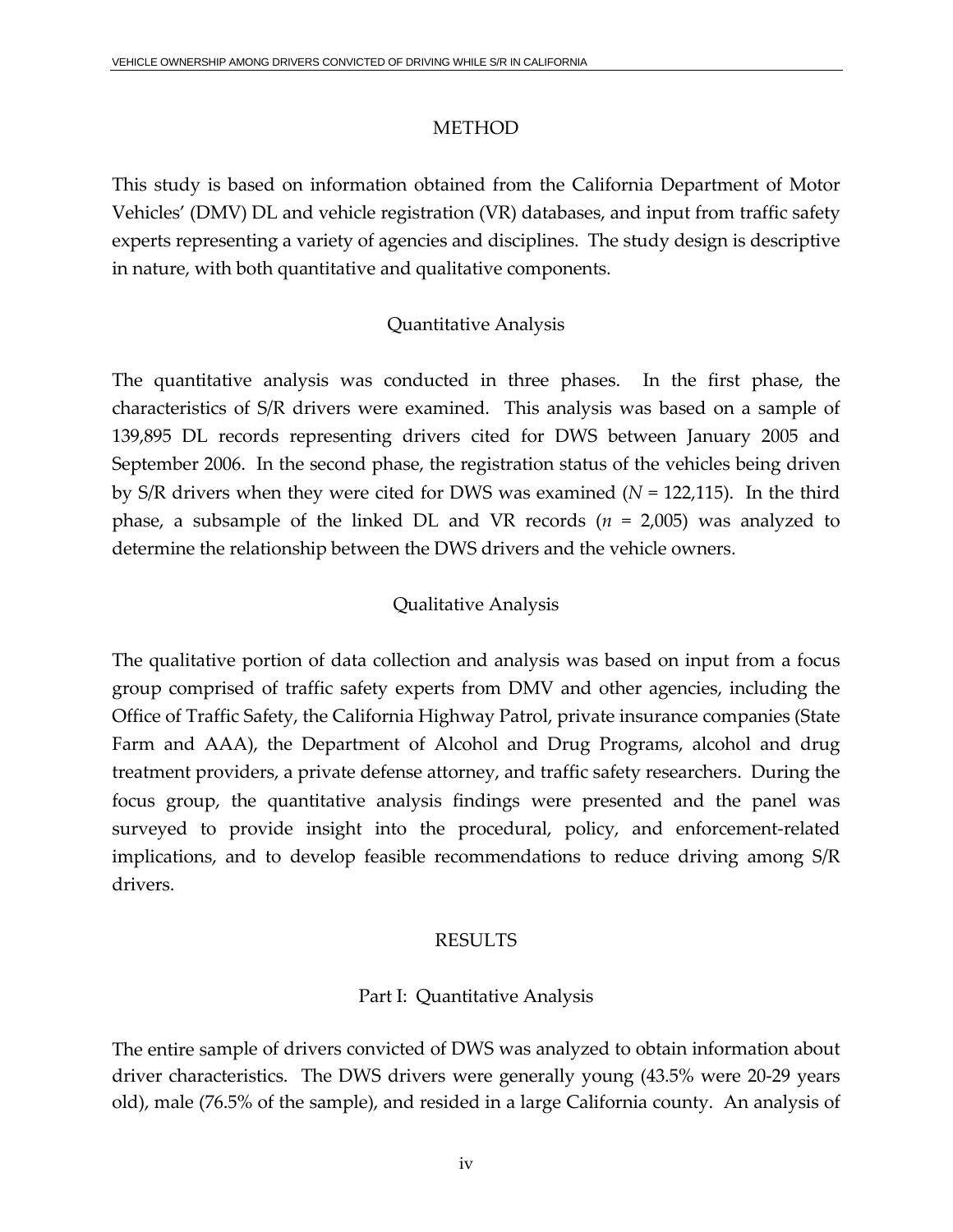## METHOD

This study is based on information obtained from the California Department of Motor Vehicles' (DMV) DL and vehicle registration (VR) databases, and input from traffic safety experts representing a variety of agencies and disciplines. The study design is descriptive in nature, with both quantitative and qualitative components.

### Quantitative Analysis

The quantitative analysis was conducted in three phases. In the first phase, the characteristics of S/R drivers were examined. This analysis was based on a sample of 139,895 DL records representing drivers cited for DWS between January 2005 and September 2006. In the second phase, the registration status of the vehicles being driven by S/R drivers when they were cited for DWS was examined ($N$ = 122,115). In the third phase, a subsample of the linked DL and VR records ($n$ = 2,005) was analyzed to determine the relationship between the DWS drivers and the vehicle owners.

### Qualitative Analysis

The qualitative portion of data collection and analysis was based on input from a focus group comprised of traffic safety experts from DMV and other agencies, including the Office of Traffic Safety, the California Highway Patrol, private insurance companies (State Farm and AAA), the Department of Alcohol and Drug Programs, alcohol and drug treatment providers, a private defense attorney, and traffic safety researchers. During the focus group, the quantitative analysis findings were presented and the panel was surveyed to provide insight into the procedural, policy, and enforcement-related implications, and to develop feasible recommendations to reduce driving among S/R drivers.

## RESULTS

### Part I: Quantitative Analysis

The entire sample of drivers convicted of DWS was analyzed to obtain information about driver characteristics. The DWS drivers were generally young (43.5% were 20-29 years old), male (76.5% of the sample), and resided in a large California county. An analysis of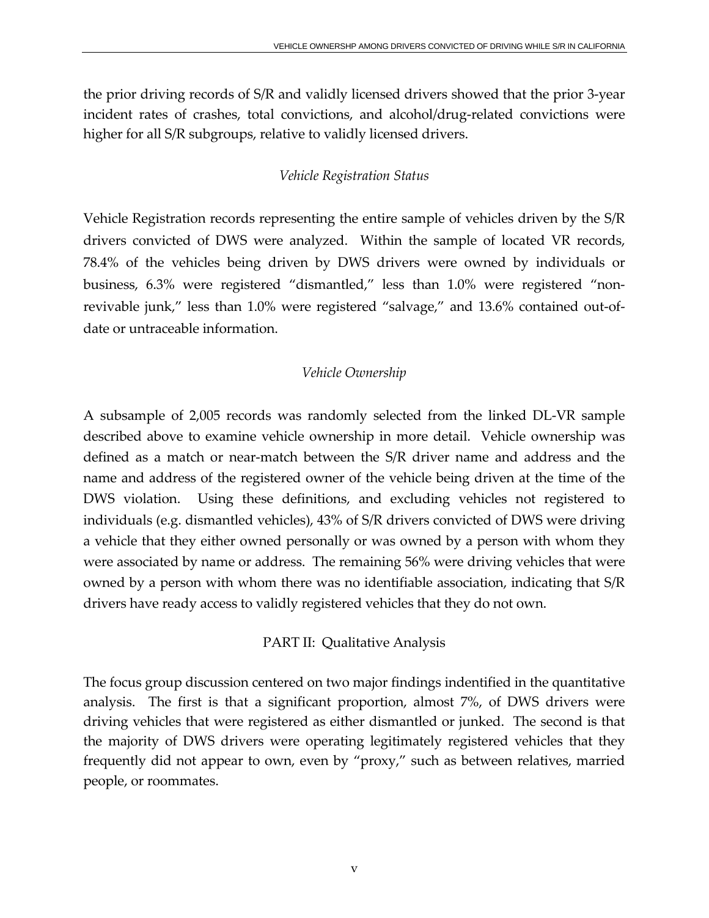the prior driving records of S/R and validly licensed drivers showed that the prior 3-year incident rates of crashes, total convictions, and alcohol/drug-related convictions were higher for all S/R subgroups, relative to validly licensed drivers.

*Vehicle Registration Status*

Vehicle Registration records representing the entire sample of vehicles driven by the S/R drivers convicted of DWS were analyzed. Within the sample of located VR records, 78.4% of the vehicles being driven by DWS drivers were owned by individuals or business, 6.3% were registered "dismantled," less than 1.0% were registered "non-revivable junk," less than 1.0% were registered "salvage," and 13.6% contained out-of-date or untraceable information.

*Vehicle Ownership*

A subsample of 2,005 records was randomly selected from the linked DL-VR sample described above to examine vehicle ownership in more detail. Vehicle ownership was defined as a match or near-match between the S/R driver name and address and the name and address of the registered owner of the vehicle being driven at the time of the DWS violation. Using these definitions, and excluding vehicles not registered to individuals (e.g. dismantled vehicles), 43% of S/R drivers convicted of DWS were driving a vehicle that they either owned personally or was owned by a person with whom they were associated by name or address. The remaining 56% were driving vehicles that were owned by a person with whom there was no identifiable association, indicating that S/R drivers have ready access to validly registered vehicles that they do not own.

PART II: Qualitative Analysis

The focus group discussion centered on two major findings indentified in the quantitative analysis. The first is that a significant proportion, almost 7%, of DWS drivers were driving vehicles that were registered as either dismantled or junked. The second is that the majority of DWS drivers were operating legitimately registered vehicles that they frequently did not appear to own, even by "proxy," such as between relatives, married people, or roommates.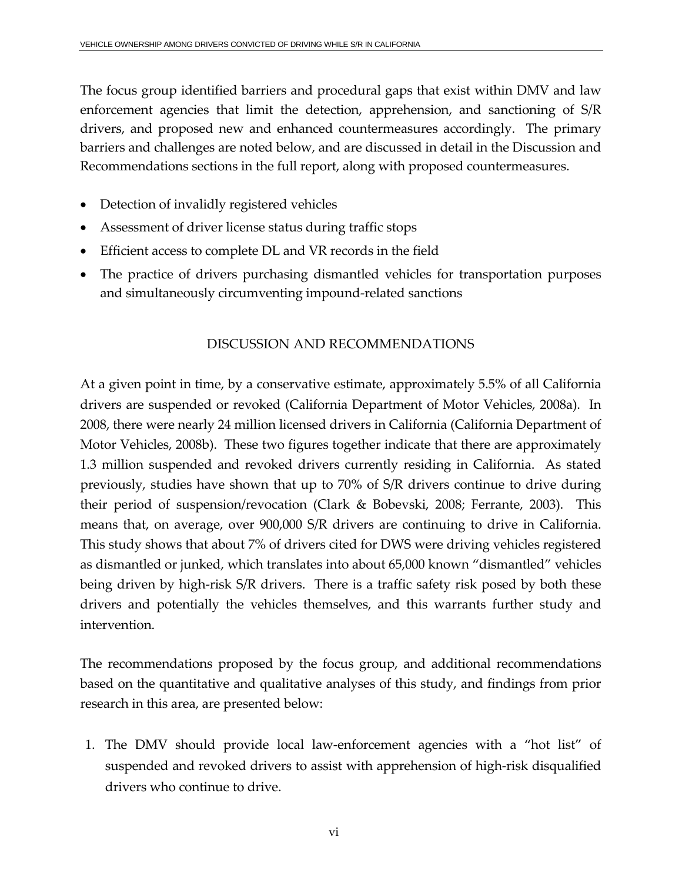The focus group identified barriers and procedural gaps that exist within DMV and law enforcement agencies that limit the detection, apprehension, and sanctioning of S/R drivers, and proposed new and enhanced countermeasures accordingly. The primary barriers and challenges are noted below, and are discussed in detail in the Discussion and Recommendations sections in the full report, along with proposed countermeasures.

- Detection of invalidly registered vehicles
- Assessment of driver license status during traffic stops
- Efficient access to complete DL and VR records in the field
- The practice of drivers purchasing dismantled vehicles for transportation purposes and simultaneously circumventing impound-related sanctions

## DISCUSSION AND RECOMMENDATIONS

At a given point in time, by a conservative estimate, approximately 5.5% of all California drivers are suspended or revoked (California Department of Motor Vehicles, 2008a). In 2008, there were nearly 24 million licensed drivers in California (California Department of Motor Vehicles, 2008b). These two figures together indicate that there are approximately 1.3 million suspended and revoked drivers currently residing in California. As stated previously, studies have shown that up to 70% of S/R drivers continue to drive during their period of suspension/revocation (Clark & Bobevski, 2008; Ferrante, 2003). This means that, on average, over 900,000 S/R drivers are continuing to drive in California. This study shows that about 7% of drivers cited for DWS were driving vehicles registered as dismantled or junked, which translates into about 65,000 known "dismantled" vehicles being driven by high-risk S/R drivers. There is a traffic safety risk posed by both these drivers and potentially the vehicles themselves, and this warrants further study and intervention.

The recommendations proposed by the focus group, and additional recommendations based on the quantitative and qualitative analyses of this study, and findings from prior research in this area, are presented below:

1. The DMV should provide local law-enforcement agencies with a "hot list" of suspended and revoked drivers to assist with apprehension of high-risk disqualified drivers who continue to drive.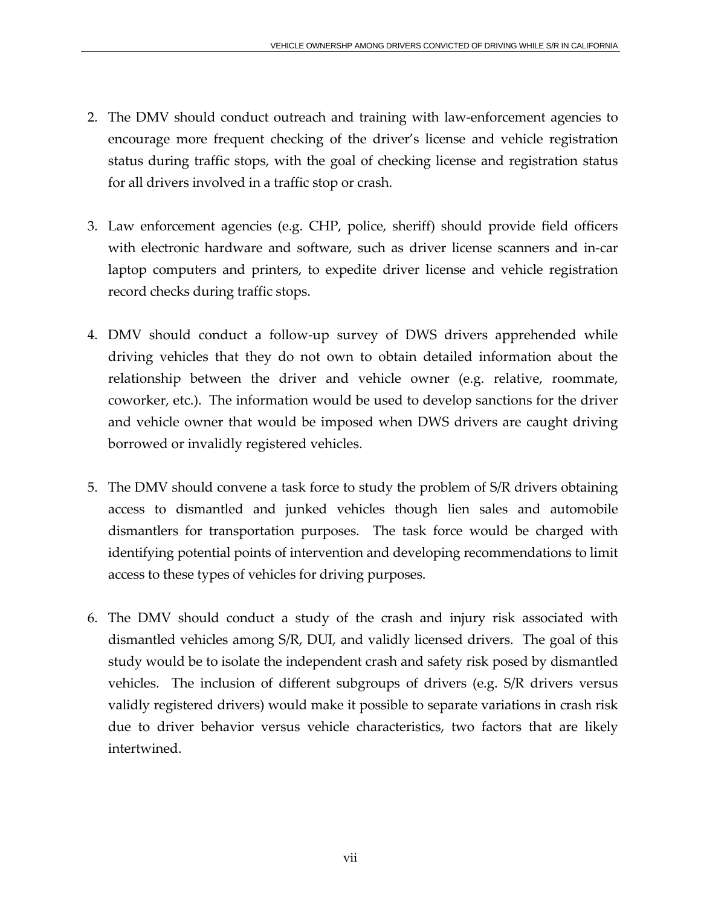2. The DMV should conduct outreach and training with law-enforcement agencies to encourage more frequent checking of the driver's license and vehicle registration status during traffic stops, with the goal of checking license and registration status for all drivers involved in a traffic stop or crash.

3. Law enforcement agencies (e.g. CHP, police, sheriff) should provide field officers with electronic hardware and software, such as driver license scanners and in-car laptop computers and printers, to expedite driver license and vehicle registration record checks during traffic stops.

4. DMV should conduct a follow-up survey of DWS drivers apprehended while driving vehicles that they do not own to obtain detailed information about the relationship between the driver and vehicle owner (e.g. relative, roommate, coworker, etc.). The information would be used to develop sanctions for the driver and vehicle owner that would be imposed when DWS drivers are caught driving borrowed or invalidly registered vehicles.

5. The DMV should convene a task force to study the problem of S/R drivers obtaining access to dismantled and junked vehicles though lien sales and automobile dismantlers for transportation purposes. The task force would be charged with identifying potential points of intervention and developing recommendations to limit access to these types of vehicles for driving purposes.

6. The DMV should conduct a study of the crash and injury risk associated with dismantled vehicles among S/R, DUI, and validly licensed drivers. The goal of this study would be to isolate the independent crash and safety risk posed by dismantled vehicles. The inclusion of different subgroups of drivers (e.g. S/R drivers versus validly registered drivers) would make it possible to separate variations in crash risk due to driver behavior versus vehicle characteristics, two factors that are likely intertwined.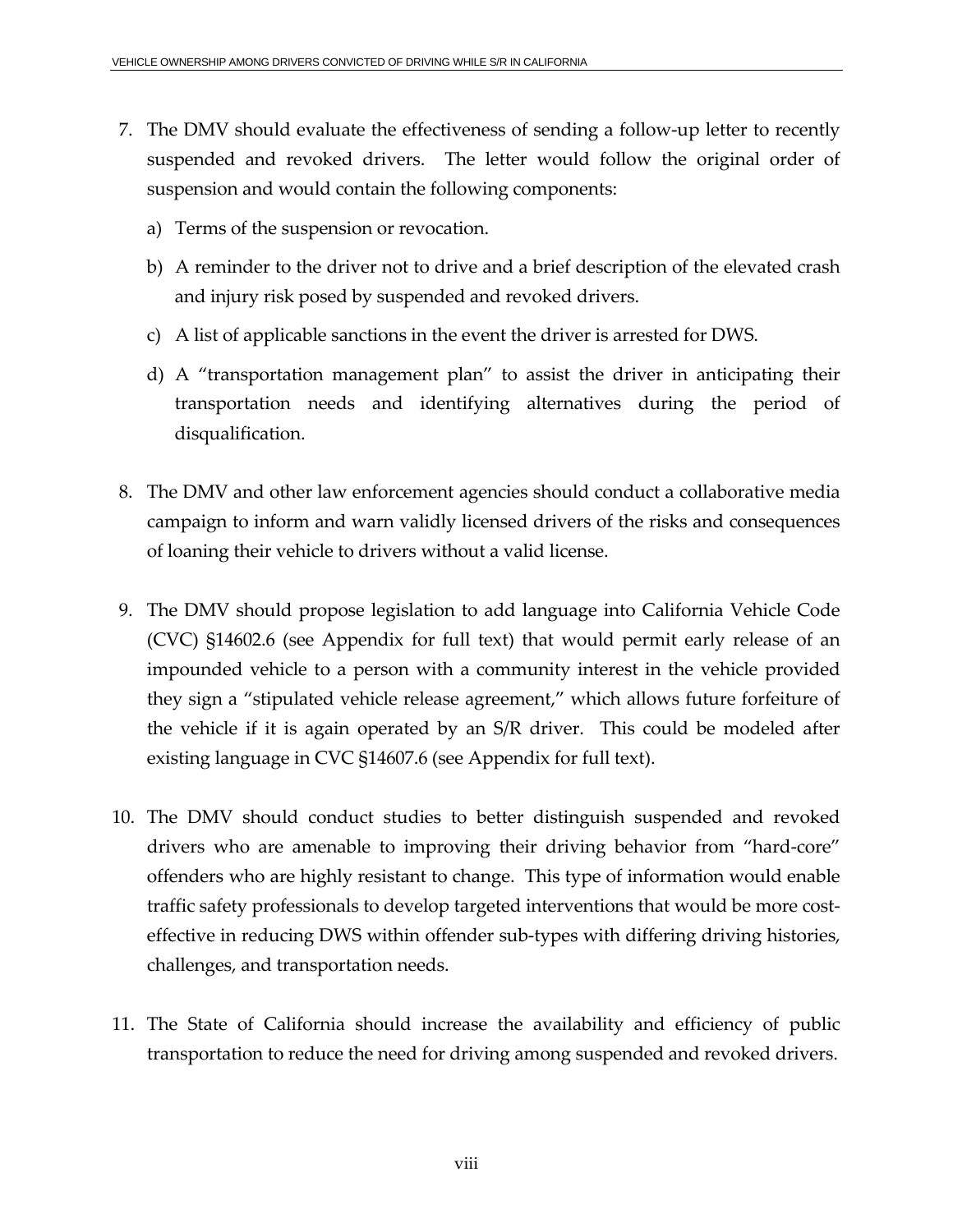7. The DMV should evaluate the effectiveness of sending a follow-up letter to recently suspended and revoked drivers. The letter would follow the original order of suspension and would contain the following components:

   a) Terms of the suspension or revocation.

   b) A reminder to the driver not to drive and a brief description of the elevated crash and injury risk posed by suspended and revoked drivers.

   c) A list of applicable sanctions in the event the driver is arrested for DWS.

   d) A "transportation management plan" to assist the driver in anticipating their transportation needs and identifying alternatives during the period of disqualification.

8. The DMV and other law enforcement agencies should conduct a collaborative media campaign to inform and warn validly licensed drivers of the risks and consequences of loaning their vehicle to drivers without a valid license.

9. The DMV should propose legislation to add language into California Vehicle Code (CVC) §14602.6 (see Appendix for full text) that would permit early release of an impounded vehicle to a person with a community interest in the vehicle provided they sign a "stipulated vehicle release agreement," which allows future forfeiture of the vehicle if it is again operated by an S/R driver. This could be modeled after existing language in CVC §14607.6 (see Appendix for full text).

10. The DMV should conduct studies to better distinguish suspended and revoked drivers who are amenable to improving their driving behavior from "hard-core" offenders who are highly resistant to change. This type of information would enable traffic safety professionals to develop targeted interventions that would be more cost-effective in reducing DWS within offender sub-types with differing driving histories, challenges, and transportation needs.

11. The State of California should increase the availability and efficiency of public transportation to reduce the need for driving among suspended and revoked drivers.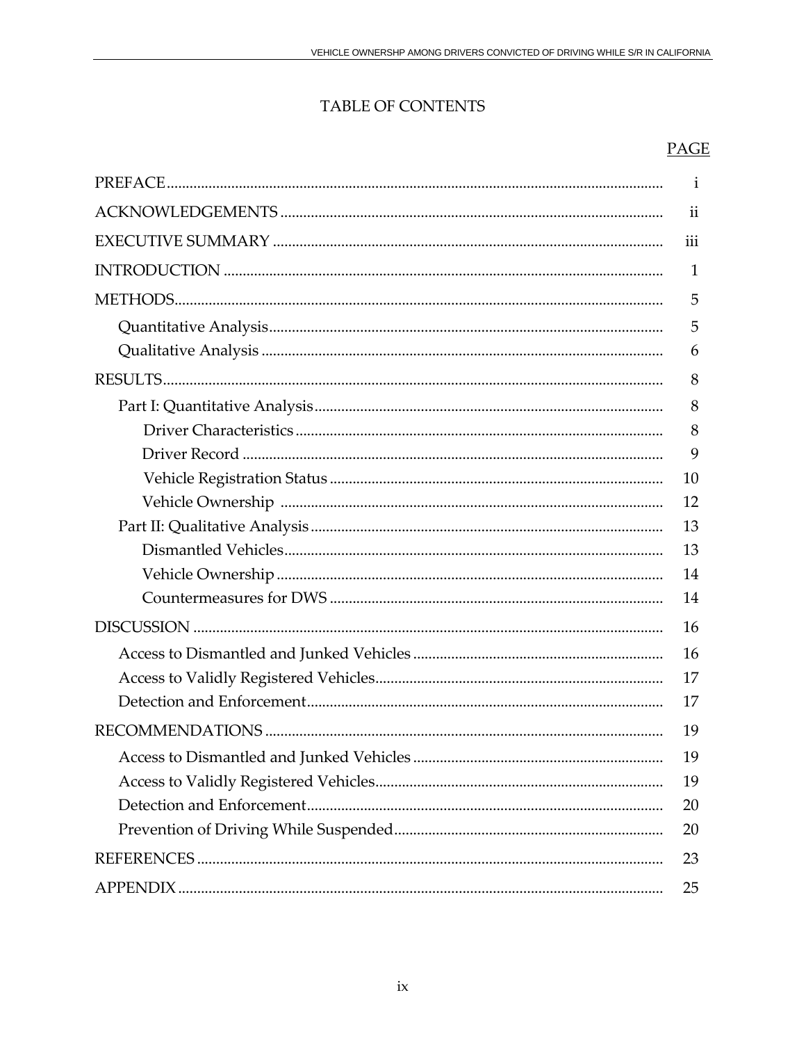# TABLE OF CONTENTS

| | PAGE |
|---|---|
| PREFACE | i |
| ACKNOWLEDGEMENTS | ii |
| EXECUTIVE SUMMARY | iii |
| INTRODUCTION | 1 |
| METHODS | 5 |
| Quantitative Analysis | 5 |
| Qualitative Analysis | 6 |
| RESULTS | 8 |
| Part I: Quantitative Analysis | 8 |
| Driver Characteristics | 8 |
| Driver Record | 9 |
| Vehicle Registration Status | 10 |
| Vehicle Ownership | 12 |
| Part II: Qualitative Analysis | 13 |
| Dismantled Vehicles | 13 |
| Vehicle Ownership | 14 |
| Countermeasures for DWS | 14 |
| DISCUSSION | 16 |
| Access to Dismantled and Junked Vehicles | 16 |
| Access to Validly Registered Vehicles | 17 |
| Detection and Enforcement | 17 |
| RECOMMENDATIONS | 19 |
| Access to Dismantled and Junked Vehicles | 19 |
| Access to Validly Registered Vehicles | 19 |
| Detection and Enforcement | 20 |
| Prevention of Driving While Suspended | 20 |
| REFERENCES | 23 |
| APPENDIX | 25 |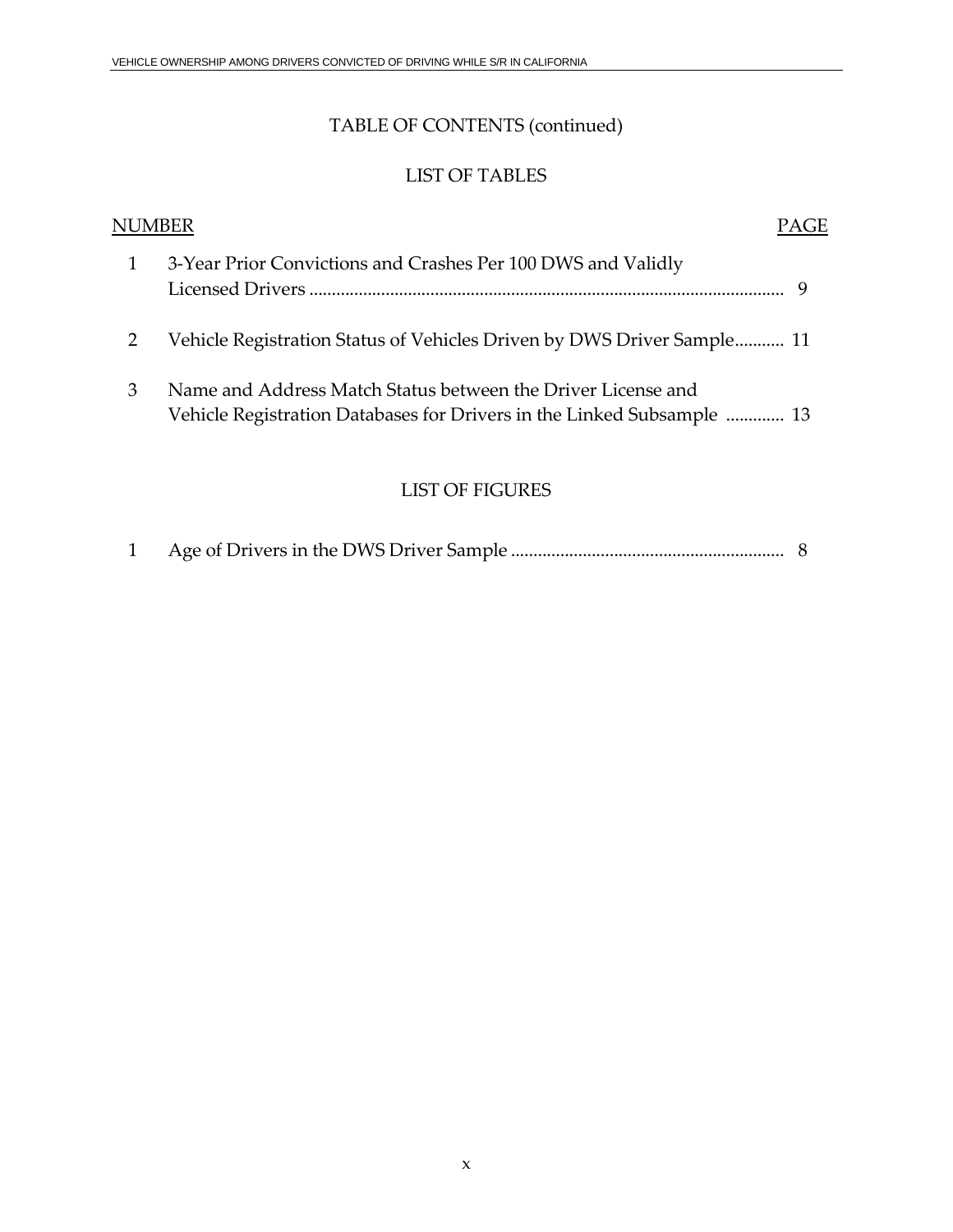## TABLE OF CONTENTS (continued)

### LIST OF TABLES

| NUMBER | | PAGE |
|---|---|---|
| 1 | 3-Year Prior Convictions and Crashes Per 100 DWS and Validly Licensed Drivers | 9 |
| 2 | Vehicle Registration Status of Vehicles Driven by DWS Driver Sample | 11 |
| 3 | Name and Address Match Status between the Driver License and Vehicle Registration Databases for Drivers in the Linked Subsample | 13 |

### LIST OF FIGURES

| NUMBER | | PAGE |
|---|---|---|
| 1 | Age of Drivers in the DWS Driver Sample | 8 |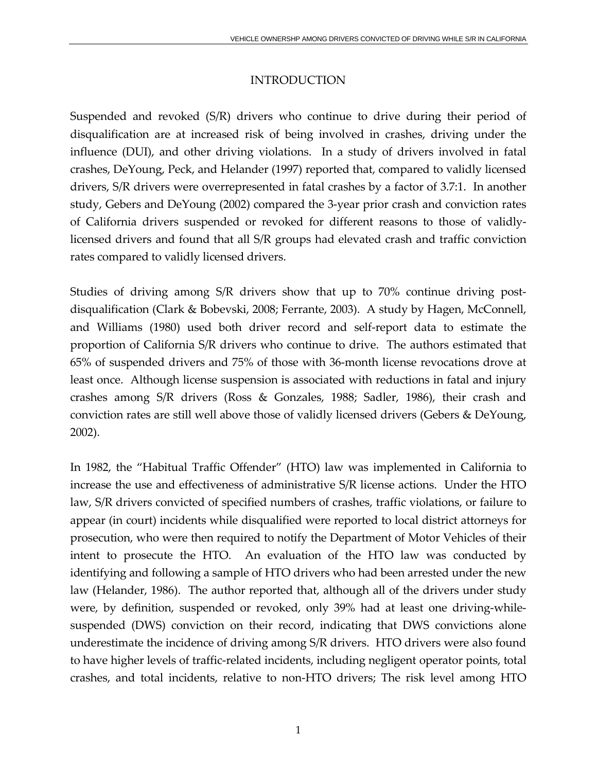# INTRODUCTION

Suspended and revoked (S/R) drivers who continue to drive during their period of disqualification are at increased risk of being involved in crashes, driving under the influence (DUI), and other driving violations. In a study of drivers involved in fatal crashes, DeYoung, Peck, and Helander (1997) reported that, compared to validly licensed drivers, S/R drivers were overrepresented in fatal crashes by a factor of 3.7:1. In another study, Gebers and DeYoung (2002) compared the 3-year prior crash and conviction rates of California drivers suspended or revoked for different reasons to those of validly-licensed drivers and found that all S/R groups had elevated crash and traffic conviction rates compared to validly licensed drivers.

Studies of driving among S/R drivers show that up to 70% continue driving post-disqualification (Clark & Bobevski, 2008; Ferrante, 2003). A study by Hagen, McConnell, and Williams (1980) used both driver record and self-report data to estimate the proportion of California S/R drivers who continue to drive. The authors estimated that 65% of suspended drivers and 75% of those with 36-month license revocations drove at least once. Although license suspension is associated with reductions in fatal and injury crashes among S/R drivers (Ross & Gonzales, 1988; Sadler, 1986), their crash and conviction rates are still well above those of validly licensed drivers (Gebers & DeYoung, 2002).

In 1982, the "Habitual Traffic Offender" (HTO) law was implemented in California to increase the use and effectiveness of administrative S/R license actions. Under the HTO law, S/R drivers convicted of specified numbers of crashes, traffic violations, or failure to appear (in court) incidents while disqualified were reported to local district attorneys for prosecution, who were then required to notify the Department of Motor Vehicles of their intent to prosecute the HTO. An evaluation of the HTO law was conducted by identifying and following a sample of HTO drivers who had been arrested under the new law (Helander, 1986). The author reported that, although all of the drivers under study were, by definition, suspended or revoked, only 39% had at least one driving-while-suspended (DWS) conviction on their record, indicating that DWS convictions alone underestimate the incidence of driving among S/R drivers. HTO drivers were also found to have higher levels of traffic-related incidents, including negligent operator points, total crashes, and total incidents, relative to non-HTO drivers; The risk level among HTO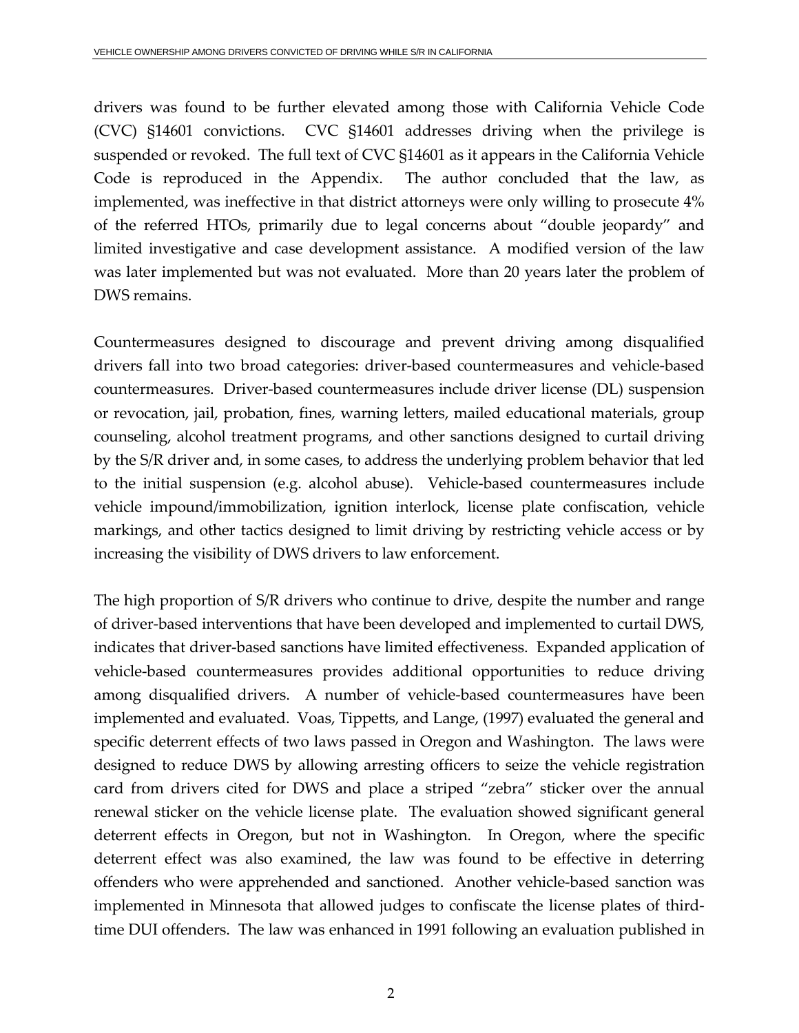drivers was found to be further elevated among those with California Vehicle Code (CVC) §14601 convictions. CVC §14601 addresses driving when the privilege is suspended or revoked. The full text of CVC §14601 as it appears in the California Vehicle Code is reproduced in the Appendix. The author concluded that the law, as implemented, was ineffective in that district attorneys were only willing to prosecute 4% of the referred HTOs, primarily due to legal concerns about "double jeopardy" and limited investigative and case development assistance. A modified version of the law was later implemented but was not evaluated. More than 20 years later the problem of DWS remains.

Countermeasures designed to discourage and prevent driving among disqualified drivers fall into two broad categories: driver-based countermeasures and vehicle-based countermeasures. Driver-based countermeasures include driver license (DL) suspension or revocation, jail, probation, fines, warning letters, mailed educational materials, group counseling, alcohol treatment programs, and other sanctions designed to curtail driving by the S/R driver and, in some cases, to address the underlying problem behavior that led to the initial suspension (e.g. alcohol abuse). Vehicle-based countermeasures include vehicle impound/immobilization, ignition interlock, license plate confiscation, vehicle markings, and other tactics designed to limit driving by restricting vehicle access or by increasing the visibility of DWS drivers to law enforcement.

The high proportion of S/R drivers who continue to drive, despite the number and range of driver-based interventions that have been developed and implemented to curtail DWS, indicates that driver-based sanctions have limited effectiveness. Expanded application of vehicle-based countermeasures provides additional opportunities to reduce driving among disqualified drivers. A number of vehicle-based countermeasures have been implemented and evaluated. Voas, Tippetts, and Lange, (1997) evaluated the general and specific deterrent effects of two laws passed in Oregon and Washington. The laws were designed to reduce DWS by allowing arresting officers to seize the vehicle registration card from drivers cited for DWS and place a striped "zebra" sticker over the annual renewal sticker on the vehicle license plate. The evaluation showed significant general deterrent effects in Oregon, but not in Washington. In Oregon, where the specific deterrent effect was also examined, the law was found to be effective in deterring offenders who were apprehended and sanctioned. Another vehicle-based sanction was implemented in Minnesota that allowed judges to confiscate the license plates of third-time DUI offenders. The law was enhanced in 1991 following an evaluation published in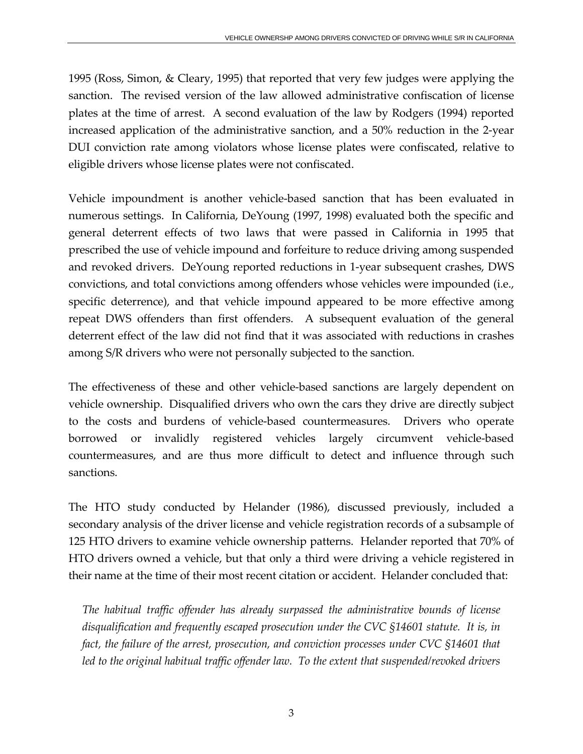1995 (Ross, Simon, & Cleary, 1995) that reported that very few judges were applying the sanction. The revised version of the law allowed administrative confiscation of license plates at the time of arrest. A second evaluation of the law by Rodgers (1994) reported increased application of the administrative sanction, and a 50% reduction in the 2-year DUI conviction rate among violators whose license plates were confiscated, relative to eligible drivers whose license plates were not confiscated.

Vehicle impoundment is another vehicle-based sanction that has been evaluated in numerous settings. In California, DeYoung (1997, 1998) evaluated both the specific and general deterrent effects of two laws that were passed in California in 1995 that prescribed the use of vehicle impound and forfeiture to reduce driving among suspended and revoked drivers. DeYoung reported reductions in 1-year subsequent crashes, DWS convictions, and total convictions among offenders whose vehicles were impounded (i.e., specific deterrence), and that vehicle impound appeared to be more effective among repeat DWS offenders than first offenders. A subsequent evaluation of the general deterrent effect of the law did not find that it was associated with reductions in crashes among S/R drivers who were not personally subjected to the sanction.

The effectiveness of these and other vehicle-based sanctions are largely dependent on vehicle ownership. Disqualified drivers who own the cars they drive are directly subject to the costs and burdens of vehicle-based countermeasures. Drivers who operate borrowed or invalidly registered vehicles largely circumvent vehicle-based countermeasures, and are thus more difficult to detect and influence through such sanctions.

The HTO study conducted by Helander (1986), discussed previously, included a secondary analysis of the driver license and vehicle registration records of a subsample of 125 HTO drivers to examine vehicle ownership patterns. Helander reported that 70% of HTO drivers owned a vehicle, but that only a third were driving a vehicle registered in their name at the time of their most recent citation or accident. Helander concluded that:

> *The habitual traffic offender has already surpassed the administrative bounds of license disqualification and frequently escaped prosecution under the CVC §14601 statute. It is, in fact, the failure of the arrest, prosecution, and conviction processes under CVC §14601 that led to the original habitual traffic offender law. To the extent that suspended/revoked drivers*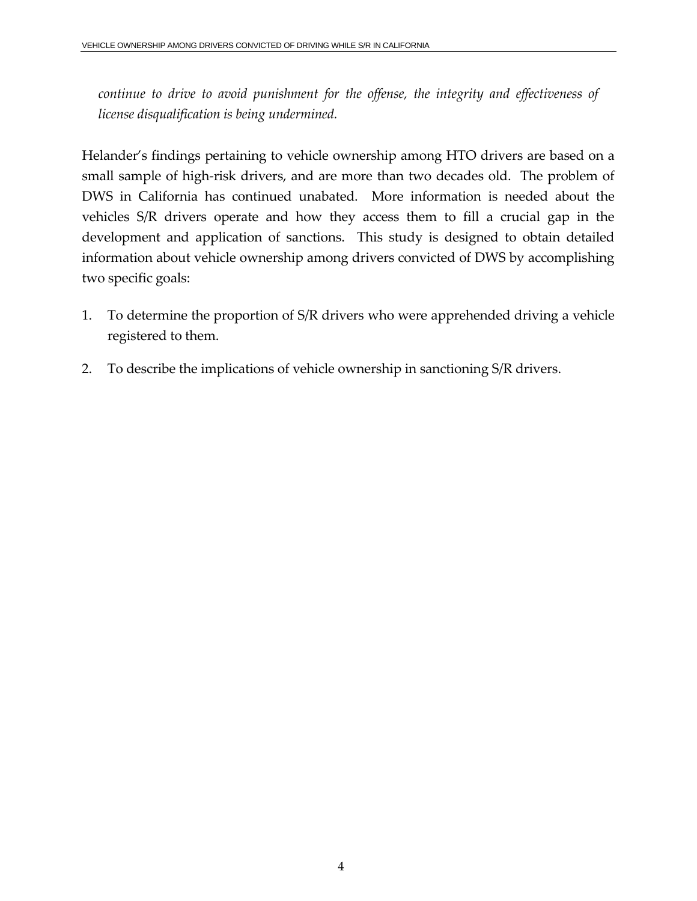*continue to drive to avoid punishment for the offense, the integrity and effectiveness of license disqualification is being undermined.*

Helander's findings pertaining to vehicle ownership among HTO drivers are based on a small sample of high-risk drivers, and are more than two decades old. The problem of DWS in California has continued unabated. More information is needed about the vehicles S/R drivers operate and how they access them to fill a crucial gap in the development and application of sanctions. This study is designed to obtain detailed information about vehicle ownership among drivers convicted of DWS by accomplishing two specific goals:

1. To determine the proportion of S/R drivers who were apprehended driving a vehicle registered to them.
2. To describe the implications of vehicle ownership in sanctioning S/R drivers.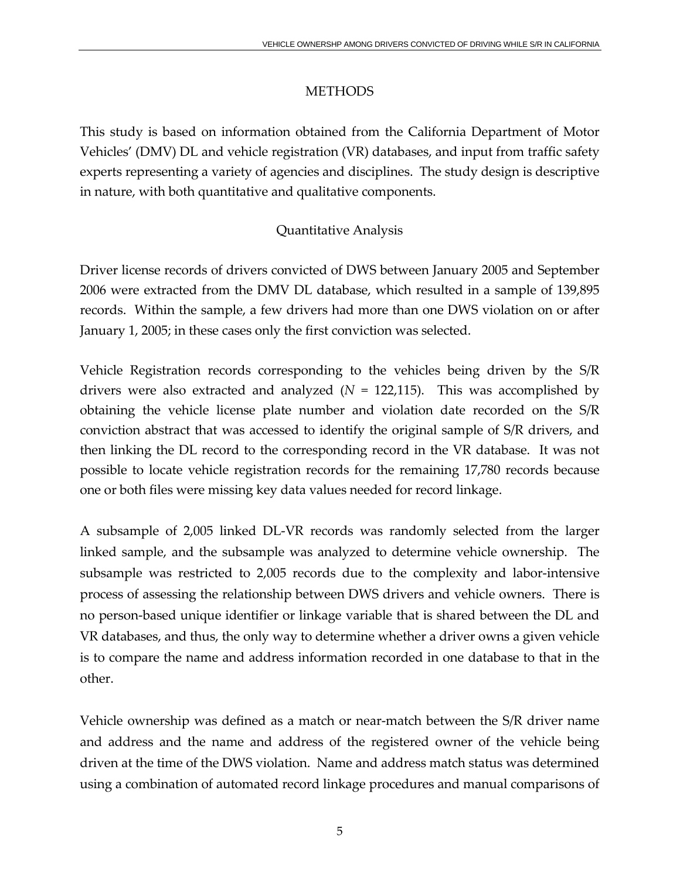## METHODS

This study is based on information obtained from the California Department of Motor Vehicles' (DMV) DL and vehicle registration (VR) databases, and input from traffic safety experts representing a variety of agencies and disciplines. The study design is descriptive in nature, with both quantitative and qualitative components.

### Quantitative Analysis

Driver license records of drivers convicted of DWS between January 2005 and September 2006 were extracted from the DMV DL database, which resulted in a sample of 139,895 records. Within the sample, a few drivers had more than one DWS violation on or after January 1, 2005; in these cases only the first conviction was selected.

Vehicle Registration records corresponding to the vehicles being driven by the S/R drivers were also extracted and analyzed ($N$ = 122,115). This was accomplished by obtaining the vehicle license plate number and violation date recorded on the S/R conviction abstract that was accessed to identify the original sample of S/R drivers, and then linking the DL record to the corresponding record in the VR database. It was not possible to locate vehicle registration records for the remaining 17,780 records because one or both files were missing key data values needed for record linkage.

A subsample of 2,005 linked DL-VR records was randomly selected from the larger linked sample, and the subsample was analyzed to determine vehicle ownership. The subsample was restricted to 2,005 records due to the complexity and labor-intensive process of assessing the relationship between DWS drivers and vehicle owners. There is no person-based unique identifier or linkage variable that is shared between the DL and VR databases, and thus, the only way to determine whether a driver owns a given vehicle is to compare the name and address information recorded in one database to that in the other.

Vehicle ownership was defined as a match or near-match between the S/R driver name and address and the name and address of the registered owner of the vehicle being driven at the time of the DWS violation. Name and address match status was determined using a combination of automated record linkage procedures and manual comparisons of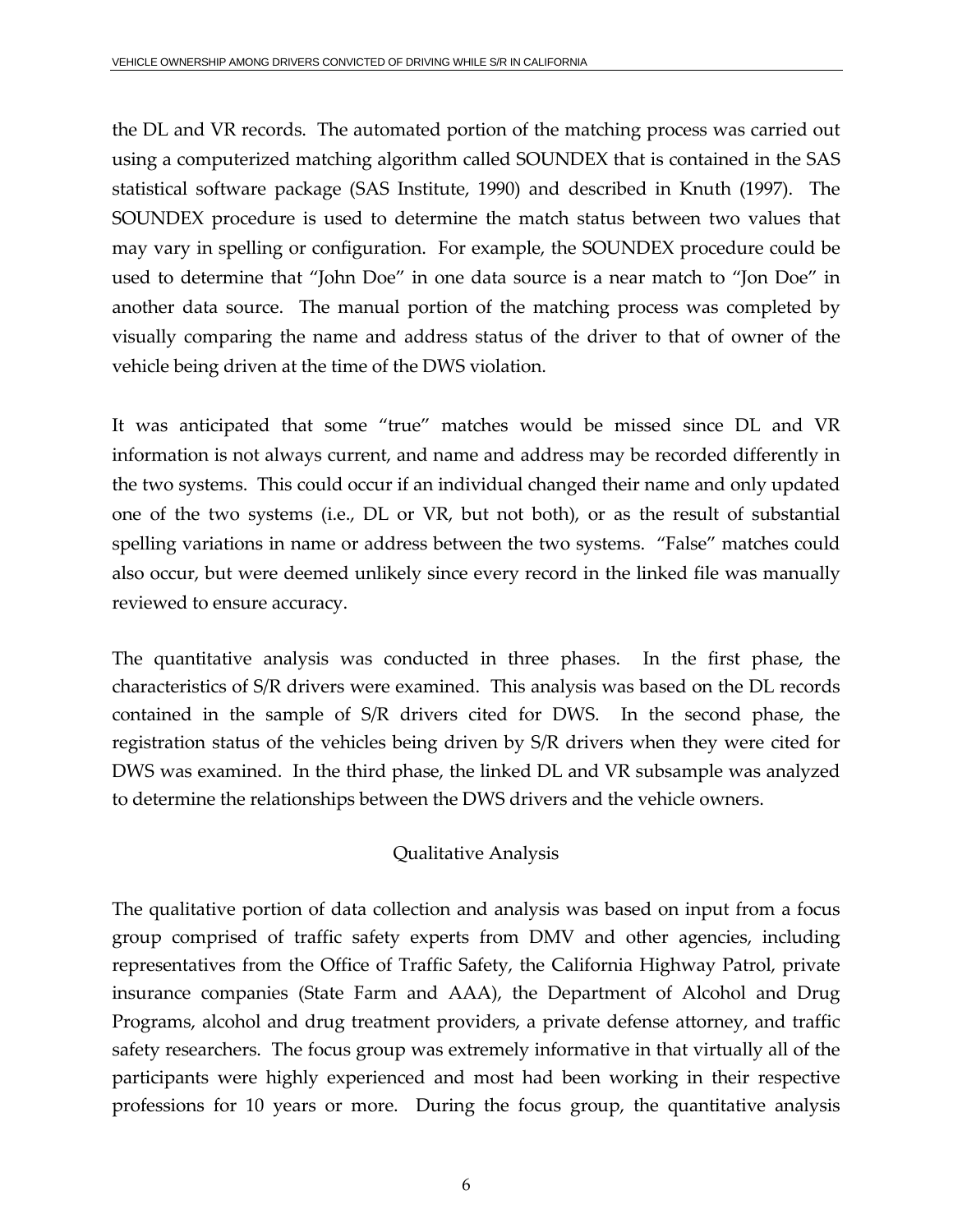the DL and VR records. The automated portion of the matching process was carried out using a computerized matching algorithm called SOUNDEX that is contained in the SAS statistical software package (SAS Institute, 1990) and described in Knuth (1997). The SOUNDEX procedure is used to determine the match status between two values that may vary in spelling or configuration. For example, the SOUNDEX procedure could be used to determine that "John Doe" in one data source is a near match to "Jon Doe" in another data source. The manual portion of the matching process was completed by visually comparing the name and address status of the driver to that of owner of the vehicle being driven at the time of the DWS violation.

It was anticipated that some "true" matches would be missed since DL and VR information is not always current, and name and address may be recorded differently in the two systems. This could occur if an individual changed their name and only updated one of the two systems (i.e., DL or VR, but not both), or as the result of substantial spelling variations in name or address between the two systems. "False" matches could also occur, but were deemed unlikely since every record in the linked file was manually reviewed to ensure accuracy.

The quantitative analysis was conducted in three phases. In the first phase, the characteristics of S/R drivers were examined. This analysis was based on the DL records contained in the sample of S/R drivers cited for DWS. In the second phase, the registration status of the vehicles being driven by S/R drivers when they were cited for DWS was examined. In the third phase, the linked DL and VR subsample was analyzed to determine the relationships between the DWS drivers and the vehicle owners.

### Qualitative Analysis

The qualitative portion of data collection and analysis was based on input from a focus group comprised of traffic safety experts from DMV and other agencies, including representatives from the Office of Traffic Safety, the California Highway Patrol, private insurance companies (State Farm and AAA), the Department of Alcohol and Drug Programs, alcohol and drug treatment providers, a private defense attorney, and traffic safety researchers. The focus group was extremely informative in that virtually all of the participants were highly experienced and most had been working in their respective professions for 10 years or more. During the focus group, the quantitative analysis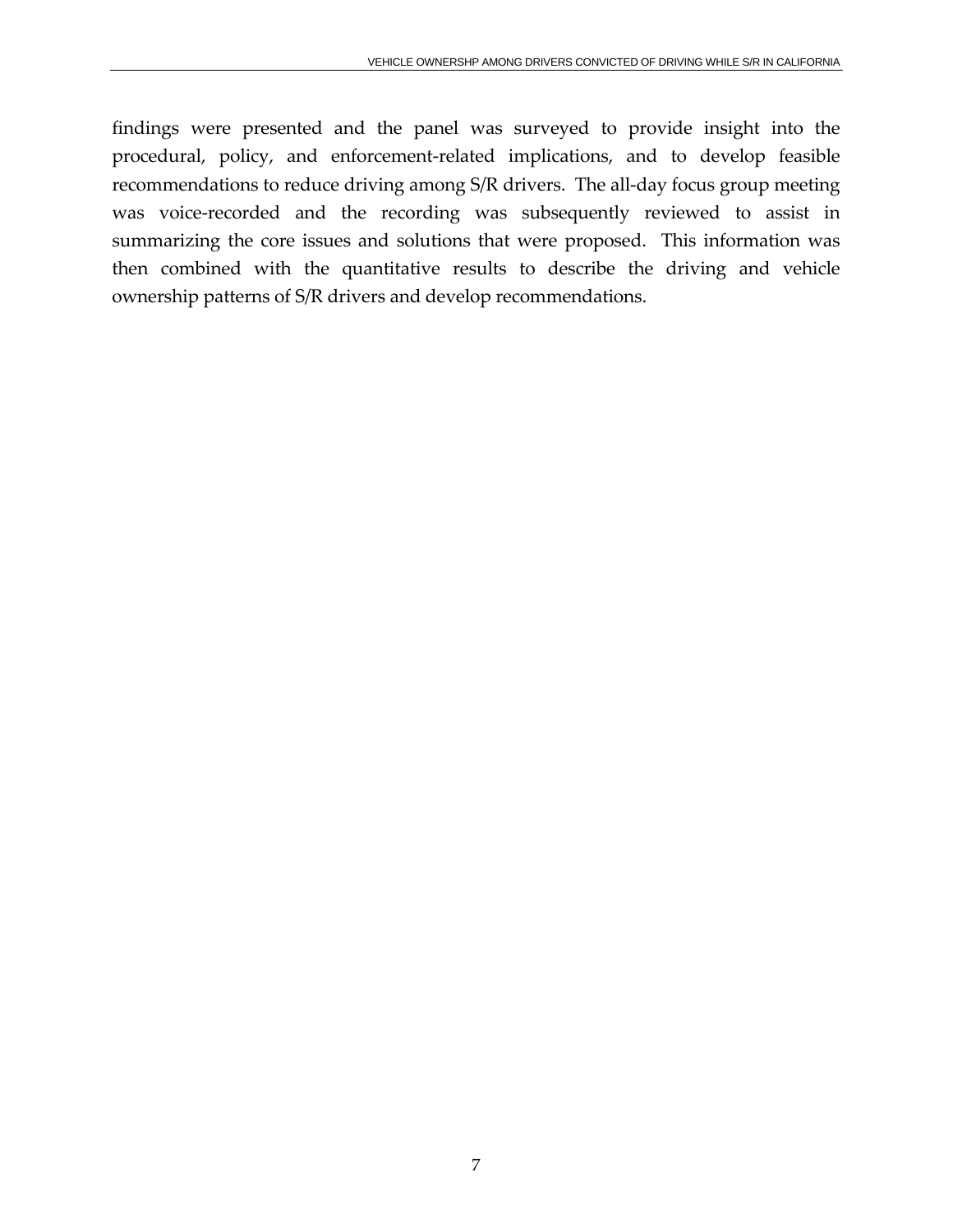findings were presented and the panel was surveyed to provide insight into the procedural, policy, and enforcement-related implications, and to develop feasible recommendations to reduce driving among S/R drivers. The all-day focus group meeting was voice-recorded and the recording was subsequently reviewed to assist in summarizing the core issues and solutions that were proposed. This information was then combined with the quantitative results to describe the driving and vehicle ownership patterns of S/R drivers and develop recommendations.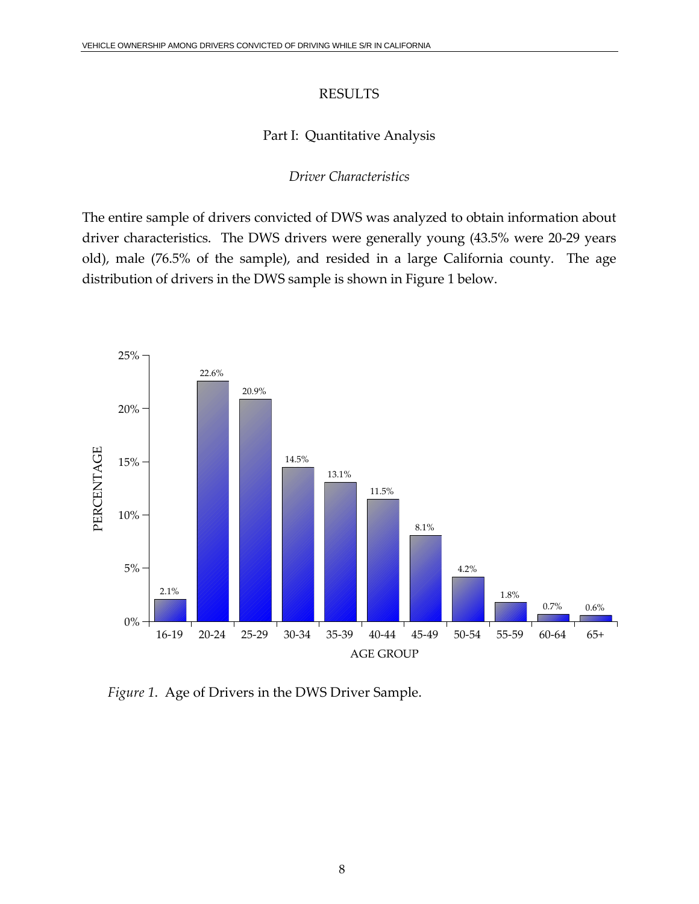# RESULTS

## Part I: Quantitative Analysis

### *Driver Characteristics*

The entire sample of drivers convicted of DWS was analyzed to obtain information about driver characteristics. The DWS drivers were generally young (43.5% were 20-29 years old), male (76.5% of the sample), and resided in a large California county. The age distribution of drivers in the DWS sample is shown in Figure 1 below.

| AGE GROUP | PERCENTAGE |
|---|---|
| 16-19 | 2.1% |
| 20-24 | 22.6% |
| 25-29 | 20.9% |
| 30-34 | 14.5% |
| 35-39 | 13.1% |
| 40-44 | 11.5% |
| 45-49 | 8.1% |
| 50-54 | 4.2% |
| 55-59 | 1.8% |
| 60-64 | 0.7% |
| 65+ | 0.6% |

*Figure 1.* Age of Drivers in the DWS Driver Sample.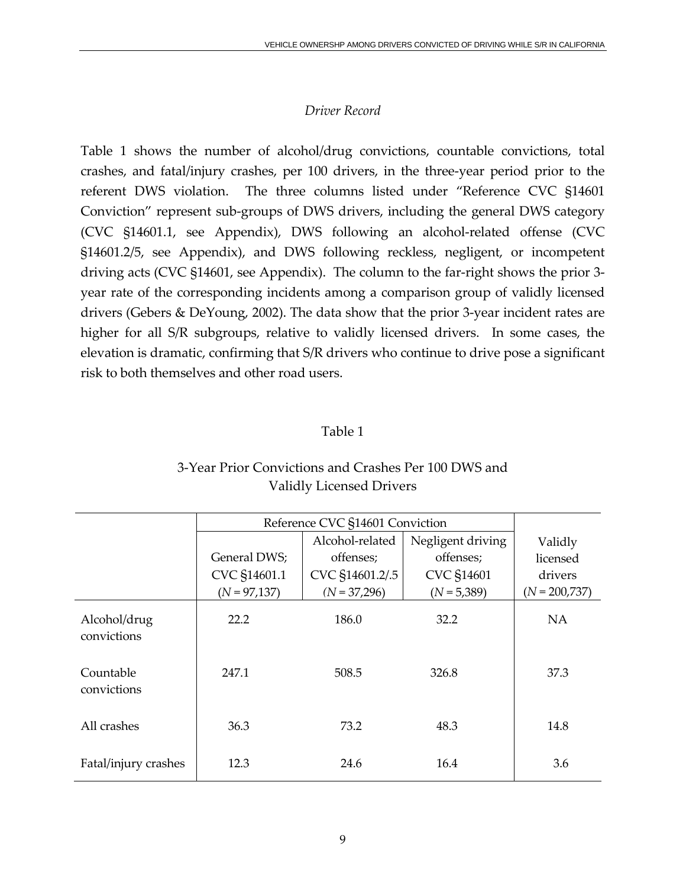### *Driver Record*

Table 1 shows the number of alcohol/drug convictions, countable convictions, total crashes, and fatal/injury crashes, per 100 drivers, in the three-year period prior to the referent DWS violation. The three columns listed under "Reference CVC §14601 Conviction" represent sub-groups of DWS drivers, including the general DWS category (CVC §14601.1, see Appendix), DWS following an alcohol-related offense (CVC §14601.2/5, see Appendix), and DWS following reckless, negligent, or incompetent driving acts (CVC §14601, see Appendix). The column to the far-right shows the prior 3-year rate of the corresponding incidents among a comparison group of validly licensed drivers (Gebers & DeYoung, 2002). The data show that the prior 3-year incident rates are higher for all S/R subgroups, relative to validly licensed drivers. In some cases, the elevation is dramatic, confirming that S/R drivers who continue to drive pose a significant risk to both themselves and other road users.

Table 1

3-Year Prior Convictions and Crashes Per 100 DWS and Validly Licensed Drivers

| | Reference CVC §14601 Conviction | | | |
|---|---|---|---|---|
| | General DWS; CVC §14601.1 (*N* = 97,137) | Alcohol-related offenses; CVC §14601.2/.5 (*N* = 37,296) | Negligent driving offenses; CVC §14601 (*N* = 5,389) | Validly licensed drivers (*N* = 200,737) |
| Alcohol/drug convictions | 22.2 | 186.0 | 32.2 | NA |
| Countable convictions | 247.1 | 508.5 | 326.8 | 37.3 |
| All crashes | 36.3 | 73.2 | 48.3 | 14.8 |
| Fatal/injury crashes | 12.3 | 24.6 | 16.4 | 3.6 |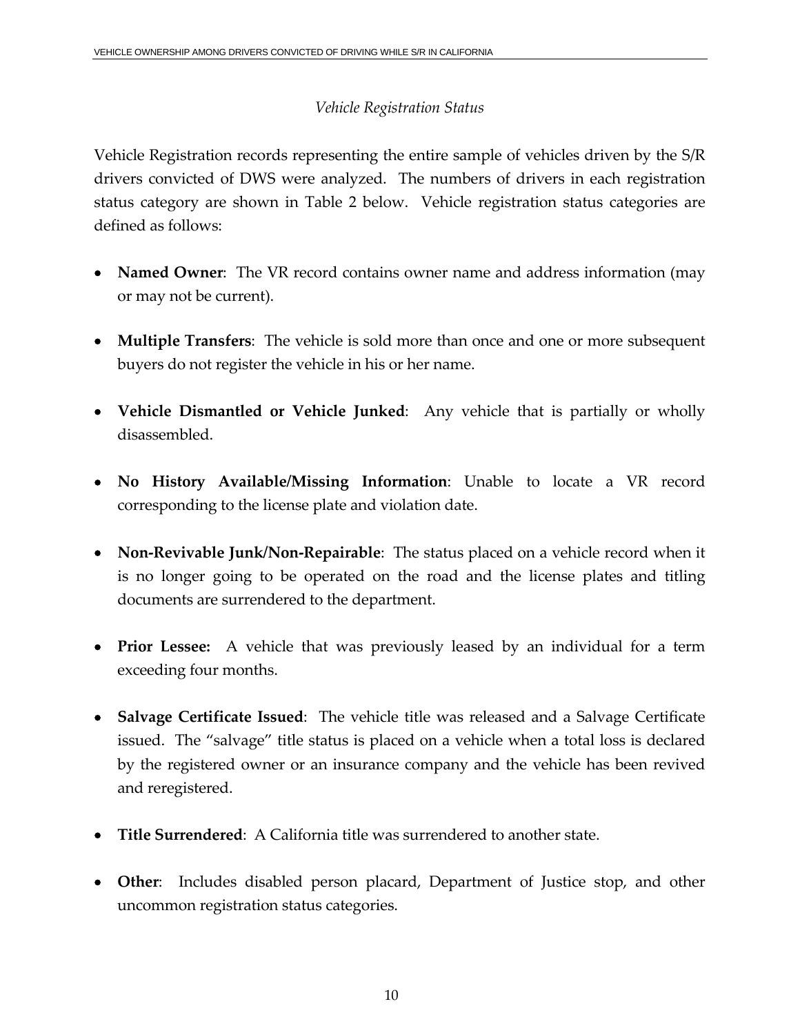*Vehicle Registration Status*

Vehicle Registration records representing the entire sample of vehicles driven by the S/R drivers convicted of DWS were analyzed. The numbers of drivers in each registration status category are shown in Table 2 below. Vehicle registration status categories are defined as follows:

- **Named Owner**: The VR record contains owner name and address information (may or may not be current).
- **Multiple Transfers**: The vehicle is sold more than once and one or more subsequent buyers do not register the vehicle in his or her name.
- **Vehicle Dismantled or Vehicle Junked**: Any vehicle that is partially or wholly disassembled.
- **No History Available/Missing Information**: Unable to locate a VR record corresponding to the license plate and violation date.
- **Non-Revivable Junk/Non-Repairable**: The status placed on a vehicle record when it is no longer going to be operated on the road and the license plates and titling documents are surrendered to the department.
- **Prior Lessee:** A vehicle that was previously leased by an individual for a term exceeding four months.
- **Salvage Certificate Issued**: The vehicle title was released and a Salvage Certificate issued. The "salvage" title status is placed on a vehicle when a total loss is declared by the registered owner or an insurance company and the vehicle has been revived and reregistered.
- **Title Surrendered**: A California title was surrendered to another state.
- **Other**: Includes disabled person placard, Department of Justice stop, and other uncommon registration status categories.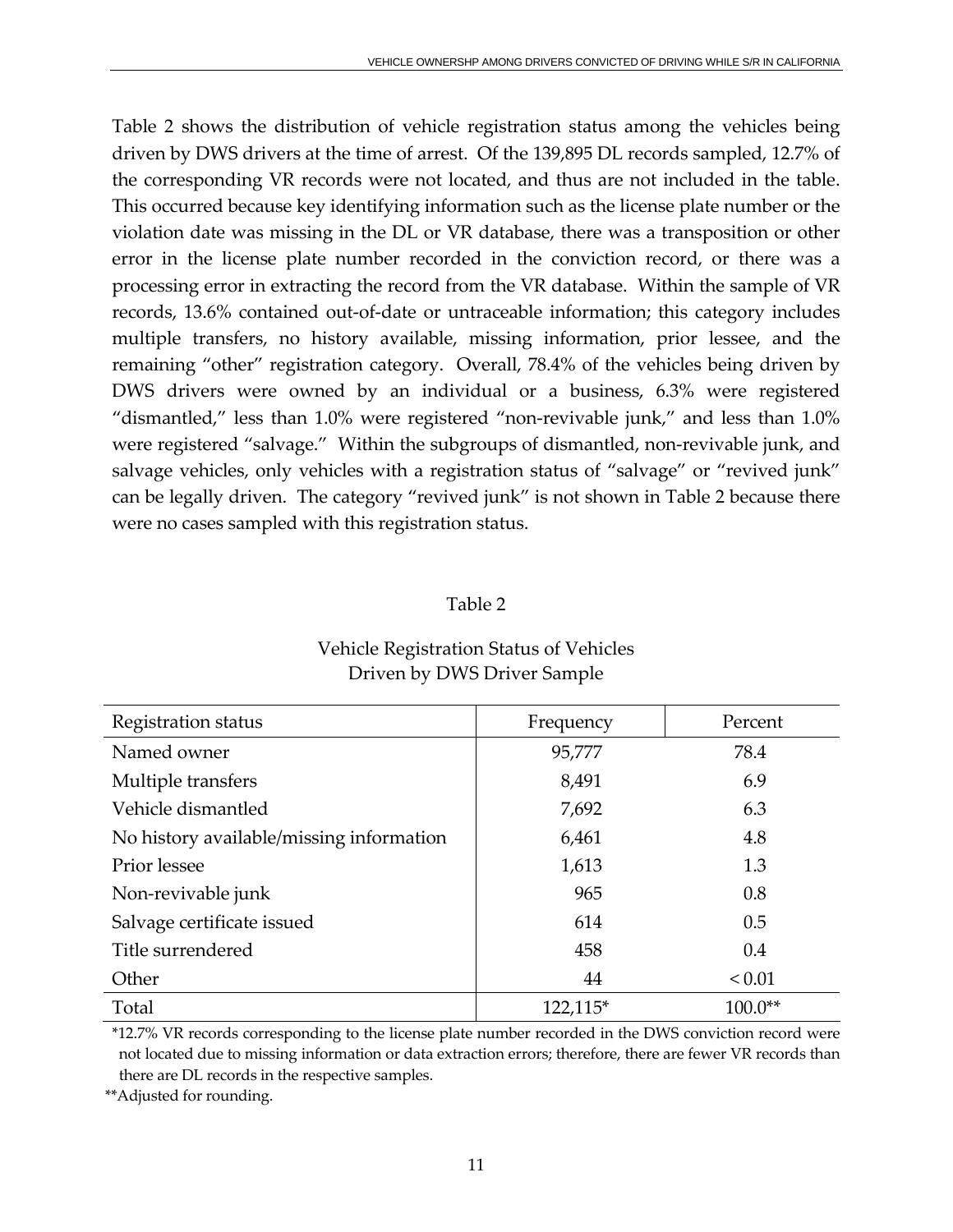Table 2 shows the distribution of vehicle registration status among the vehicles being driven by DWS drivers at the time of arrest. Of the 139,895 DL records sampled, 12.7% of the corresponding VR records were not located, and thus are not included in the table. This occurred because key identifying information such as the license plate number or the violation date was missing in the DL or VR database, there was a transposition or other error in the license plate number recorded in the conviction record, or there was a processing error in extracting the record from the VR database. Within the sample of VR records, 13.6% contained out-of-date or untraceable information; this category includes multiple transfers, no history available, missing information, prior lessee, and the remaining "other" registration category. Overall, 78.4% of the vehicles being driven by DWS drivers were owned by an individual or a business, 6.3% were registered "dismantled," less than 1.0% were registered "non-revivable junk," and less than 1.0% were registered "salvage." Within the subgroups of dismantled, non-revivable junk, and salvage vehicles, only vehicles with a registration status of "salvage" or "revived junk" can be legally driven. The category "revived junk" is not shown in Table 2 because there were no cases sampled with this registration status.

Table 2

Vehicle Registration Status of Vehicles Driven by DWS Driver Sample

| Registration status | Frequency | Percent |
|---|---|---|
| Named owner | 95,777 | 78.4 |
| Multiple transfers | 8,491 | 6.9 |
| Vehicle dismantled | 7,692 | 6.3 |
| No history available/missing information | 6,461 | 4.8 |
| Prior lessee | 1,613 | 1.3 |
| Non-revivable junk | 965 | 0.8 |
| Salvage certificate issued | 614 | 0.5 |
| Title surrendered | 458 | 0.4 |
| Other | 44 | < 0.01 |
| Total | 122,115* | 100.0** |

*12.7% VR records corresponding to the license plate number recorded in the DWS conviction record were not located due to missing information or data extraction errors; therefore, there are fewer VR records than there are DL records in the respective samples.

**Adjusted for rounding.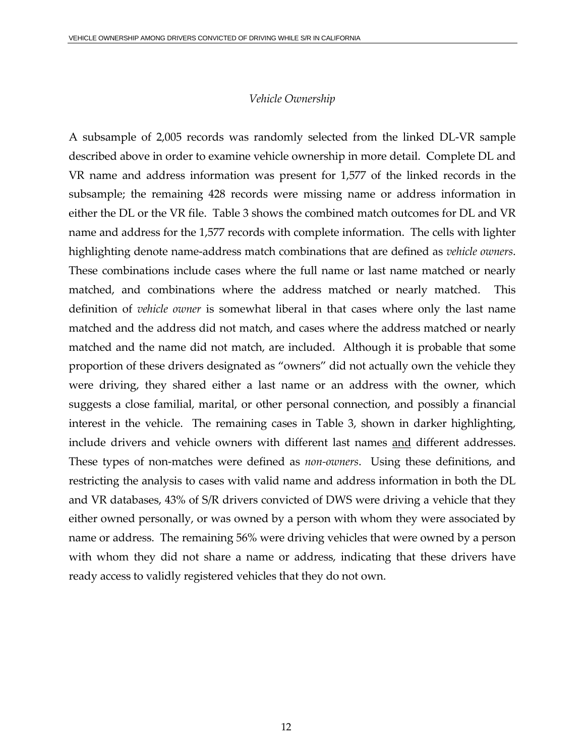*Vehicle Ownership*

A subsample of 2,005 records was randomly selected from the linked DL-VR sample described above in order to examine vehicle ownership in more detail. Complete DL and VR name and address information was present for 1,577 of the linked records in the subsample; the remaining 428 records were missing name or address information in either the DL or the VR file. Table 3 shows the combined match outcomes for DL and VR name and address for the 1,577 records with complete information. The cells with lighter highlighting denote name-address match combinations that are defined as *vehicle owners*. These combinations include cases where the full name or last name matched or nearly matched, and combinations where the address matched or nearly matched. This definition of *vehicle owner* is somewhat liberal in that cases where only the last name matched and the address did not match, and cases where the address matched or nearly matched and the name did not match, are included. Although it is probable that some proportion of these drivers designated as "owners" did not actually own the vehicle they were driving, they shared either a last name or an address with the owner, which suggests a close familial, marital, or other personal connection, and possibly a financial interest in the vehicle. The remaining cases in Table 3, shown in darker highlighting, include drivers and vehicle owners with different last names <u>and</u> different addresses. These types of non-matches were defined as *non-owners*. Using these definitions, and restricting the analysis to cases with valid name and address information in both the DL and VR databases, 43% of S/R drivers convicted of DWS were driving a vehicle that they either owned personally, or was owned by a person with whom they were associated by name or address. The remaining 56% were driving vehicles that were owned by a person with whom they did not share a name or address, indicating that these drivers have ready access to validly registered vehicles that they do not own.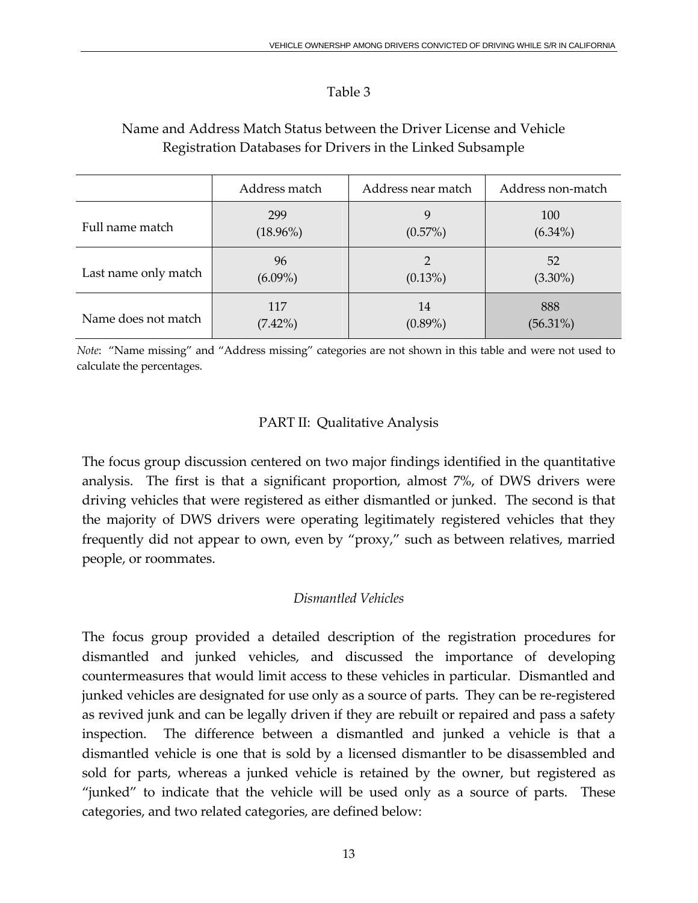Table 3

Name and Address Match Status between the Driver License and Vehicle Registration Databases for Drivers in the Linked Subsample

| | Address match | Address near match | Address non-match |
|---|---|---|---|
| Full name match | 299<br>(18.96%) | 9<br>(0.57%) | 100<br>(6.34%) |
| Last name only match | 96<br>(6.09%) | 2<br>(0.13%) | 52<br>(3.30%) |
| Name does not match | 117<br>(7.42%) | 14<br>(0.89%) | 888<br>(56.31%) |

*Note*: "Name missing" and "Address missing" categories are not shown in this table and were not used to calculate the percentages.

## PART II: Qualitative Analysis

The focus group discussion centered on two major findings identified in the quantitative analysis. The first is that a significant proportion, almost 7%, of DWS drivers were driving vehicles that were registered as either dismantled or junked. The second is that the majority of DWS drivers were operating legitimately registered vehicles that they frequently did not appear to own, even by "proxy," such as between relatives, married people, or roommates.

### *Dismantled Vehicles*

The focus group provided a detailed description of the registration procedures for dismantled and junked vehicles, and discussed the importance of developing countermeasures that would limit access to these vehicles in particular. Dismantled and junked vehicles are designated for use only as a source of parts. They can be re-registered as revived junk and can be legally driven if they are rebuilt or repaired and pass a safety inspection. The difference between a dismantled and junked a vehicle is that a dismantled vehicle is one that is sold by a licensed dismantler to be disassembled and sold for parts, whereas a junked vehicle is retained by the owner, but registered as "junked" to indicate that the vehicle will be used only as a source of parts. These categories, and two related categories, are defined below: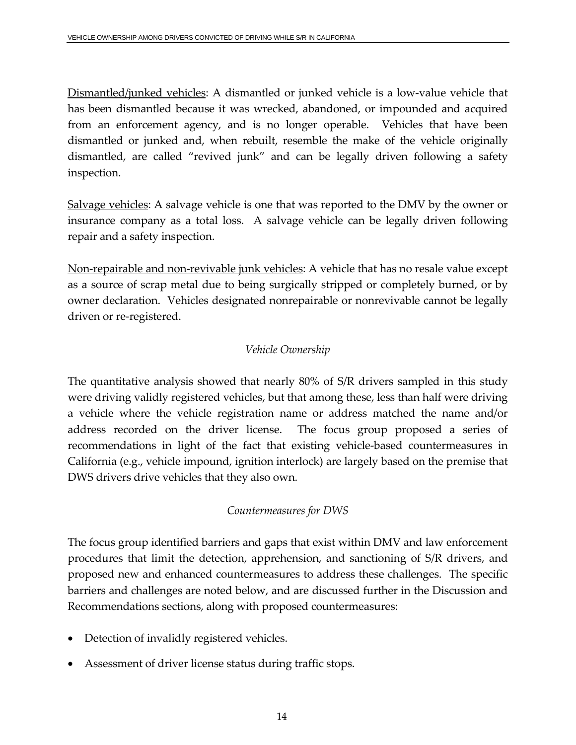<u>Dismantled/junked vehicles</u>: A dismantled or junked vehicle is a low-value vehicle that has been dismantled because it was wrecked, abandoned, or impounded and acquired from an enforcement agency, and is no longer operable. Vehicles that have been dismantled or junked and, when rebuilt, resemble the make of the vehicle originally dismantled, are called "revived junk" and can be legally driven following a safety inspection.

<u>Salvage vehicles</u>: A salvage vehicle is one that was reported to the DMV by the owner or insurance company as a total loss. A salvage vehicle can be legally driven following repair and a safety inspection.

<u>Non-repairable and non-revivable junk vehicles</u>: A vehicle that has no resale value except as a source of scrap metal due to being surgically stripped or completely burned, or by owner declaration. Vehicles designated nonrepairable or nonrevivable cannot be legally driven or re-registered.

### *Vehicle Ownership*

The quantitative analysis showed that nearly 80% of S/R drivers sampled in this study were driving validly registered vehicles, but that among these, less than half were driving a vehicle where the vehicle registration name or address matched the name and/or address recorded on the driver license. The focus group proposed a series of recommendations in light of the fact that existing vehicle-based countermeasures in California (e.g., vehicle impound, ignition interlock) are largely based on the premise that DWS drivers drive vehicles that they also own.

### *Countermeasures for DWS*

The focus group identified barriers and gaps that exist within DMV and law enforcement procedures that limit the detection, apprehension, and sanctioning of S/R drivers, and proposed new and enhanced countermeasures to address these challenges. The specific barriers and challenges are noted below, and are discussed further in the Discussion and Recommendations sections, along with proposed countermeasures:

- Detection of invalidly registered vehicles.
- Assessment of driver license status during traffic stops.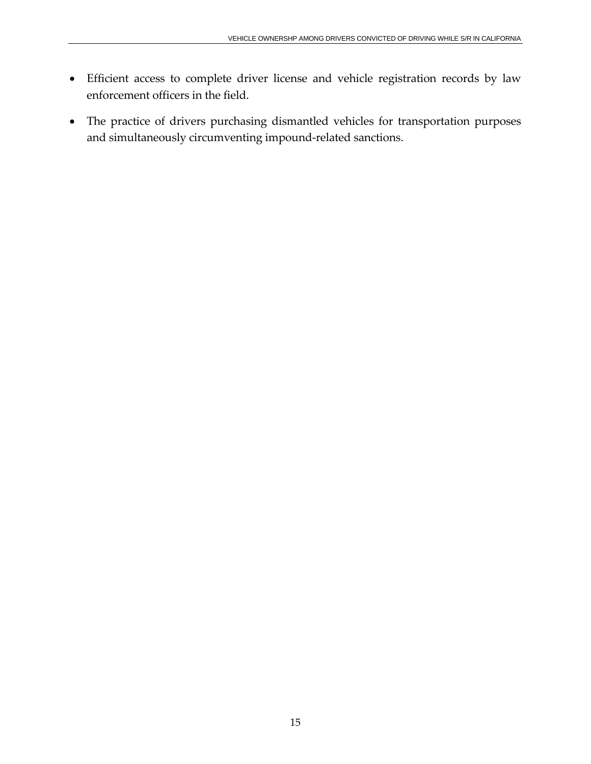- Efficient access to complete driver license and vehicle registration records by law enforcement officers in the field.
- The practice of drivers purchasing dismantled vehicles for transportation purposes and simultaneously circumventing impound-related sanctions.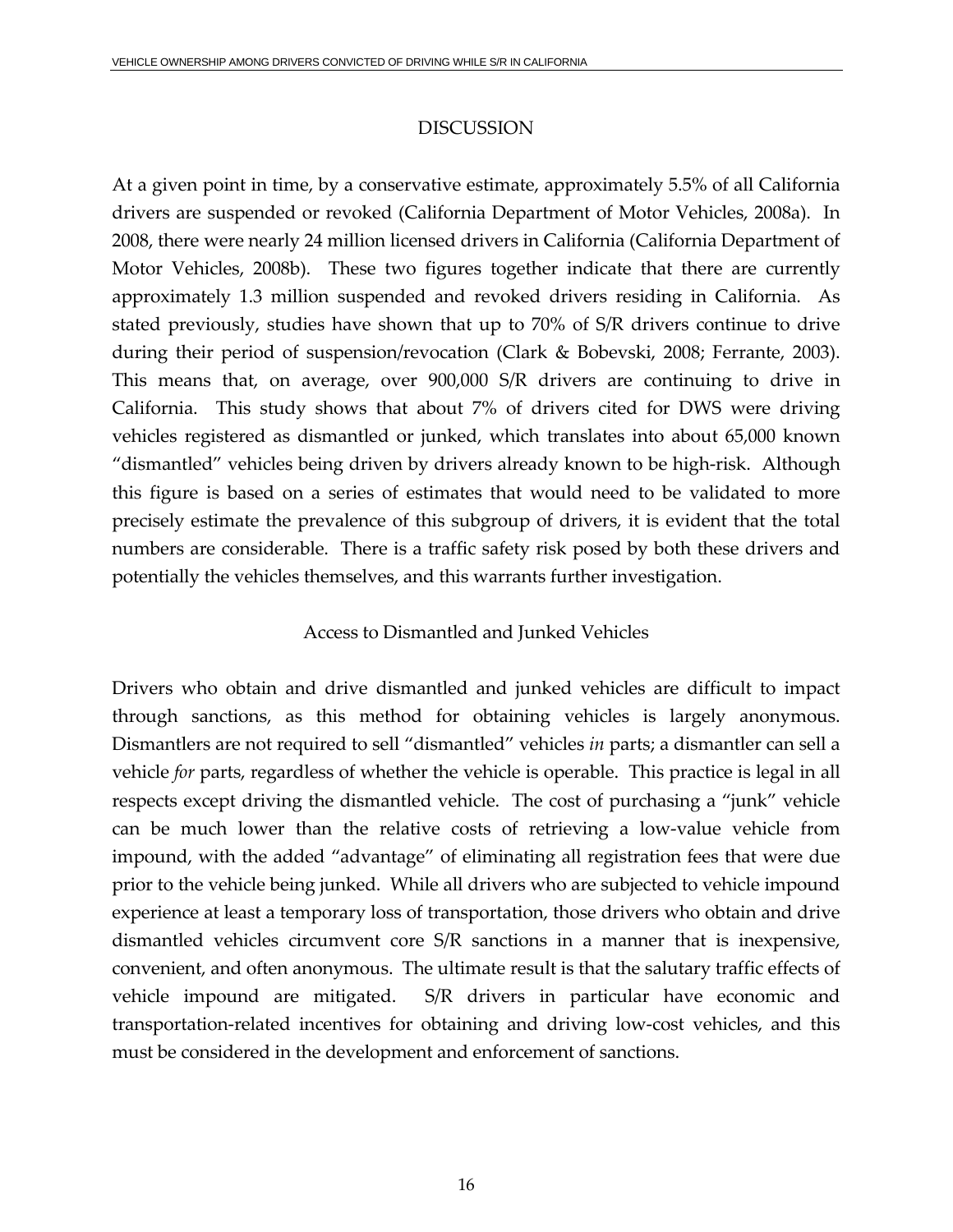## DISCUSSION

At a given point in time, by a conservative estimate, approximately 5.5% of all California drivers are suspended or revoked (California Department of Motor Vehicles, 2008a). In 2008, there were nearly 24 million licensed drivers in California (California Department of Motor Vehicles, 2008b). These two figures together indicate that there are currently approximately 1.3 million suspended and revoked drivers residing in California. As stated previously, studies have shown that up to 70% of S/R drivers continue to drive during their period of suspension/revocation (Clark & Bobevski, 2008; Ferrante, 2003). This means that, on average, over 900,000 S/R drivers are continuing to drive in California. This study shows that about 7% of drivers cited for DWS were driving vehicles registered as dismantled or junked, which translates into about 65,000 known "dismantled" vehicles being driven by drivers already known to be high-risk. Although this figure is based on a series of estimates that would need to be validated to more precisely estimate the prevalence of this subgroup of drivers, it is evident that the total numbers are considerable. There is a traffic safety risk posed by both these drivers and potentially the vehicles themselves, and this warrants further investigation.

### Access to Dismantled and Junked Vehicles

Drivers who obtain and drive dismantled and junked vehicles are difficult to impact through sanctions, as this method for obtaining vehicles is largely anonymous. Dismantlers are not required to sell "dismantled" vehicles *in* parts; a dismantler can sell a vehicle *for* parts, regardless of whether the vehicle is operable. This practice is legal in all respects except driving the dismantled vehicle. The cost of purchasing a "junk" vehicle can be much lower than the relative costs of retrieving a low-value vehicle from impound, with the added "advantage" of eliminating all registration fees that were due prior to the vehicle being junked. While all drivers who are subjected to vehicle impound experience at least a temporary loss of transportation, those drivers who obtain and drive dismantled vehicles circumvent core S/R sanctions in a manner that is inexpensive, convenient, and often anonymous. The ultimate result is that the salutary traffic effects of vehicle impound are mitigated. S/R drivers in particular have economic and transportation-related incentives for obtaining and driving low-cost vehicles, and this must be considered in the development and enforcement of sanctions.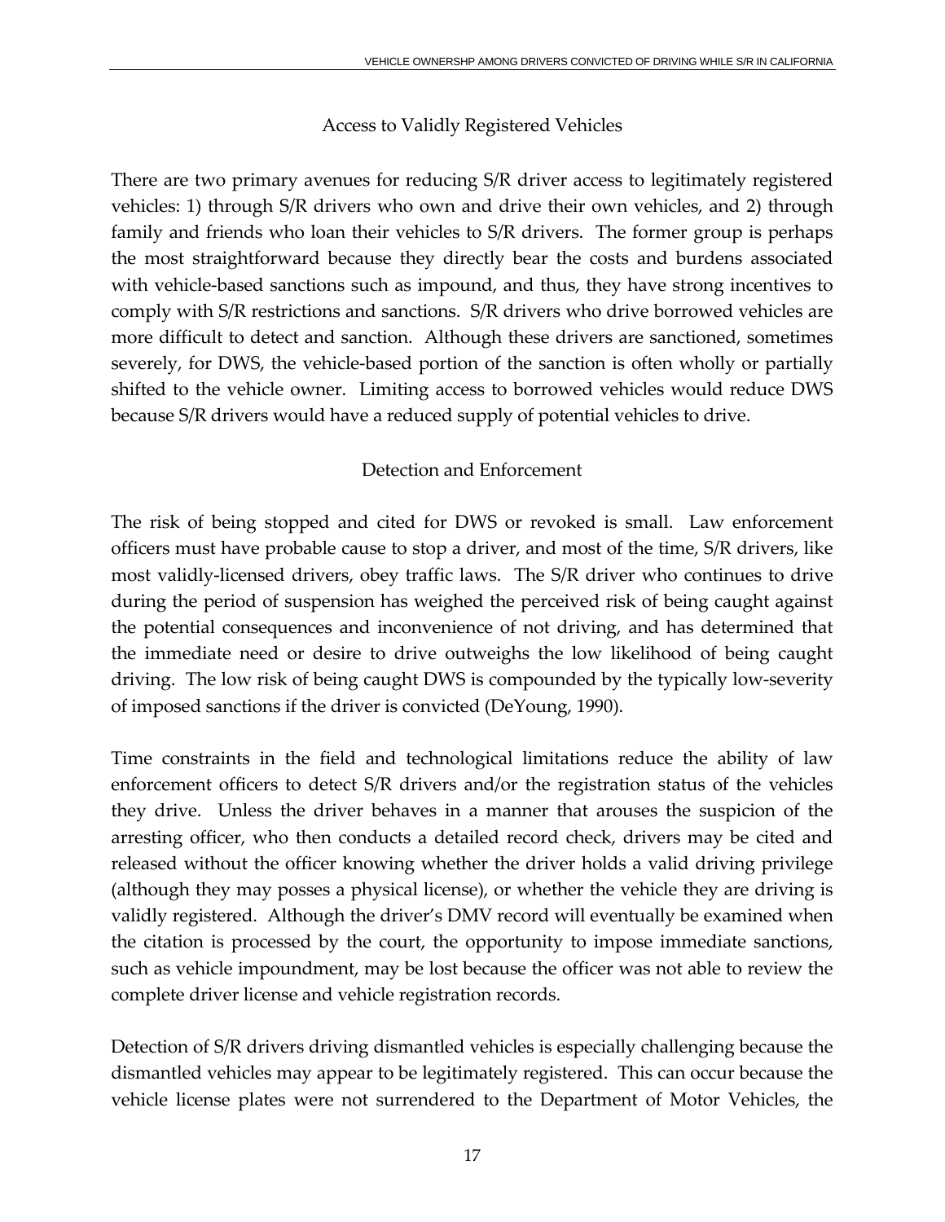### Access to Validly Registered Vehicles

There are two primary avenues for reducing S/R driver access to legitimately registered vehicles: 1) through S/R drivers who own and drive their own vehicles, and 2) through family and friends who loan their vehicles to S/R drivers. The former group is perhaps the most straightforward because they directly bear the costs and burdens associated with vehicle-based sanctions such as impound, and thus, they have strong incentives to comply with S/R restrictions and sanctions. S/R drivers who drive borrowed vehicles are more difficult to detect and sanction. Although these drivers are sanctioned, sometimes severely, for DWS, the vehicle-based portion of the sanction is often wholly or partially shifted to the vehicle owner. Limiting access to borrowed vehicles would reduce DWS because S/R drivers would have a reduced supply of potential vehicles to drive.

### Detection and Enforcement

The risk of being stopped and cited for DWS or revoked is small. Law enforcement officers must have probable cause to stop a driver, and most of the time, S/R drivers, like most validly-licensed drivers, obey traffic laws. The S/R driver who continues to drive during the period of suspension has weighed the perceived risk of being caught against the potential consequences and inconvenience of not driving, and has determined that the immediate need or desire to drive outweighs the low likelihood of being caught driving. The low risk of being caught DWS is compounded by the typically low-severity of imposed sanctions if the driver is convicted (DeYoung, 1990).

Time constraints in the field and technological limitations reduce the ability of law enforcement officers to detect S/R drivers and/or the registration status of the vehicles they drive. Unless the driver behaves in a manner that arouses the suspicion of the arresting officer, who then conducts a detailed record check, drivers may be cited and released without the officer knowing whether the driver holds a valid driving privilege (although they may posses a physical license), or whether the vehicle they are driving is validly registered. Although the driver's DMV record will eventually be examined when the citation is processed by the court, the opportunity to impose immediate sanctions, such as vehicle impoundment, may be lost because the officer was not able to review the complete driver license and vehicle registration records.

Detection of S/R drivers driving dismantled vehicles is especially challenging because the dismantled vehicles may appear to be legitimately registered. This can occur because the vehicle license plates were not surrendered to the Department of Motor Vehicles, the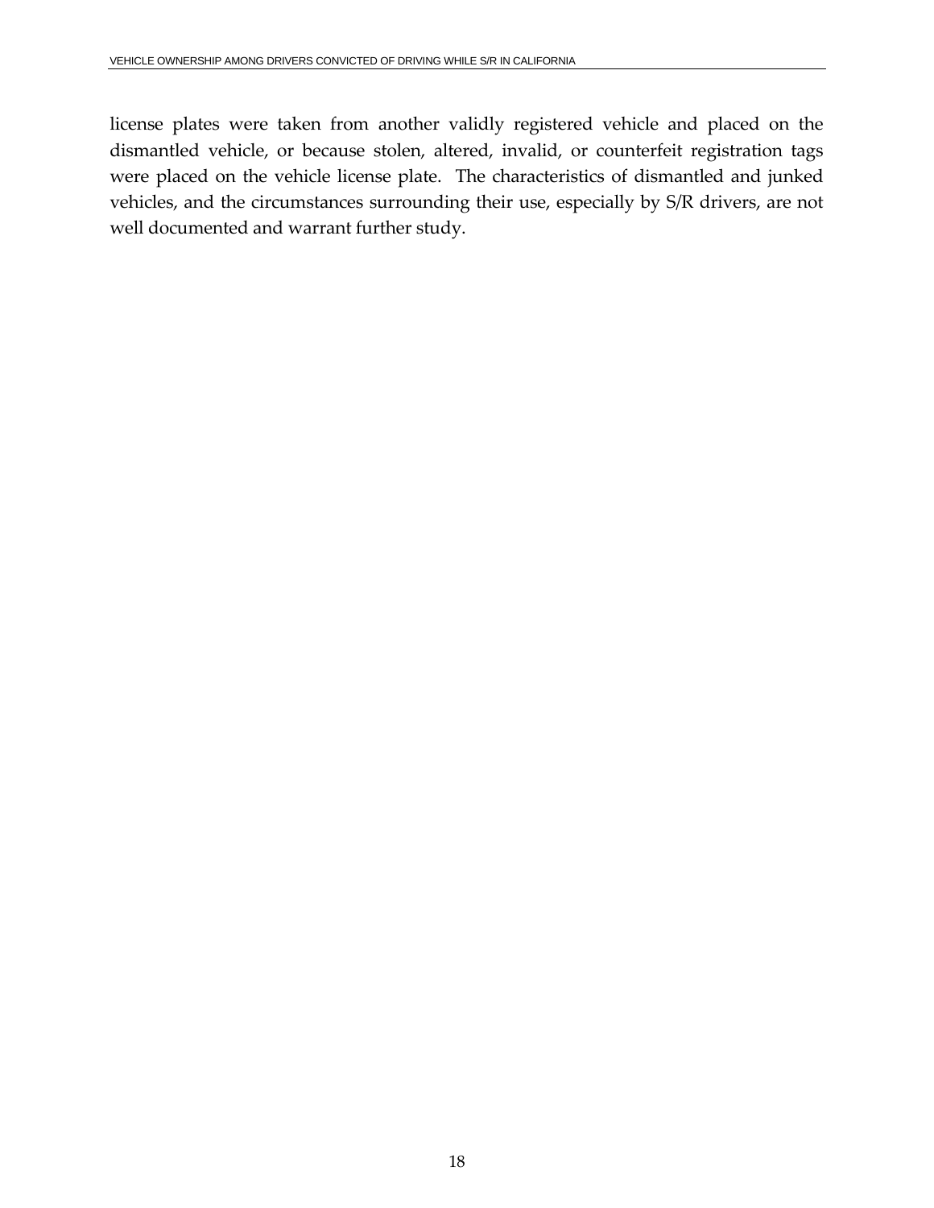license plates were taken from another validly registered vehicle and placed on the dismantled vehicle, or because stolen, altered, invalid, or counterfeit registration tags were placed on the vehicle license plate. The characteristics of dismantled and junked vehicles, and the circumstances surrounding their use, especially by S/R drivers, are not well documented and warrant further study.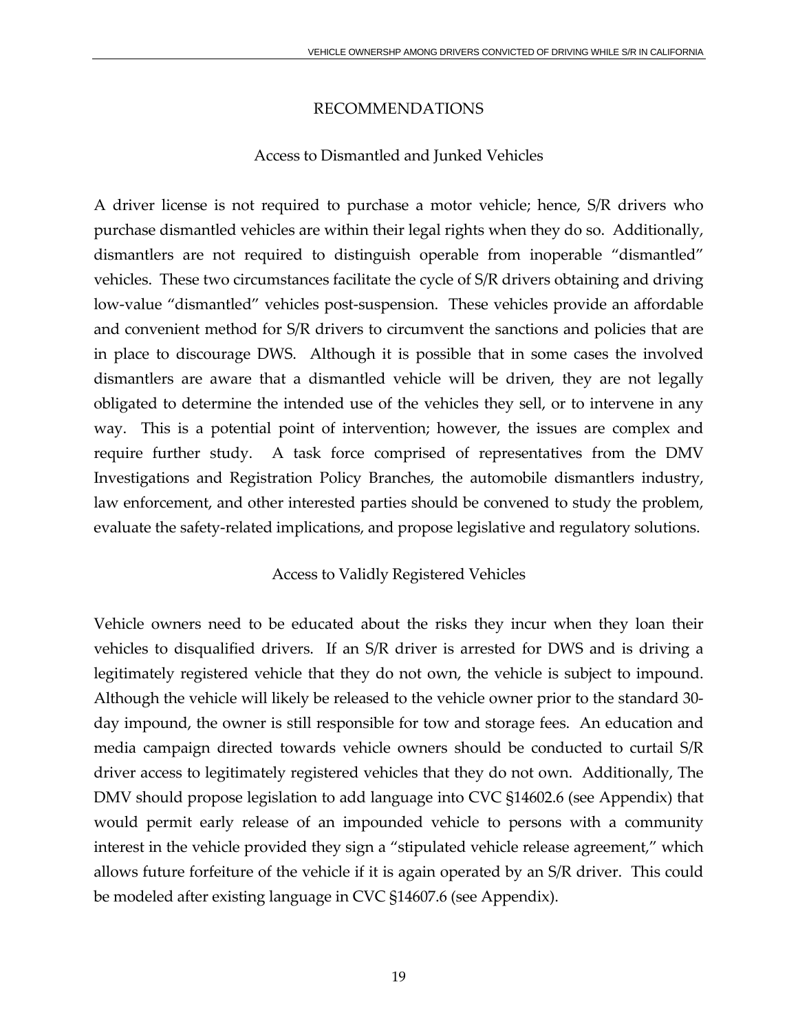# RECOMMENDATIONS

## Access to Dismantled and Junked Vehicles

A driver license is not required to purchase a motor vehicle; hence, S/R drivers who purchase dismantled vehicles are within their legal rights when they do so. Additionally, dismantlers are not required to distinguish operable from inoperable "dismantled" vehicles. These two circumstances facilitate the cycle of S/R drivers obtaining and driving low-value "dismantled" vehicles post-suspension. These vehicles provide an affordable and convenient method for S/R drivers to circumvent the sanctions and policies that are in place to discourage DWS. Although it is possible that in some cases the involved dismantlers are aware that a dismantled vehicle will be driven, they are not legally obligated to determine the intended use of the vehicles they sell, or to intervene in any way. This is a potential point of intervention; however, the issues are complex and require further study. A task force comprised of representatives from the DMV Investigations and Registration Policy Branches, the automobile dismantlers industry, law enforcement, and other interested parties should be convened to study the problem, evaluate the safety-related implications, and propose legislative and regulatory solutions.

## Access to Validly Registered Vehicles

Vehicle owners need to be educated about the risks they incur when they loan their vehicles to disqualified drivers. If an S/R driver is arrested for DWS and is driving a legitimately registered vehicle that they do not own, the vehicle is subject to impound. Although the vehicle will likely be released to the vehicle owner prior to the standard 30-day impound, the owner is still responsible for tow and storage fees. An education and media campaign directed towards vehicle owners should be conducted to curtail S/R driver access to legitimately registered vehicles that they do not own. Additionally, The DMV should propose legislation to add language into CVC §14602.6 (see Appendix) that would permit early release of an impounded vehicle to persons with a community interest in the vehicle provided they sign a "stipulated vehicle release agreement," which allows future forfeiture of the vehicle if it is again operated by an S/R driver. This could be modeled after existing language in CVC §14607.6 (see Appendix).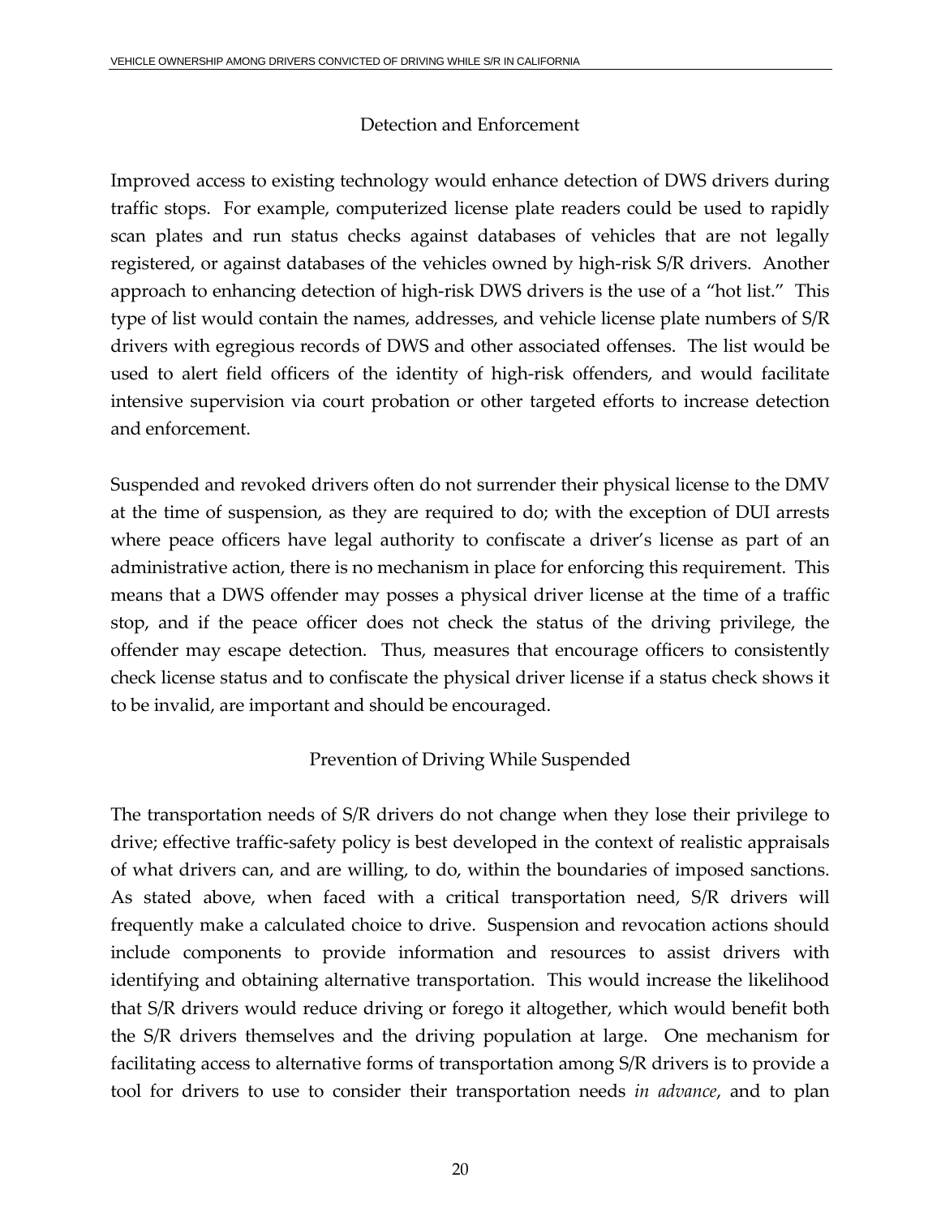### Detection and Enforcement

Improved access to existing technology would enhance detection of DWS drivers during traffic stops. For example, computerized license plate readers could be used to rapidly scan plates and run status checks against databases of vehicles that are not legally registered, or against databases of the vehicles owned by high-risk S/R drivers. Another approach to enhancing detection of high-risk DWS drivers is the use of a "hot list." This type of list would contain the names, addresses, and vehicle license plate numbers of S/R drivers with egregious records of DWS and other associated offenses. The list would be used to alert field officers of the identity of high-risk offenders, and would facilitate intensive supervision via court probation or other targeted efforts to increase detection and enforcement.

Suspended and revoked drivers often do not surrender their physical license to the DMV at the time of suspension, as they are required to do; with the exception of DUI arrests where peace officers have legal authority to confiscate a driver's license as part of an administrative action, there is no mechanism in place for enforcing this requirement. This means that a DWS offender may posses a physical driver license at the time of a traffic stop, and if the peace officer does not check the status of the driving privilege, the offender may escape detection. Thus, measures that encourage officers to consistently check license status and to confiscate the physical driver license if a status check shows it to be invalid, are important and should be encouraged.

### Prevention of Driving While Suspended

The transportation needs of S/R drivers do not change when they lose their privilege to drive; effective traffic-safety policy is best developed in the context of realistic appraisals of what drivers can, and are willing, to do, within the boundaries of imposed sanctions. As stated above, when faced with a critical transportation need, S/R drivers will frequently make a calculated choice to drive. Suspension and revocation actions should include components to provide information and resources to assist drivers with identifying and obtaining alternative transportation. This would increase the likelihood that S/R drivers would reduce driving or forego it altogether, which would benefit both the S/R drivers themselves and the driving population at large. One mechanism for facilitating access to alternative forms of transportation among S/R drivers is to provide a tool for drivers to use to consider their transportation needs *in advance*, and to plan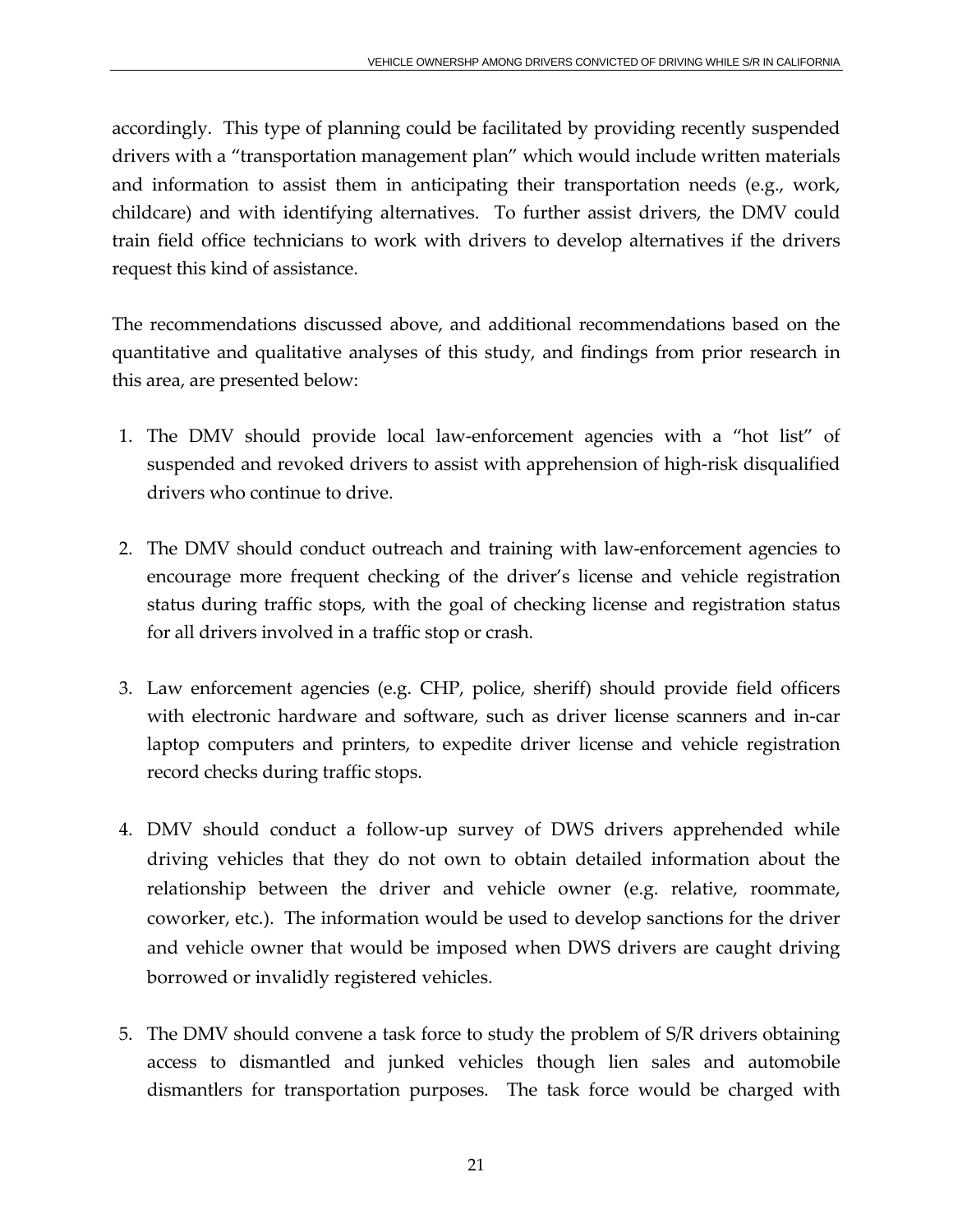accordingly. This type of planning could be facilitated by providing recently suspended drivers with a "transportation management plan" which would include written materials and information to assist them in anticipating their transportation needs (e.g., work, childcare) and with identifying alternatives. To further assist drivers, the DMV could train field office technicians to work with drivers to develop alternatives if the drivers request this kind of assistance.

The recommendations discussed above, and additional recommendations based on the quantitative and qualitative analyses of this study, and findings from prior research in this area, are presented below:

1. The DMV should provide local law-enforcement agencies with a "hot list" of suspended and revoked drivers to assist with apprehension of high-risk disqualified drivers who continue to drive.

2. The DMV should conduct outreach and training with law-enforcement agencies to encourage more frequent checking of the driver's license and vehicle registration status during traffic stops, with the goal of checking license and registration status for all drivers involved in a traffic stop or crash.

3. Law enforcement agencies (e.g. CHP, police, sheriff) should provide field officers with electronic hardware and software, such as driver license scanners and in-car laptop computers and printers, to expedite driver license and vehicle registration record checks during traffic stops.

4. DMV should conduct a follow-up survey of DWS drivers apprehended while driving vehicles that they do not own to obtain detailed information about the relationship between the driver and vehicle owner (e.g. relative, roommate, coworker, etc.). The information would be used to develop sanctions for the driver and vehicle owner that would be imposed when DWS drivers are caught driving borrowed or invalidly registered vehicles.

5. The DMV should convene a task force to study the problem of S/R drivers obtaining access to dismantled and junked vehicles though lien sales and automobile dismantlers for transportation purposes. The task force would be charged with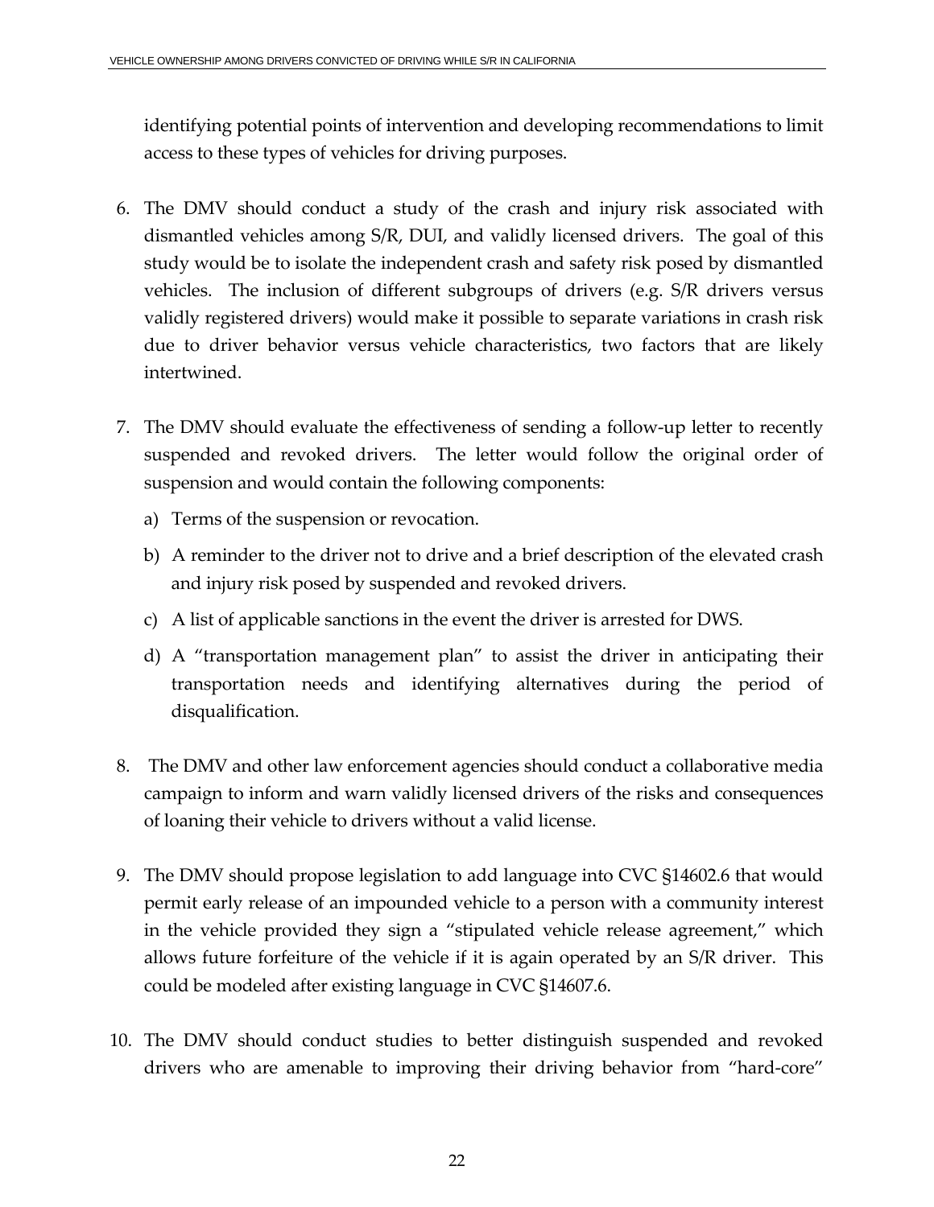identifying potential points of intervention and developing recommendations to limit access to these types of vehicles for driving purposes.

6. The DMV should conduct a study of the crash and injury risk associated with dismantled vehicles among S/R, DUI, and validly licensed drivers. The goal of this study would be to isolate the independent crash and safety risk posed by dismantled vehicles. The inclusion of different subgroups of drivers (e.g. S/R drivers versus validly registered drivers) would make it possible to separate variations in crash risk due to driver behavior versus vehicle characteristics, two factors that are likely intertwined.

7. The DMV should evaluate the effectiveness of sending a follow-up letter to recently suspended and revoked drivers. The letter would follow the original order of suspension and would contain the following components:

   a) Terms of the suspension or revocation.

   b) A reminder to the driver not to drive and a brief description of the elevated crash and injury risk posed by suspended and revoked drivers.

   c) A list of applicable sanctions in the event the driver is arrested for DWS.

   d) A "transportation management plan" to assist the driver in anticipating their transportation needs and identifying alternatives during the period of disqualification.

8. The DMV and other law enforcement agencies should conduct a collaborative media campaign to inform and warn validly licensed drivers of the risks and consequences of loaning their vehicle to drivers without a valid license.

9. The DMV should propose legislation to add language into CVC §14602.6 that would permit early release of an impounded vehicle to a person with a community interest in the vehicle provided they sign a "stipulated vehicle release agreement," which allows future forfeiture of the vehicle if it is again operated by an S/R driver. This could be modeled after existing language in CVC §14607.6.

10. The DMV should conduct studies to better distinguish suspended and revoked drivers who are amenable to improving their driving behavior from "hard-core"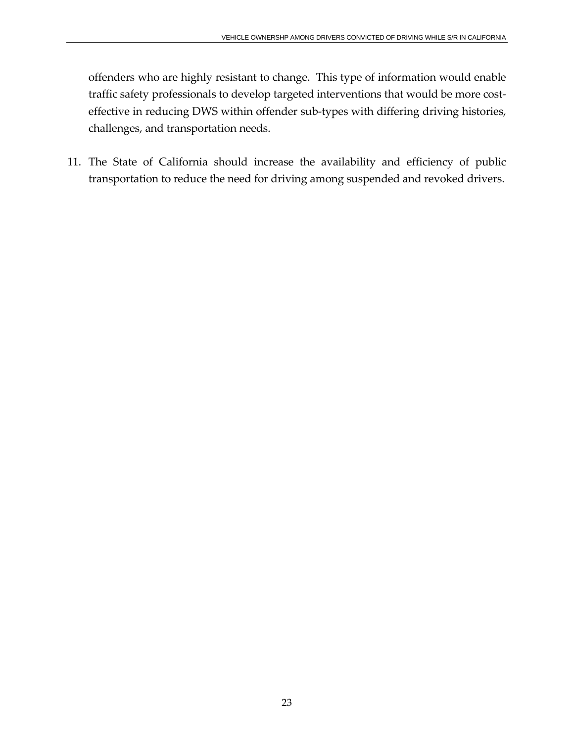offenders who are highly resistant to change. This type of information would enable traffic safety professionals to develop targeted interventions that would be more cost-effective in reducing DWS within offender sub-types with differing driving histories, challenges, and transportation needs.

11. The State of California should increase the availability and efficiency of public transportation to reduce the need for driving among suspended and revoked drivers.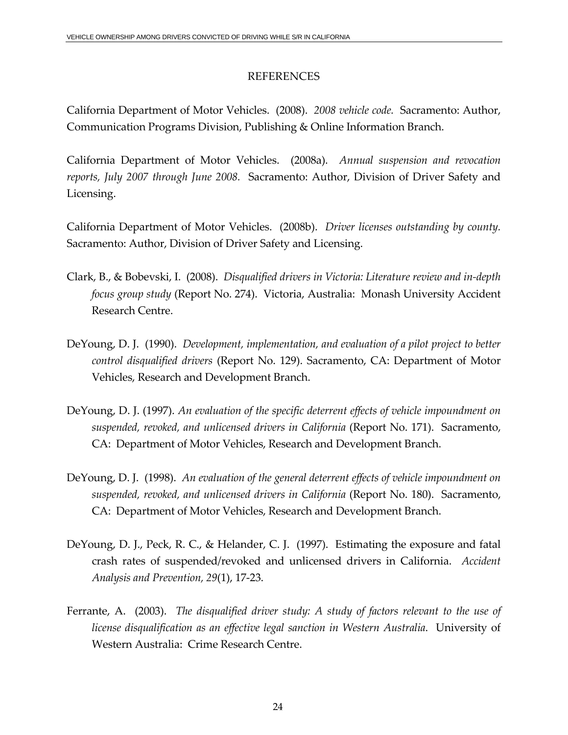## REFERENCES

California Department of Motor Vehicles. (2008). *2008 vehicle code.* Sacramento: Author, Communication Programs Division, Publishing & Online Information Branch.

California Department of Motor Vehicles. (2008a). *Annual suspension and revocation reports, July 2007 through June 2008.* Sacramento: Author, Division of Driver Safety and Licensing.

California Department of Motor Vehicles. (2008b). *Driver licenses outstanding by county.* Sacramento: Author, Division of Driver Safety and Licensing.

Clark, B., & Bobevski, I. (2008). *Disqualified drivers in Victoria: Literature review and in-depth focus group study* (Report No. 274). Victoria, Australia: Monash University Accident Research Centre.

DeYoung, D. J. (1990). *Development, implementation, and evaluation of a pilot project to better control disqualified drivers* (Report No. 129). Sacramento, CA: Department of Motor Vehicles, Research and Development Branch.

DeYoung, D. J. (1997). *An evaluation of the specific deterrent effects of vehicle impoundment on suspended, revoked, and unlicensed drivers in California* (Report No. 171). Sacramento, CA: Department of Motor Vehicles, Research and Development Branch.

DeYoung, D. J. (1998). *An evaluation of the general deterrent effects of vehicle impoundment on suspended, revoked, and unlicensed drivers in California* (Report No. 180). Sacramento, CA: Department of Motor Vehicles, Research and Development Branch.

DeYoung, D. J., Peck, R. C., & Helander, C. J. (1997). Estimating the exposure and fatal crash rates of suspended/revoked and unlicensed drivers in California. *Accident Analysis and Prevention, 29*(1), 17-23.

Ferrante, A. (2003). *The disqualified driver study: A study of factors relevant to the use of license disqualification as an effective legal sanction in Western Australia*. University of Western Australia: Crime Research Centre.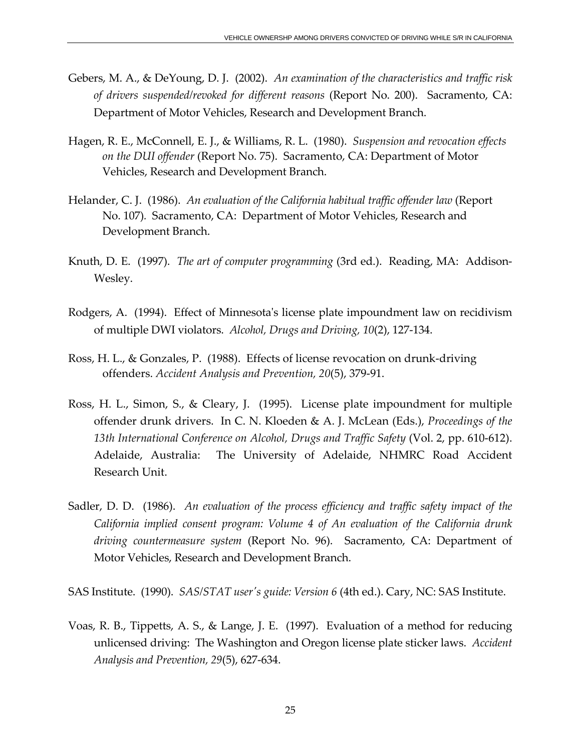Gebers, M. A., & DeYoung, D. J. (2002). *An examination of the characteristics and traffic risk of drivers suspended/revoked for different reasons* (Report No. 200). Sacramento, CA: Department of Motor Vehicles, Research and Development Branch.

Hagen, R. E., McConnell, E. J., & Williams, R. L. (1980). *Suspension and revocation effects on the DUI offender* (Report No. 75). Sacramento, CA: Department of Motor Vehicles, Research and Development Branch.

Helander, C. J. (1986). *An evaluation of the California habitual traffic offender law* (Report No. 107). Sacramento, CA: Department of Motor Vehicles, Research and Development Branch.

Knuth, D. E. (1997). *The art of computer programming* (3rd ed.). Reading, MA: Addison-Wesley.

Rodgers, A. (1994). Effect of Minnesota's license plate impoundment law on recidivism of multiple DWI violators. *Alcohol, Drugs and Driving, 10*(2), 127-134.

Ross, H. L., & Gonzales, P. (1988). Effects of license revocation on drunk-driving offenders. *Accident Analysis and Prevention, 20*(5), 379-91.

Ross, H. L., Simon, S., & Cleary, J. (1995). License plate impoundment for multiple offender drunk drivers. In C. N. Kloeden & A. J. McLean (Eds.), *Proceedings of the 13th International Conference on Alcohol, Drugs and Traffic Safety* (Vol. 2, pp. 610-612). Adelaide, Australia: The University of Adelaide, NHMRC Road Accident Research Unit.

Sadler, D. D. (1986). *An evaluation of the process efficiency and traffic safety impact of the California implied consent program: Volume 4 of An evaluation of the California drunk driving countermeasure system* (Report No. 96). Sacramento, CA: Department of Motor Vehicles, Research and Development Branch.

SAS Institute. (1990). *SAS/STAT user's guide: Version 6* (4th ed.). Cary, NC: SAS Institute.

Voas, R. B., Tippetts, A. S., & Lange, J. E. (1997). Evaluation of a method for reducing unlicensed driving: The Washington and Oregon license plate sticker laws. *Accident Analysis and Prevention, 29*(5), 627-634.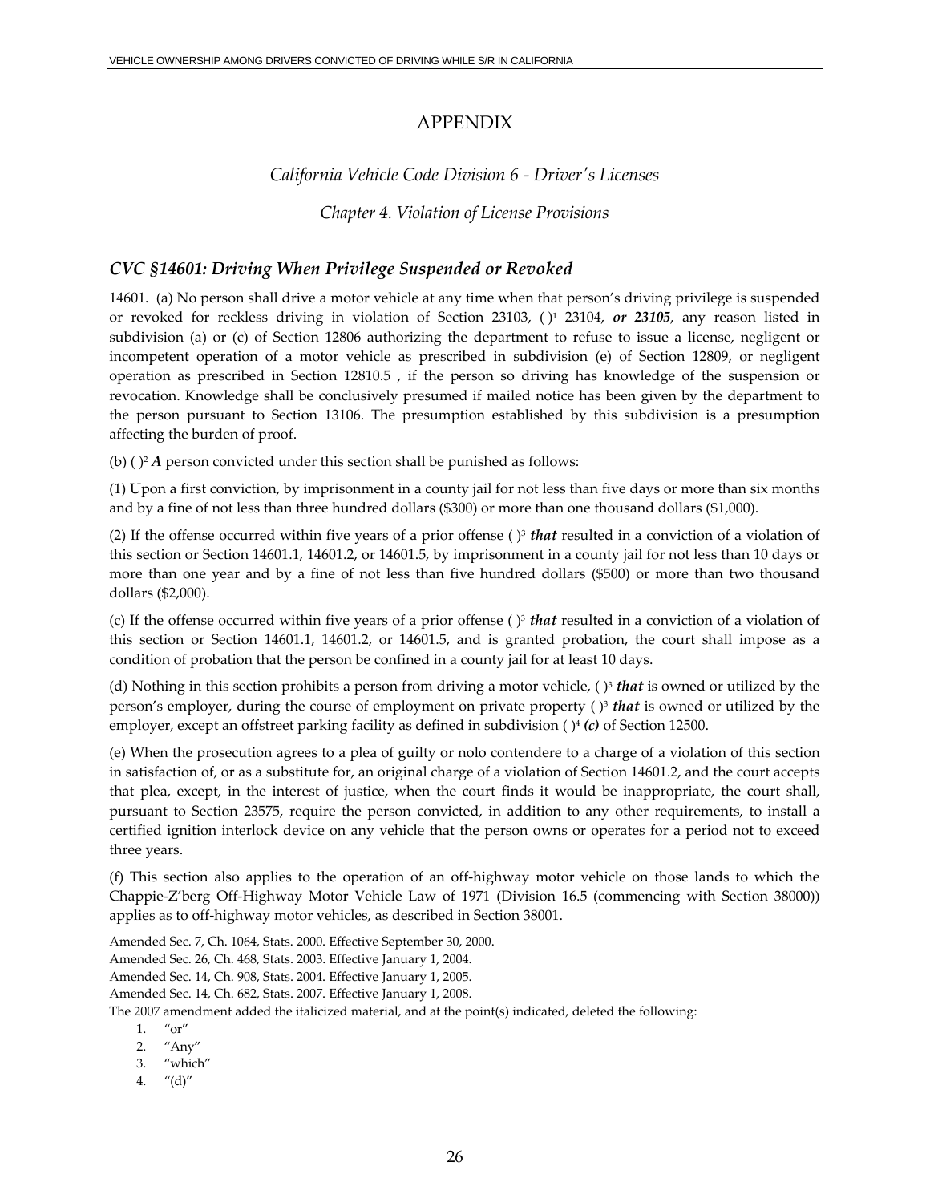# APPENDIX

## *California Vehicle Code Division 6 - Driver's Licenses*

### *Chapter 4. Violation of License Provisions*

### *CVC §14601: Driving When Privilege Suspended or Revoked*

14601. (a) No person shall drive a motor vehicle at any time when that person's driving privilege is suspended or revoked for reckless driving in violation of Section 23103, ( )[1] 23104, ***or 23105***, any reason listed in subdivision (a) or (c) of Section 12806 authorizing the department to refuse to issue a license, negligent or incompetent operation of a motor vehicle as prescribed in subdivision (e) of Section 12809, or negligent operation as prescribed in Section 12810.5 , if the person so driving has knowledge of the suspension or revocation. Knowledge shall be conclusively presumed if mailed notice has been given by the department to the person pursuant to Section 13106. The presumption established by this subdivision is a presumption affecting the burden of proof.

(b) ( )[2] ***A*** person convicted under this section shall be punished as follows:

(1) Upon a first conviction, by imprisonment in a county jail for not less than five days or more than six months and by a fine of not less than three hundred dollars ($300) or more than one thousand dollars ($1,000).

(2) If the offense occurred within five years of a prior offense ( )[3] ***that*** resulted in a conviction of a violation of this section or Section 14601.1, 14601.2, or 14601.5, by imprisonment in a county jail for not less than 10 days or more than one year and by a fine of not less than five hundred dollars ($500) or more than two thousand dollars ($2,000).

(c) If the offense occurred within five years of a prior offense ( )[3] ***that*** resulted in a conviction of a violation of this section or Section 14601.1, 14601.2, or 14601.5, and is granted probation, the court shall impose as a condition of probation that the person be confined in a county jail for at least 10 days.

(d) Nothing in this section prohibits a person from driving a motor vehicle, ( )[3] ***that*** is owned or utilized by the person's employer, during the course of employment on private property ( )[3] ***that*** is owned or utilized by the employer, except an offstreet parking facility as defined in subdivision ( )[4] ***(c)*** of Section 12500.

(e) When the prosecution agrees to a plea of guilty or nolo contendere to a charge of a violation of this section in satisfaction of, or as a substitute for, an original charge of a violation of Section 14601.2, and the court accepts that plea, except, in the interest of justice, when the court finds it would be inappropriate, the court shall, pursuant to Section 23575, require the person convicted, in addition to any other requirements, to install a certified ignition interlock device on any vehicle that the person owns or operates for a period not to exceed three years.

(f) This section also applies to the operation of an off-highway motor vehicle on those lands to which the Chappie-Z'berg Off-Highway Motor Vehicle Law of 1971 (Division 16.5 (commencing with Section 38000)) applies as to off-highway motor vehicles, as described in Section 38001.

Amended Sec. 7, Ch. 1064, Stats. 2000. Effective September 30, 2000.
Amended Sec. 26, Ch. 468, Stats. 2003. Effective January 1, 2004.
Amended Sec. 14, Ch. 908, Stats. 2004. Effective January 1, 2005.
Amended Sec. 14, Ch. 682, Stats. 2007. Effective January 1, 2008.
The 2007 amendment added the italicized material, and at the point(s) indicated, deleted the following:

1. "or"
2. "Any"
3. "which"
4. "(d)"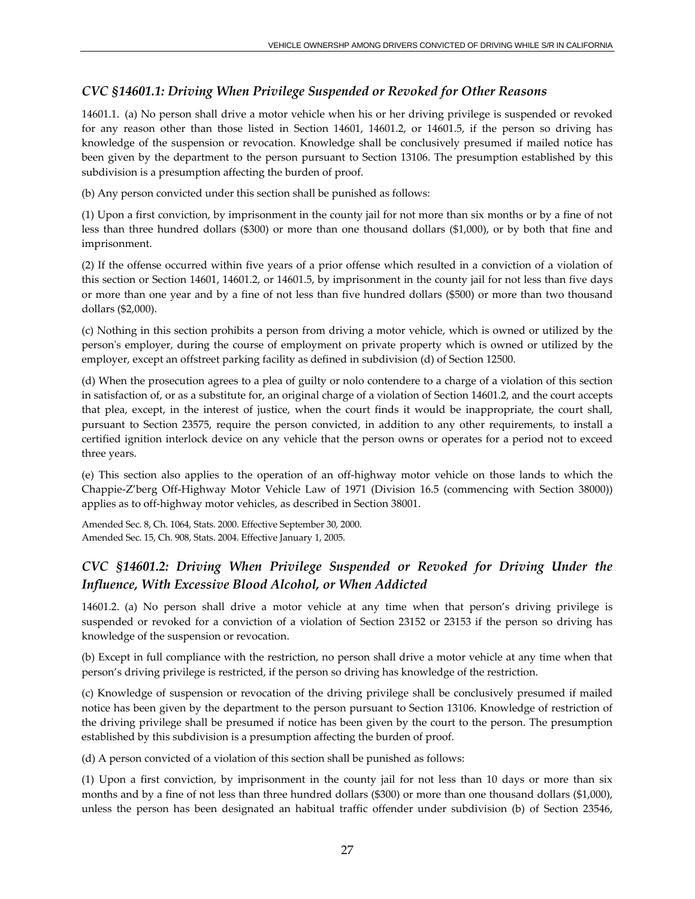## *CVC §14601.1: Driving When Privilege Suspended or Revoked for Other Reasons*

14601.1. (a) No person shall drive a motor vehicle when his or her driving privilege is suspended or revoked for any reason other than those listed in Section 14601, 14601.2, or 14601.5, if the person so driving has knowledge of the suspension or revocation. Knowledge shall be conclusively presumed if mailed notice has been given by the department to the person pursuant to Section 13106. The presumption established by this subdivision is a presumption affecting the burden of proof.

(b) Any person convicted under this section shall be punished as follows:

(1) Upon a first conviction, by imprisonment in the county jail for not more than six months or by a fine of not less than three hundred dollars ($300) or more than one thousand dollars ($1,000), or by both that fine and imprisonment.

(2) If the offense occurred within five years of a prior offense which resulted in a conviction of a violation of this section or Section 14601, 14601.2, or 14601.5, by imprisonment in the county jail for not less than five days or more than one year and by a fine of not less than five hundred dollars ($500) or more than two thousand dollars ($2,000).

(c) Nothing in this section prohibits a person from driving a motor vehicle, which is owned or utilized by the person's employer, during the course of employment on private property which is owned or utilized by the employer, except an offstreet parking facility as defined in subdivision (d) of Section 12500.

(d) When the prosecution agrees to a plea of guilty or nolo contendere to a charge of a violation of this section in satisfaction of, or as a substitute for, an original charge of a violation of Section 14601.2, and the court accepts that plea, except, in the interest of justice, when the court finds it would be inappropriate, the court shall, pursuant to Section 23575, require the person convicted, in addition to any other requirements, to install a certified ignition interlock device on any vehicle that the person owns or operates for a period not to exceed three years.

(e) This section also applies to the operation of an off-highway motor vehicle on those lands to which the Chappie-Z'berg Off-Highway Motor Vehicle Law of 1971 (Division 16.5 (commencing with Section 38000)) applies as to off-highway motor vehicles, as described in Section 38001.

Amended Sec. 8, Ch. 1064, Stats. 2000. Effective September 30, 2000.
Amended Sec. 15, Ch. 908, Stats. 2004. Effective January 1, 2005.

## *CVC §14601.2: Driving When Privilege Suspended or Revoked for Driving Under the Influence, With Excessive Blood Alcohol, or When Addicted*

14601.2. (a) No person shall drive a motor vehicle at any time when that person's driving privilege is suspended or revoked for a conviction of a violation of Section 23152 or 23153 if the person so driving has knowledge of the suspension or revocation.

(b) Except in full compliance with the restriction, no person shall drive a motor vehicle at any time when that person's driving privilege is restricted, if the person so driving has knowledge of the restriction.

(c) Knowledge of suspension or revocation of the driving privilege shall be conclusively presumed if mailed notice has been given by the department to the person pursuant to Section 13106. Knowledge of restriction of the driving privilege shall be presumed if notice has been given by the court to the person. The presumption established by this subdivision is a presumption affecting the burden of proof.

(d) A person convicted of a violation of this section shall be punished as follows:

(1) Upon a first conviction, by imprisonment in the county jail for not less than 10 days or more than six months and by a fine of not less than three hundred dollars ($300) or more than one thousand dollars ($1,000), unless the person has been designated an habitual traffic offender under subdivision (b) of Section 23546,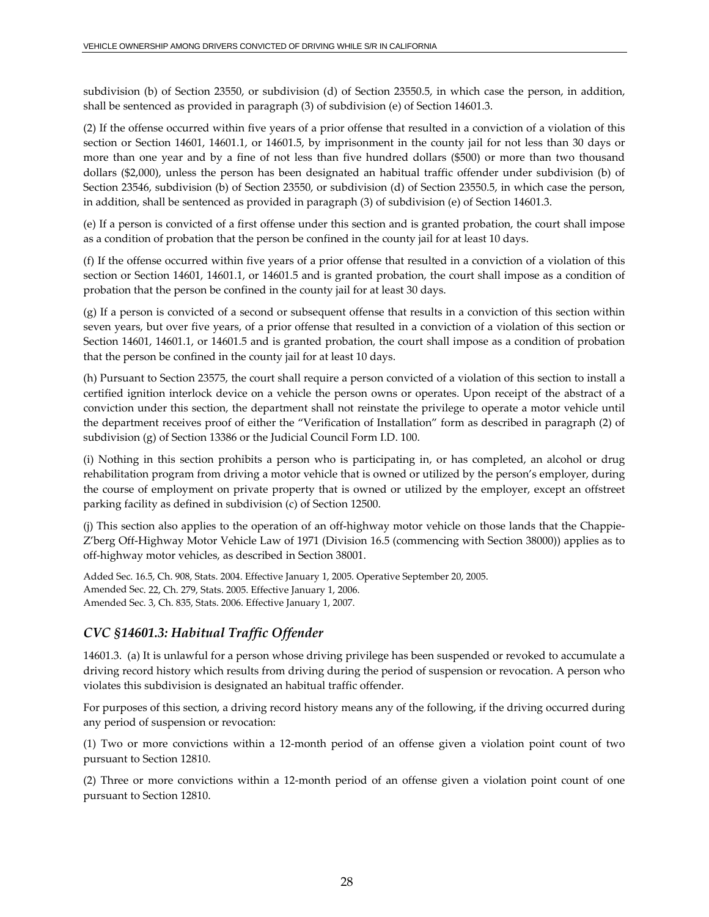subdivision (b) of Section 23550, or subdivision (d) of Section 23550.5, in which case the person, in addition, shall be sentenced as provided in paragraph (3) of subdivision (e) of Section 14601.3.

(2) If the offense occurred within five years of a prior offense that resulted in a conviction of a violation of this section or Section 14601, 14601.1, or 14601.5, by imprisonment in the county jail for not less than 30 days or more than one year and by a fine of not less than five hundred dollars ($500) or more than two thousand dollars ($2,000), unless the person has been designated an habitual traffic offender under subdivision (b) of Section 23546, subdivision (b) of Section 23550, or subdivision (d) of Section 23550.5, in which case the person, in addition, shall be sentenced as provided in paragraph (3) of subdivision (e) of Section 14601.3.

(e) If a person is convicted of a first offense under this section and is granted probation, the court shall impose as a condition of probation that the person be confined in the county jail for at least 10 days.

(f) If the offense occurred within five years of a prior offense that resulted in a conviction of a violation of this section or Section 14601, 14601.1, or 14601.5 and is granted probation, the court shall impose as a condition of probation that the person be confined in the county jail for at least 30 days.

(g) If a person is convicted of a second or subsequent offense that results in a conviction of this section within seven years, but over five years, of a prior offense that resulted in a conviction of a violation of this section or Section 14601, 14601.1, or 14601.5 and is granted probation, the court shall impose as a condition of probation that the person be confined in the county jail for at least 10 days.

(h) Pursuant to Section 23575, the court shall require a person convicted of a violation of this section to install a certified ignition interlock device on a vehicle the person owns or operates. Upon receipt of the abstract of a conviction under this section, the department shall not reinstate the privilege to operate a motor vehicle until the department receives proof of either the "Verification of Installation" form as described in paragraph (2) of subdivision (g) of Section 13386 or the Judicial Council Form I.D. 100.

(i) Nothing in this section prohibits a person who is participating in, or has completed, an alcohol or drug rehabilitation program from driving a motor vehicle that is owned or utilized by the person's employer, during the course of employment on private property that is owned or utilized by the employer, except an offstreet parking facility as defined in subdivision (c) of Section 12500.

(j) This section also applies to the operation of an off-highway motor vehicle on those lands that the Chappie-Z'berg Off-Highway Motor Vehicle Law of 1971 (Division 16.5 (commencing with Section 38000)) applies as to off-highway motor vehicles, as described in Section 38001.

Added Sec. 16.5, Ch. 908, Stats. 2004. Effective January 1, 2005. Operative September 20, 2005.
Amended Sec. 22, Ch. 279, Stats. 2005. Effective January 1, 2006.
Amended Sec. 3, Ch. 835, Stats. 2006. Effective January 1, 2007.

### *CVC §14601.3: Habitual Traffic Offender*

14601.3. (a) It is unlawful for a person whose driving privilege has been suspended or revoked to accumulate a driving record history which results from driving during the period of suspension or revocation. A person who violates this subdivision is designated an habitual traffic offender.

For purposes of this section, a driving record history means any of the following, if the driving occurred during any period of suspension or revocation:

(1) Two or more convictions within a 12-month period of an offense given a violation point count of two pursuant to Section 12810.

(2) Three or more convictions within a 12-month period of an offense given a violation point count of one pursuant to Section 12810.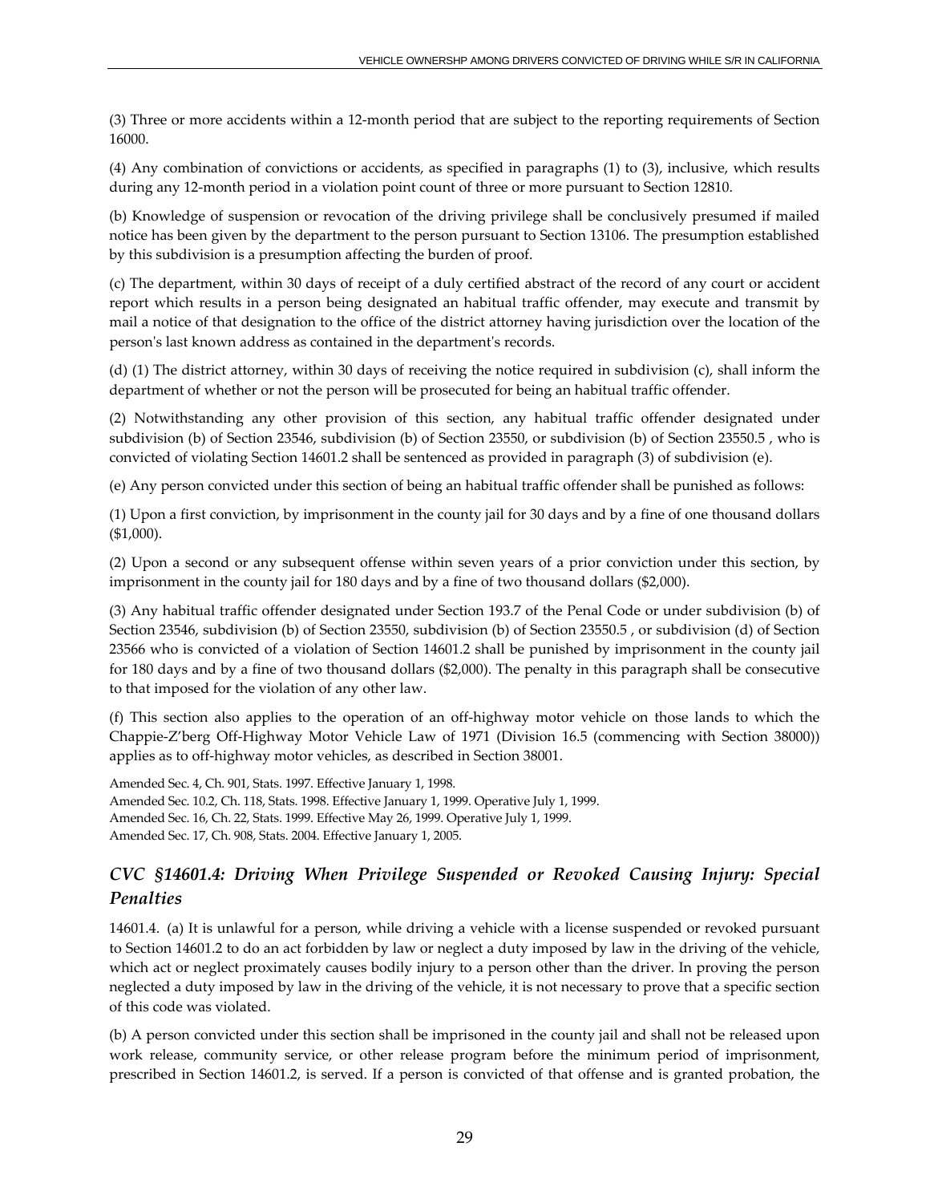(3) Three or more accidents within a 12-month period that are subject to the reporting requirements of Section 16000.

(4) Any combination of convictions or accidents, as specified in paragraphs (1) to (3), inclusive, which results during any 12-month period in a violation point count of three or more pursuant to Section 12810.

(b) Knowledge of suspension or revocation of the driving privilege shall be conclusively presumed if mailed notice has been given by the department to the person pursuant to Section 13106. The presumption established by this subdivision is a presumption affecting the burden of proof.

(c) The department, within 30 days of receipt of a duly certified abstract of the record of any court or accident report which results in a person being designated an habitual traffic offender, may execute and transmit by mail a notice of that designation to the office of the district attorney having jurisdiction over the location of the person's last known address as contained in the department's records.

(d) (1) The district attorney, within 30 days of receiving the notice required in subdivision (c), shall inform the department of whether or not the person will be prosecuted for being an habitual traffic offender.

(2) Notwithstanding any other provision of this section, any habitual traffic offender designated under subdivision (b) of Section 23546, subdivision (b) of Section 23550, or subdivision (b) of Section 23550.5 , who is convicted of violating Section 14601.2 shall be sentenced as provided in paragraph (3) of subdivision (e).

(e) Any person convicted under this section of being an habitual traffic offender shall be punished as follows:

(1) Upon a first conviction, by imprisonment in the county jail for 30 days and by a fine of one thousand dollars ($1,000).

(2) Upon a second or any subsequent offense within seven years of a prior conviction under this section, by imprisonment in the county jail for 180 days and by a fine of two thousand dollars ($2,000).

(3) Any habitual traffic offender designated under Section 193.7 of the Penal Code or under subdivision (b) of Section 23546, subdivision (b) of Section 23550, subdivision (b) of Section 23550.5 , or subdivision (d) of Section 23566 who is convicted of a violation of Section 14601.2 shall be punished by imprisonment in the county jail for 180 days and by a fine of two thousand dollars ($2,000). The penalty in this paragraph shall be consecutive to that imposed for the violation of any other law.

(f) This section also applies to the operation of an off-highway motor vehicle on those lands to which the Chappie-Z'berg Off-Highway Motor Vehicle Law of 1971 (Division 16.5 (commencing with Section 38000)) applies as to off-highway motor vehicles, as described in Section 38001.

Amended Sec. 4, Ch. 901, Stats. 1997. Effective January 1, 1998.
Amended Sec. 10.2, Ch. 118, Stats. 1998. Effective January 1, 1999. Operative July 1, 1999.
Amended Sec. 16, Ch. 22, Stats. 1999. Effective May 26, 1999. Operative July 1, 1999.
Amended Sec. 17, Ch. 908, Stats. 2004. Effective January 1, 2005.

### *CVC §14601.4: Driving When Privilege Suspended or Revoked Causing Injury: Special Penalties*

14601.4. (a) It is unlawful for a person, while driving a vehicle with a license suspended or revoked pursuant to Section 14601.2 to do an act forbidden by law or neglect a duty imposed by law in the driving of the vehicle, which act or neglect proximately causes bodily injury to a person other than the driver. In proving the person neglected a duty imposed by law in the driving of the vehicle, it is not necessary to prove that a specific section of this code was violated.

(b) A person convicted under this section shall be imprisoned in the county jail and shall not be released upon work release, community service, or other release program before the minimum period of imprisonment, prescribed in Section 14601.2, is served. If a person is convicted of that offense and is granted probation, the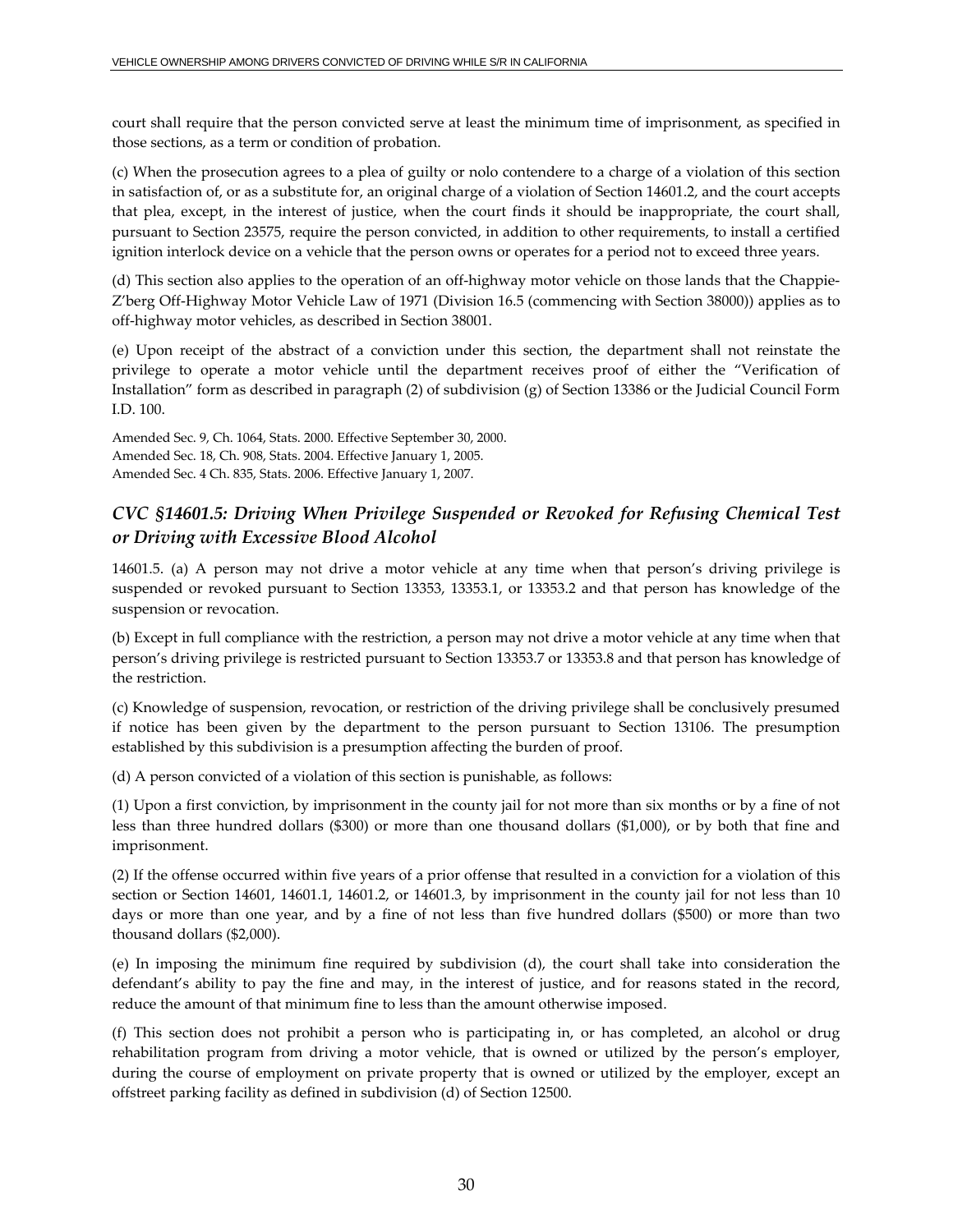court shall require that the person convicted serve at least the minimum time of imprisonment, as specified in those sections, as a term or condition of probation.

(c) When the prosecution agrees to a plea of guilty or nolo contendere to a charge of a violation of this section in satisfaction of, or as a substitute for, an original charge of a violation of Section 14601.2, and the court accepts that plea, except, in the interest of justice, when the court finds it should be inappropriate, the court shall, pursuant to Section 23575, require the person convicted, in addition to other requirements, to install a certified ignition interlock device on a vehicle that the person owns or operates for a period not to exceed three years.

(d) This section also applies to the operation of an off-highway motor vehicle on those lands that the Chappie-Z'berg Off-Highway Motor Vehicle Law of 1971 (Division 16.5 (commencing with Section 38000)) applies as to off-highway motor vehicles, as described in Section 38001.

(e) Upon receipt of the abstract of a conviction under this section, the department shall not reinstate the privilege to operate a motor vehicle until the department receives proof of either the "Verification of Installation" form as described in paragraph (2) of subdivision (g) of Section 13386 or the Judicial Council Form I.D. 100.

Amended Sec. 9, Ch. 1064, Stats. 2000. Effective September 30, 2000.
Amended Sec. 18, Ch. 908, Stats. 2004. Effective January 1, 2005.
Amended Sec. 4 Ch. 835, Stats. 2006. Effective January 1, 2007.

### *CVC §14601.5: Driving When Privilege Suspended or Revoked for Refusing Chemical Test or Driving with Excessive Blood Alcohol*

14601.5. (a) A person may not drive a motor vehicle at any time when that person's driving privilege is suspended or revoked pursuant to Section 13353, 13353.1, or 13353.2 and that person has knowledge of the suspension or revocation.

(b) Except in full compliance with the restriction, a person may not drive a motor vehicle at any time when that person's driving privilege is restricted pursuant to Section 13353.7 or 13353.8 and that person has knowledge of the restriction.

(c) Knowledge of suspension, revocation, or restriction of the driving privilege shall be conclusively presumed if notice has been given by the department to the person pursuant to Section 13106. The presumption established by this subdivision is a presumption affecting the burden of proof.

(d) A person convicted of a violation of this section is punishable, as follows:

(1) Upon a first conviction, by imprisonment in the county jail for not more than six months or by a fine of not less than three hundred dollars ($300) or more than one thousand dollars ($1,000), or by both that fine and imprisonment.

(2) If the offense occurred within five years of a prior offense that resulted in a conviction for a violation of this section or Section 14601, 14601.1, 14601.2, or 14601.3, by imprisonment in the county jail for not less than 10 days or more than one year, and by a fine of not less than five hundred dollars ($500) or more than two thousand dollars ($2,000).

(e) In imposing the minimum fine required by subdivision (d), the court shall take into consideration the defendant's ability to pay the fine and may, in the interest of justice, and for reasons stated in the record, reduce the amount of that minimum fine to less than the amount otherwise imposed.

(f) This section does not prohibit a person who is participating in, or has completed, an alcohol or drug rehabilitation program from driving a motor vehicle, that is owned or utilized by the person's employer, during the course of employment on private property that is owned or utilized by the employer, except an offstreet parking facility as defined in subdivision (d) of Section 12500.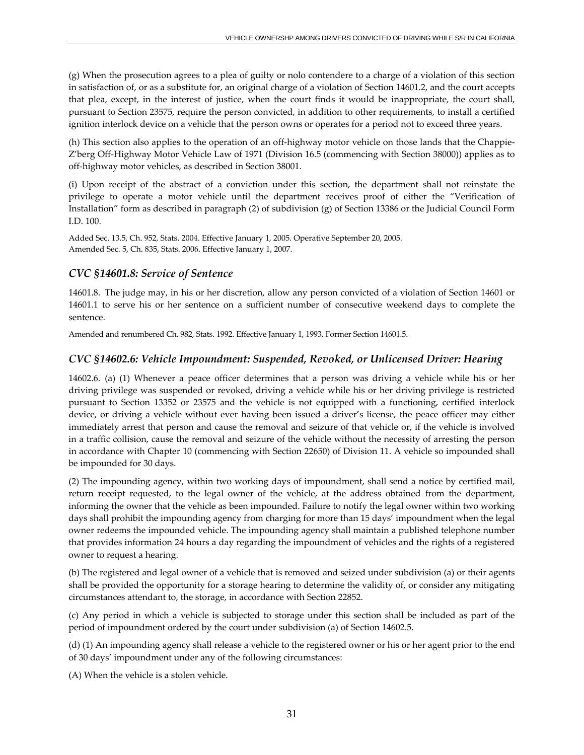(g) When the prosecution agrees to a plea of guilty or nolo contendere to a charge of a violation of this section in satisfaction of, or as a substitute for, an original charge of a violation of Section 14601.2, and the court accepts that plea, except, in the interest of justice, when the court finds it would be inappropriate, the court shall, pursuant to Section 23575, require the person convicted, in addition to other requirements, to install a certified ignition interlock device on a vehicle that the person owns or operates for a period not to exceed three years.

(h) This section also applies to the operation of an off-highway motor vehicle on those lands that the Chappie-Z'berg Off-Highway Motor Vehicle Law of 1971 (Division 16.5 (commencing with Section 38000)) applies as to off-highway motor vehicles, as described in Section 38001.

(i) Upon receipt of the abstract of a conviction under this section, the department shall not reinstate the privilege to operate a motor vehicle until the department receives proof of either the "Verification of Installation" form as described in paragraph (2) of subdivision (g) of Section 13386 or the Judicial Council Form I.D. 100.

Added Sec. 13.5, Ch. 952, Stats. 2004. Effective January 1, 2005. Operative September 20, 2005.
Amended Sec. 5, Ch. 835, Stats. 2006. Effective January 1, 2007.

### *CVC §14601.8: Service of Sentence*

14601.8. The judge may, in his or her discretion, allow any person convicted of a violation of Section 14601 or 14601.1 to serve his or her sentence on a sufficient number of consecutive weekend days to complete the sentence.

Amended and renumbered Ch. 982, Stats. 1992. Effective January 1, 1993. Former Section 14601.5.

### *CVC §14602.6: Vehicle Impoundment: Suspended, Revoked, or Unlicensed Driver: Hearing*

14602.6. (a) (1) Whenever a peace officer determines that a person was driving a vehicle while his or her driving privilege was suspended or revoked, driving a vehicle while his or her driving privilege is restricted pursuant to Section 13352 or 23575 and the vehicle is not equipped with a functioning, certified interlock device, or driving a vehicle without ever having been issued a driver's license, the peace officer may either immediately arrest that person and cause the removal and seizure of that vehicle or, if the vehicle is involved in a traffic collision, cause the removal and seizure of the vehicle without the necessity of arresting the person in accordance with Chapter 10 (commencing with Section 22650) of Division 11. A vehicle so impounded shall be impounded for 30 days.

(2) The impounding agency, within two working days of impoundment, shall send a notice by certified mail, return receipt requested, to the legal owner of the vehicle, at the address obtained from the department, informing the owner that the vehicle as been impounded. Failure to notify the legal owner within two working days shall prohibit the impounding agency from charging for more than 15 days' impoundment when the legal owner redeems the impounded vehicle. The impounding agency shall maintain a published telephone number that provides information 24 hours a day regarding the impoundment of vehicles and the rights of a registered owner to request a hearing.

(b) The registered and legal owner of a vehicle that is removed and seized under subdivision (a) or their agents shall be provided the opportunity for a storage hearing to determine the validity of, or consider any mitigating circumstances attendant to, the storage, in accordance with Section 22852.

(c) Any period in which a vehicle is subjected to storage under this section shall be included as part of the period of impoundment ordered by the court under subdivision (a) of Section 14602.5.

(d) (1) An impounding agency shall release a vehicle to the registered owner or his or her agent prior to the end of 30 days' impoundment under any of the following circumstances:

(A) When the vehicle is a stolen vehicle.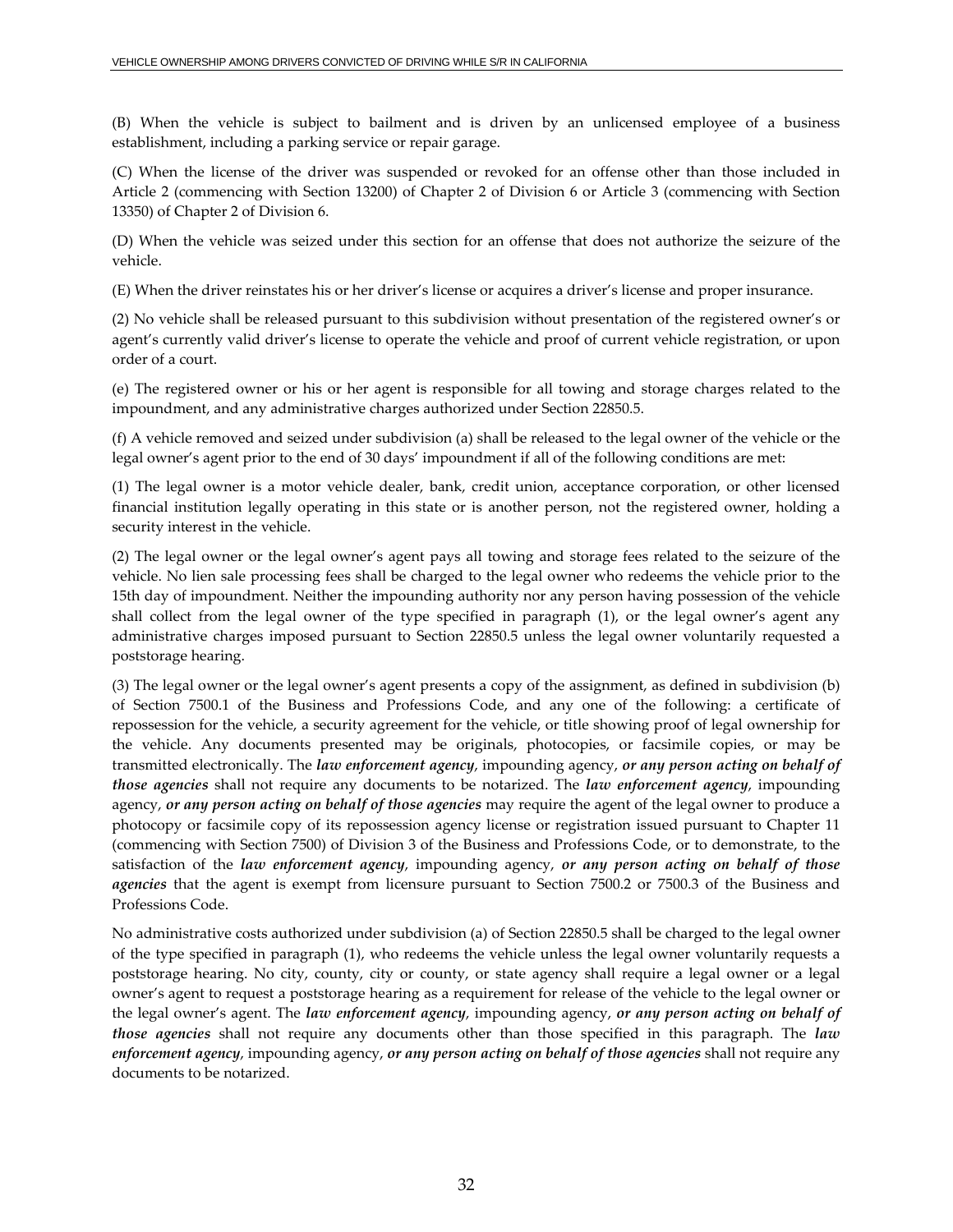(B) When the vehicle is subject to bailment and is driven by an unlicensed employee of a business establishment, including a parking service or repair garage.

(C) When the license of the driver was suspended or revoked for an offense other than those included in Article 2 (commencing with Section 13200) of Chapter 2 of Division 6 or Article 3 (commencing with Section 13350) of Chapter 2 of Division 6.

(D) When the vehicle was seized under this section for an offense that does not authorize the seizure of the vehicle.

(E) When the driver reinstates his or her driver's license or acquires a driver's license and proper insurance.

(2) No vehicle shall be released pursuant to this subdivision without presentation of the registered owner's or agent's currently valid driver's license to operate the vehicle and proof of current vehicle registration, or upon order of a court.

(e) The registered owner or his or her agent is responsible for all towing and storage charges related to the impoundment, and any administrative charges authorized under Section 22850.5.

(f) A vehicle removed and seized under subdivision (a) shall be released to the legal owner of the vehicle or the legal owner's agent prior to the end of 30 days' impoundment if all of the following conditions are met:

(1) The legal owner is a motor vehicle dealer, bank, credit union, acceptance corporation, or other licensed financial institution legally operating in this state or is another person, not the registered owner, holding a security interest in the vehicle.

(2) The legal owner or the legal owner's agent pays all towing and storage fees related to the seizure of the vehicle. No lien sale processing fees shall be charged to the legal owner who redeems the vehicle prior to the 15th day of impoundment. Neither the impounding authority nor any person having possession of the vehicle shall collect from the legal owner of the type specified in paragraph (1), or the legal owner's agent any administrative charges imposed pursuant to Section 22850.5 unless the legal owner voluntarily requested a poststorage hearing.

(3) The legal owner or the legal owner's agent presents a copy of the assignment, as defined in subdivision (b) of Section 7500.1 of the Business and Professions Code, and any one of the following: a certificate of repossession for the vehicle, a security agreement for the vehicle, or title showing proof of legal ownership for the vehicle. Any documents presented may be originals, photocopies, or facsimile copies, or may be transmitted electronically. The ***law enforcement agency***, impounding agency, ***or any person acting on behalf of those agencies*** shall not require any documents to be notarized. The ***law enforcement agency***, impounding agency, ***or any person acting on behalf of those agencies*** may require the agent of the legal owner to produce a photocopy or facsimile copy of its repossession agency license or registration issued pursuant to Chapter 11 (commencing with Section 7500) of Division 3 of the Business and Professions Code, or to demonstrate, to the satisfaction of the ***law enforcement agency***, impounding agency, ***or any person acting on behalf of those agencies*** that the agent is exempt from licensure pursuant to Section 7500.2 or 7500.3 of the Business and Professions Code.

No administrative costs authorized under subdivision (a) of Section 22850.5 shall be charged to the legal owner of the type specified in paragraph (1), who redeems the vehicle unless the legal owner voluntarily requests a poststorage hearing. No city, county, city or county, or state agency shall require a legal owner or a legal owner's agent to request a poststorage hearing as a requirement for release of the vehicle to the legal owner or the legal owner's agent. The ***law enforcement agency***, impounding agency, ***or any person acting on behalf of those agencies*** shall not require any documents other than those specified in this paragraph. The ***law enforcement agency***, impounding agency, ***or any person acting on behalf of those agencies*** shall not require any documents to be notarized.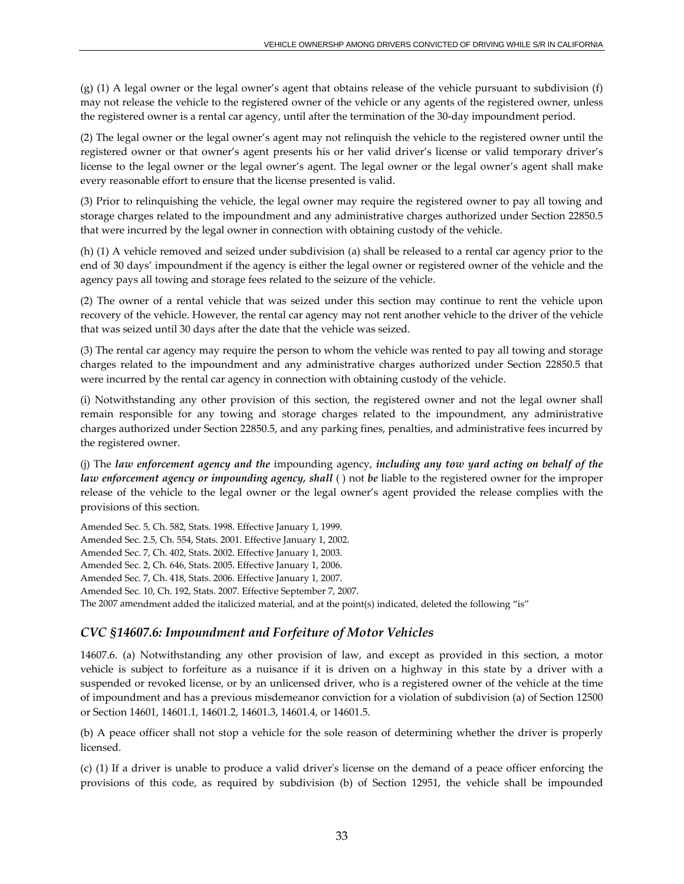(g) (1) A legal owner or the legal owner's agent that obtains release of the vehicle pursuant to subdivision (f) may not release the vehicle to the registered owner of the vehicle or any agents of the registered owner, unless the registered owner is a rental car agency, until after the termination of the 30-day impoundment period.

(2) The legal owner or the legal owner's agent may not relinquish the vehicle to the registered owner until the registered owner or that owner's agent presents his or her valid driver's license or valid temporary driver's license to the legal owner or the legal owner's agent. The legal owner or the legal owner's agent shall make every reasonable effort to ensure that the license presented is valid.

(3) Prior to relinquishing the vehicle, the legal owner may require the registered owner to pay all towing and storage charges related to the impoundment and any administrative charges authorized under Section 22850.5 that were incurred by the legal owner in connection with obtaining custody of the vehicle.

(h) (1) A vehicle removed and seized under subdivision (a) shall be released to a rental car agency prior to the end of 30 days' impoundment if the agency is either the legal owner or registered owner of the vehicle and the agency pays all towing and storage fees related to the seizure of the vehicle.

(2) The owner of a rental vehicle that was seized under this section may continue to rent the vehicle upon recovery of the vehicle. However, the rental car agency may not rent another vehicle to the driver of the vehicle that was seized until 30 days after the date that the vehicle was seized.

(3) The rental car agency may require the person to whom the vehicle was rented to pay all towing and storage charges related to the impoundment and any administrative charges authorized under Section 22850.5 that were incurred by the rental car agency in connection with obtaining custody of the vehicle.

(i) Notwithstanding any other provision of this section, the registered owner and not the legal owner shall remain responsible for any towing and storage charges related to the impoundment, any administrative charges authorized under Section 22850.5, and any parking fines, penalties, and administrative fees incurred by the registered owner.

(j) The ***law enforcement agency and the*** impounding agency, ***including any tow yard acting on behalf of the law enforcement agency or impounding agency, shall*** ( ) not ***be*** liable to the registered owner for the improper release of the vehicle to the legal owner or the legal owner's agent provided the release complies with the provisions of this section.

Amended Sec. 5, Ch. 582, Stats. 1998. Effective January 1, 1999.
Amended Sec. 2.5, Ch. 554, Stats. 2001. Effective January 1, 2002.
Amended Sec. 7, Ch. 402, Stats. 2002. Effective January 1, 2003.
Amended Sec. 2, Ch. 646, Stats. 2005. Effective January 1, 2006.
Amended Sec. 7, Ch. 418, Stats. 2006. Effective January 1, 2007.
Amended Sec. 10, Ch. 192, Stats. 2007. Effective September 7, 2007.
The 2007 amendment added the italicized material, and at the point(s) indicated, deleted the following "is"

## *CVC §14607.6: Impoundment and Forfeiture of Motor Vehicles*

14607.6. (a) Notwithstanding any other provision of law, and except as provided in this section, a motor vehicle is subject to forfeiture as a nuisance if it is driven on a highway in this state by a driver with a suspended or revoked license, or by an unlicensed driver, who is a registered owner of the vehicle at the time of impoundment and has a previous misdemeanor conviction for a violation of subdivision (a) of Section 12500 or Section 14601, 14601.1, 14601.2, 14601.3, 14601.4, or 14601.5.

(b) A peace officer shall not stop a vehicle for the sole reason of determining whether the driver is properly licensed.

(c) (1) If a driver is unable to produce a valid driver's license on the demand of a peace officer enforcing the provisions of this code, as required by subdivision (b) of Section 12951, the vehicle shall be impounded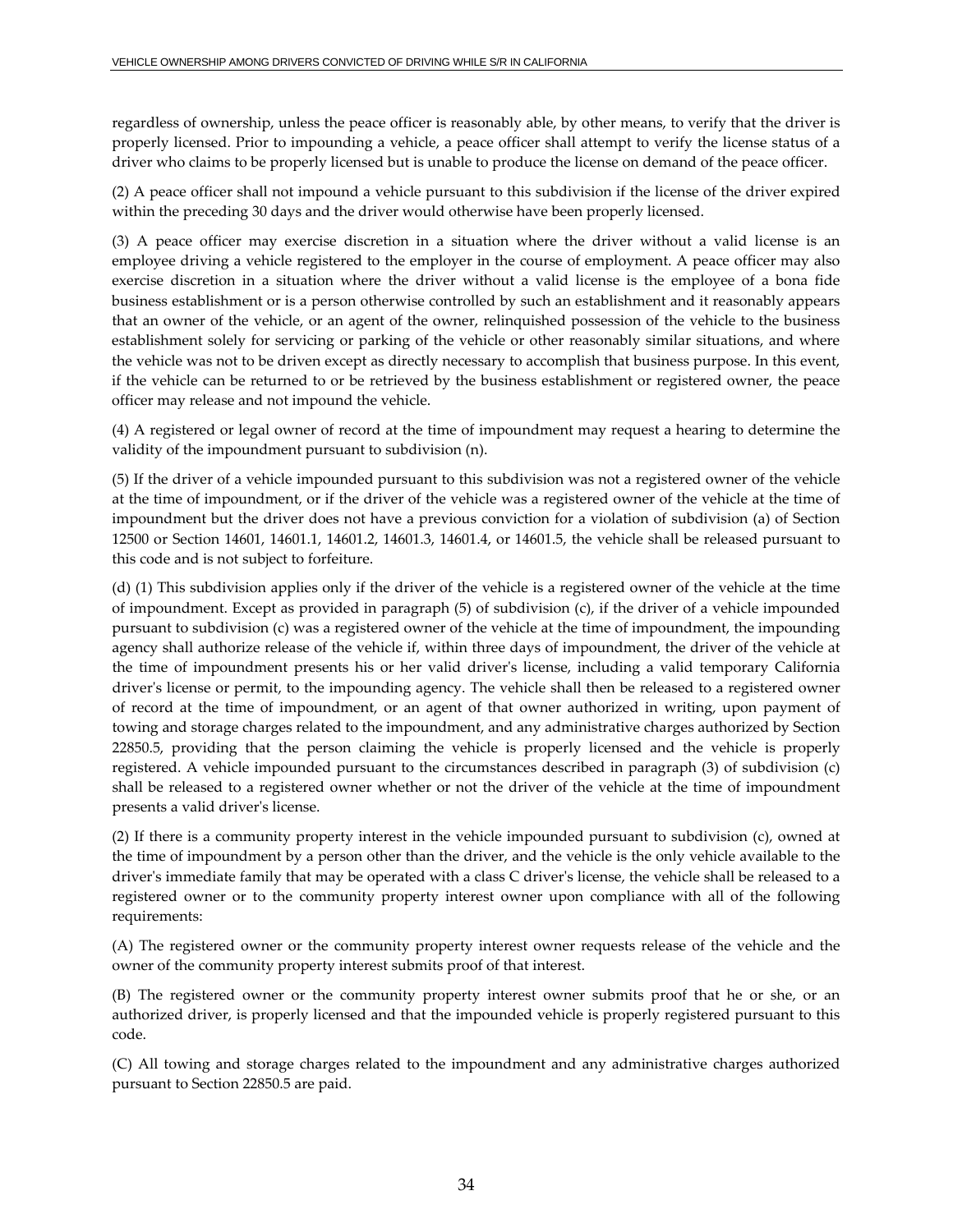regardless of ownership, unless the peace officer is reasonably able, by other means, to verify that the driver is properly licensed. Prior to impounding a vehicle, a peace officer shall attempt to verify the license status of a driver who claims to be properly licensed but is unable to produce the license on demand of the peace officer.

(2) A peace officer shall not impound a vehicle pursuant to this subdivision if the license of the driver expired within the preceding 30 days and the driver would otherwise have been properly licensed.

(3) A peace officer may exercise discretion in a situation where the driver without a valid license is an employee driving a vehicle registered to the employer in the course of employment. A peace officer may also exercise discretion in a situation where the driver without a valid license is the employee of a bona fide business establishment or is a person otherwise controlled by such an establishment and it reasonably appears that an owner of the vehicle, or an agent of the owner, relinquished possession of the vehicle to the business establishment solely for servicing or parking of the vehicle or other reasonably similar situations, and where the vehicle was not to be driven except as directly necessary to accomplish that business purpose. In this event, if the vehicle can be returned to or be retrieved by the business establishment or registered owner, the peace officer may release and not impound the vehicle.

(4) A registered or legal owner of record at the time of impoundment may request a hearing to determine the validity of the impoundment pursuant to subdivision (n).

(5) If the driver of a vehicle impounded pursuant to this subdivision was not a registered owner of the vehicle at the time of impoundment, or if the driver of the vehicle was a registered owner of the vehicle at the time of impoundment but the driver does not have a previous conviction for a violation of subdivision (a) of Section 12500 or Section 14601, 14601.1, 14601.2, 14601.3, 14601.4, or 14601.5, the vehicle shall be released pursuant to this code and is not subject to forfeiture.

(d) (1) This subdivision applies only if the driver of the vehicle is a registered owner of the vehicle at the time of impoundment. Except as provided in paragraph (5) of subdivision (c), if the driver of a vehicle impounded pursuant to subdivision (c) was a registered owner of the vehicle at the time of impoundment, the impounding agency shall authorize release of the vehicle if, within three days of impoundment, the driver of the vehicle at the time of impoundment presents his or her valid driver's license, including a valid temporary California driver's license or permit, to the impounding agency. The vehicle shall then be released to a registered owner of record at the time of impoundment, or an agent of that owner authorized in writing, upon payment of towing and storage charges related to the impoundment, and any administrative charges authorized by Section 22850.5, providing that the person claiming the vehicle is properly licensed and the vehicle is properly registered. A vehicle impounded pursuant to the circumstances described in paragraph (3) of subdivision (c) shall be released to a registered owner whether or not the driver of the vehicle at the time of impoundment presents a valid driver's license.

(2) If there is a community property interest in the vehicle impounded pursuant to subdivision (c), owned at the time of impoundment by a person other than the driver, and the vehicle is the only vehicle available to the driver's immediate family that may be operated with a class C driver's license, the vehicle shall be released to a registered owner or to the community property interest owner upon compliance with all of the following requirements:

(A) The registered owner or the community property interest owner requests release of the vehicle and the owner of the community property interest submits proof of that interest.

(B) The registered owner or the community property interest owner submits proof that he or she, or an authorized driver, is properly licensed and that the impounded vehicle is properly registered pursuant to this code.

(C) All towing and storage charges related to the impoundment and any administrative charges authorized pursuant to Section 22850.5 are paid.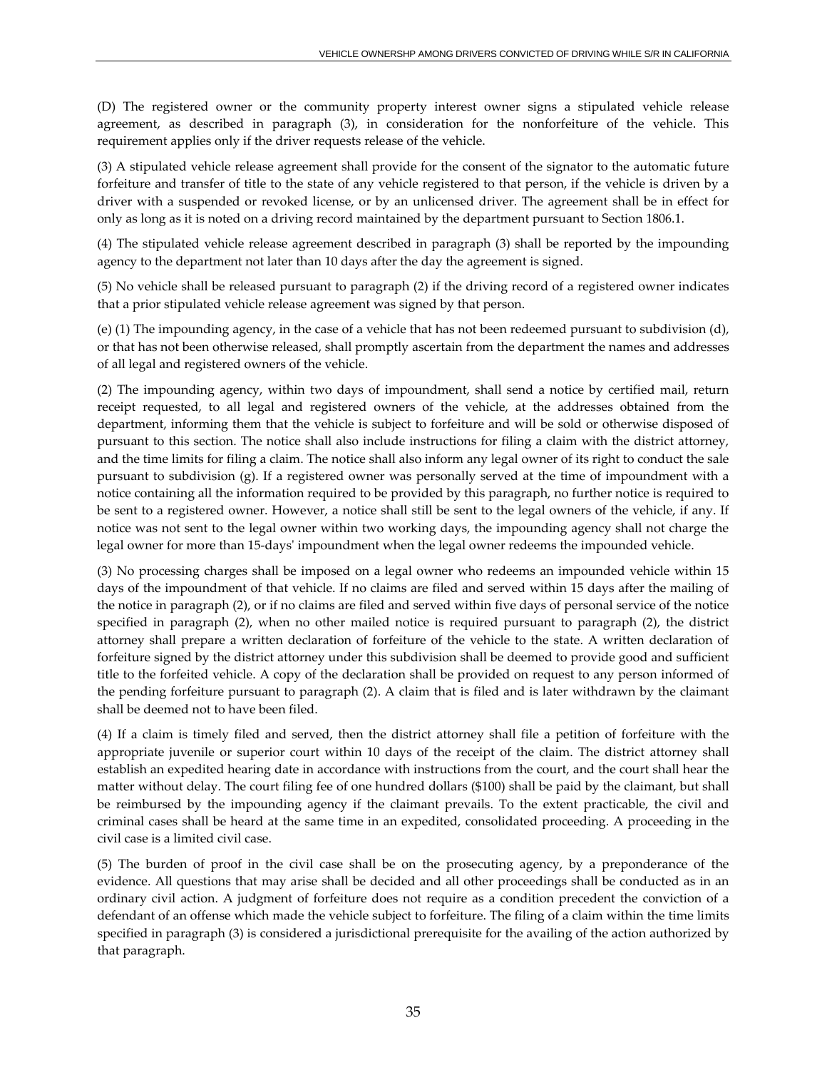(D) The registered owner or the community property interest owner signs a stipulated vehicle release agreement, as described in paragraph (3), in consideration for the nonforfeiture of the vehicle. This requirement applies only if the driver requests release of the vehicle.

(3) A stipulated vehicle release agreement shall provide for the consent of the signator to the automatic future forfeiture and transfer of title to the state of any vehicle registered to that person, if the vehicle is driven by a driver with a suspended or revoked license, or by an unlicensed driver. The agreement shall be in effect for only as long as it is noted on a driving record maintained by the department pursuant to Section 1806.1.

(4) The stipulated vehicle release agreement described in paragraph (3) shall be reported by the impounding agency to the department not later than 10 days after the day the agreement is signed.

(5) No vehicle shall be released pursuant to paragraph (2) if the driving record of a registered owner indicates that a prior stipulated vehicle release agreement was signed by that person.

(e) (1) The impounding agency, in the case of a vehicle that has not been redeemed pursuant to subdivision (d), or that has not been otherwise released, shall promptly ascertain from the department the names and addresses of all legal and registered owners of the vehicle.

(2) The impounding agency, within two days of impoundment, shall send a notice by certified mail, return receipt requested, to all legal and registered owners of the vehicle, at the addresses obtained from the department, informing them that the vehicle is subject to forfeiture and will be sold or otherwise disposed of pursuant to this section. The notice shall also include instructions for filing a claim with the district attorney, and the time limits for filing a claim. The notice shall also inform any legal owner of its right to conduct the sale pursuant to subdivision (g). If a registered owner was personally served at the time of impoundment with a notice containing all the information required to be provided by this paragraph, no further notice is required to be sent to a registered owner. However, a notice shall still be sent to the legal owners of the vehicle, if any. If notice was not sent to the legal owner within two working days, the impounding agency shall not charge the legal owner for more than 15-days' impoundment when the legal owner redeems the impounded vehicle.

(3) No processing charges shall be imposed on a legal owner who redeems an impounded vehicle within 15 days of the impoundment of that vehicle. If no claims are filed and served within 15 days after the mailing of the notice in paragraph (2), or if no claims are filed and served within five days of personal service of the notice specified in paragraph (2), when no other mailed notice is required pursuant to paragraph (2), the district attorney shall prepare a written declaration of forfeiture of the vehicle to the state. A written declaration of forfeiture signed by the district attorney under this subdivision shall be deemed to provide good and sufficient title to the forfeited vehicle. A copy of the declaration shall be provided on request to any person informed of the pending forfeiture pursuant to paragraph (2). A claim that is filed and is later withdrawn by the claimant shall be deemed not to have been filed.

(4) If a claim is timely filed and served, then the district attorney shall file a petition of forfeiture with the appropriate juvenile or superior court within 10 days of the receipt of the claim. The district attorney shall establish an expedited hearing date in accordance with instructions from the court, and the court shall hear the matter without delay. The court filing fee of one hundred dollars ($100) shall be paid by the claimant, but shall be reimbursed by the impounding agency if the claimant prevails. To the extent practicable, the civil and criminal cases shall be heard at the same time in an expedited, consolidated proceeding. A proceeding in the civil case is a limited civil case.

(5) The burden of proof in the civil case shall be on the prosecuting agency, by a preponderance of the evidence. All questions that may arise shall be decided and all other proceedings shall be conducted as in an ordinary civil action. A judgment of forfeiture does not require as a condition precedent the conviction of a defendant of an offense which made the vehicle subject to forfeiture. The filing of a claim within the time limits specified in paragraph (3) is considered a jurisdictional prerequisite for the availing of the action authorized by that paragraph.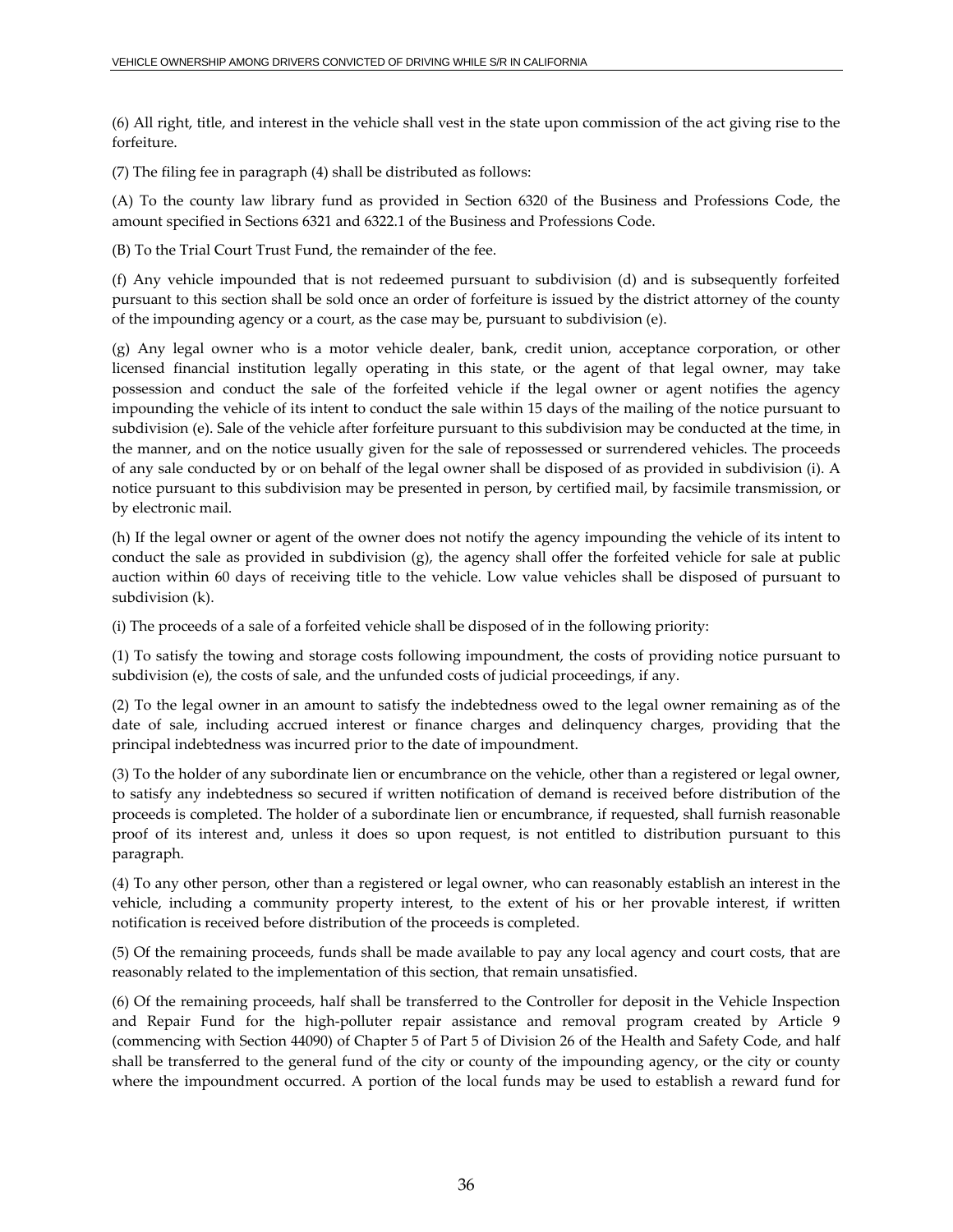(6) All right, title, and interest in the vehicle shall vest in the state upon commission of the act giving rise to the forfeiture.

(7) The filing fee in paragraph (4) shall be distributed as follows:

(A) To the county law library fund as provided in Section 6320 of the Business and Professions Code, the amount specified in Sections 6321 and 6322.1 of the Business and Professions Code.

(B) To the Trial Court Trust Fund, the remainder of the fee.

(f) Any vehicle impounded that is not redeemed pursuant to subdivision (d) and is subsequently forfeited pursuant to this section shall be sold once an order of forfeiture is issued by the district attorney of the county of the impounding agency or a court, as the case may be, pursuant to subdivision (e).

(g) Any legal owner who is a motor vehicle dealer, bank, credit union, acceptance corporation, or other licensed financial institution legally operating in this state, or the agent of that legal owner, may take possession and conduct the sale of the forfeited vehicle if the legal owner or agent notifies the agency impounding the vehicle of its intent to conduct the sale within 15 days of the mailing of the notice pursuant to subdivision (e). Sale of the vehicle after forfeiture pursuant to this subdivision may be conducted at the time, in the manner, and on the notice usually given for the sale of repossessed or surrendered vehicles. The proceeds of any sale conducted by or on behalf of the legal owner shall be disposed of as provided in subdivision (i). A notice pursuant to this subdivision may be presented in person, by certified mail, by facsimile transmission, or by electronic mail.

(h) If the legal owner or agent of the owner does not notify the agency impounding the vehicle of its intent to conduct the sale as provided in subdivision (g), the agency shall offer the forfeited vehicle for sale at public auction within 60 days of receiving title to the vehicle. Low value vehicles shall be disposed of pursuant to subdivision (k).

(i) The proceeds of a sale of a forfeited vehicle shall be disposed of in the following priority:

(1) To satisfy the towing and storage costs following impoundment, the costs of providing notice pursuant to subdivision (e), the costs of sale, and the unfunded costs of judicial proceedings, if any.

(2) To the legal owner in an amount to satisfy the indebtedness owed to the legal owner remaining as of the date of sale, including accrued interest or finance charges and delinquency charges, providing that the principal indebtedness was incurred prior to the date of impoundment.

(3) To the holder of any subordinate lien or encumbrance on the vehicle, other than a registered or legal owner, to satisfy any indebtedness so secured if written notification of demand is received before distribution of the proceeds is completed. The holder of a subordinate lien or encumbrance, if requested, shall furnish reasonable proof of its interest and, unless it does so upon request, is not entitled to distribution pursuant to this paragraph.

(4) To any other person, other than a registered or legal owner, who can reasonably establish an interest in the vehicle, including a community property interest, to the extent of his or her provable interest, if written notification is received before distribution of the proceeds is completed.

(5) Of the remaining proceeds, funds shall be made available to pay any local agency and court costs, that are reasonably related to the implementation of this section, that remain unsatisfied.

(6) Of the remaining proceeds, half shall be transferred to the Controller for deposit in the Vehicle Inspection and Repair Fund for the high-polluter repair assistance and removal program created by Article 9 (commencing with Section 44090) of Chapter 5 of Part 5 of Division 26 of the Health and Safety Code, and half shall be transferred to the general fund of the city or county of the impounding agency, or the city or county where the impoundment occurred. A portion of the local funds may be used to establish a reward fund for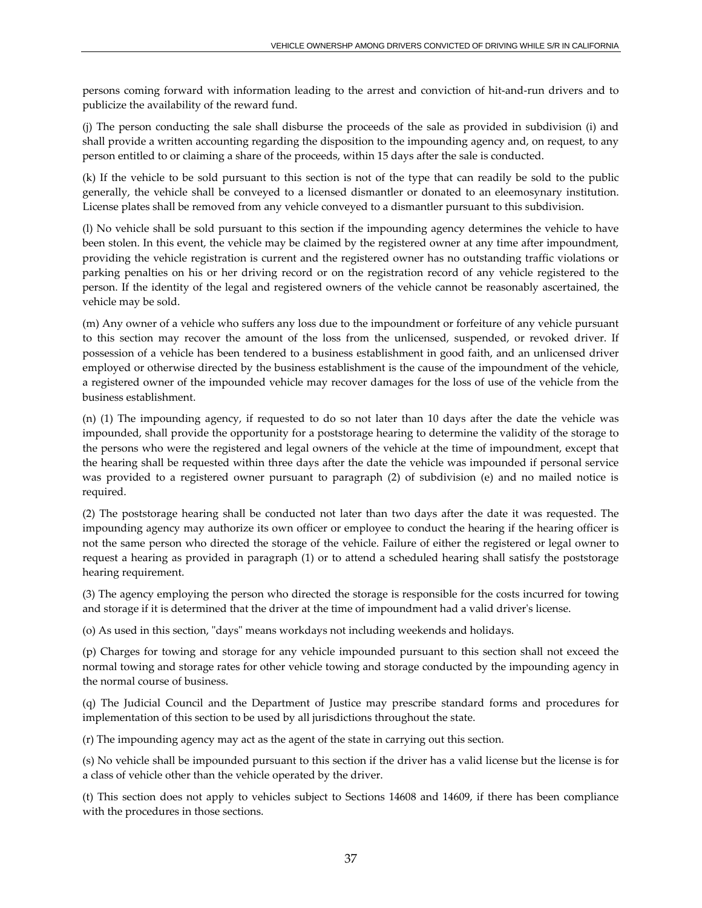persons coming forward with information leading to the arrest and conviction of hit-and-run drivers and to publicize the availability of the reward fund.

(j) The person conducting the sale shall disburse the proceeds of the sale as provided in subdivision (i) and shall provide a written accounting regarding the disposition to the impounding agency and, on request, to any person entitled to or claiming a share of the proceeds, within 15 days after the sale is conducted.

(k) If the vehicle to be sold pursuant to this section is not of the type that can readily be sold to the public generally, the vehicle shall be conveyed to a licensed dismantler or donated to an eleemosynary institution. License plates shall be removed from any vehicle conveyed to a dismantler pursuant to this subdivision.

(l) No vehicle shall be sold pursuant to this section if the impounding agency determines the vehicle to have been stolen. In this event, the vehicle may be claimed by the registered owner at any time after impoundment, providing the vehicle registration is current and the registered owner has no outstanding traffic violations or parking penalties on his or her driving record or on the registration record of any vehicle registered to the person. If the identity of the legal and registered owners of the vehicle cannot be reasonably ascertained, the vehicle may be sold.

(m) Any owner of a vehicle who suffers any loss due to the impoundment or forfeiture of any vehicle pursuant to this section may recover the amount of the loss from the unlicensed, suspended, or revoked driver. If possession of a vehicle has been tendered to a business establishment in good faith, and an unlicensed driver employed or otherwise directed by the business establishment is the cause of the impoundment of the vehicle, a registered owner of the impounded vehicle may recover damages for the loss of use of the vehicle from the business establishment.

(n) (1) The impounding agency, if requested to do so not later than 10 days after the date the vehicle was impounded, shall provide the opportunity for a poststorage hearing to determine the validity of the storage to the persons who were the registered and legal owners of the vehicle at the time of impoundment, except that the hearing shall be requested within three days after the date the vehicle was impounded if personal service was provided to a registered owner pursuant to paragraph (2) of subdivision (e) and no mailed notice is required.

(2) The poststorage hearing shall be conducted not later than two days after the date it was requested. The impounding agency may authorize its own officer or employee to conduct the hearing if the hearing officer is not the same person who directed the storage of the vehicle. Failure of either the registered or legal owner to request a hearing as provided in paragraph (1) or to attend a scheduled hearing shall satisfy the poststorage hearing requirement.

(3) The agency employing the person who directed the storage is responsible for the costs incurred for towing and storage if it is determined that the driver at the time of impoundment had a valid driver's license.

(o) As used in this section, "days" means workdays not including weekends and holidays.

(p) Charges for towing and storage for any vehicle impounded pursuant to this section shall not exceed the normal towing and storage rates for other vehicle towing and storage conducted by the impounding agency in the normal course of business.

(q) The Judicial Council and the Department of Justice may prescribe standard forms and procedures for implementation of this section to be used by all jurisdictions throughout the state.

(r) The impounding agency may act as the agent of the state in carrying out this section.

(s) No vehicle shall be impounded pursuant to this section if the driver has a valid license but the license is for a class of vehicle other than the vehicle operated by the driver.

(t) This section does not apply to vehicles subject to Sections 14608 and 14609, if there has been compliance with the procedures in those sections.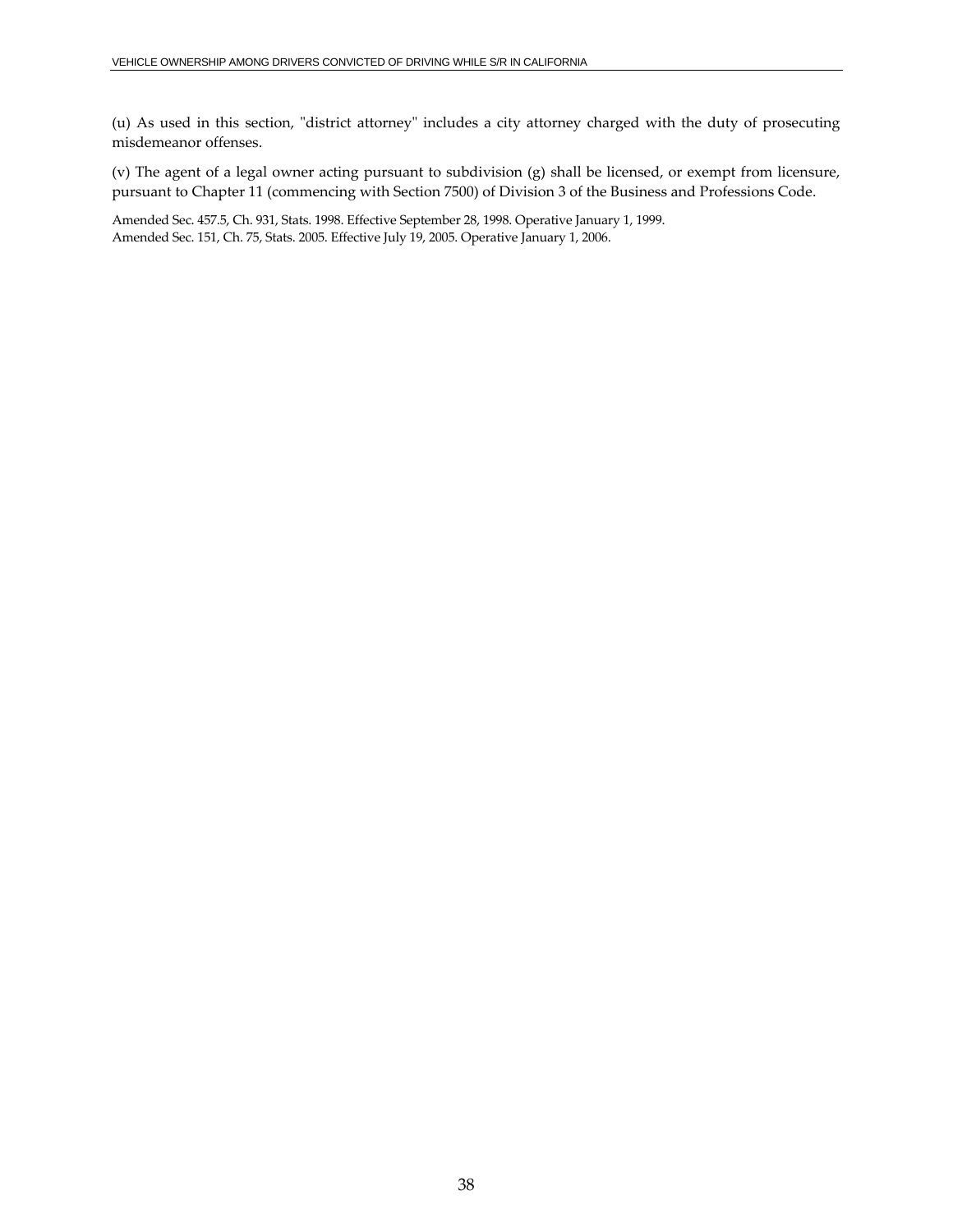(u) As used in this section, "district attorney" includes a city attorney charged with the duty of prosecuting misdemeanor offenses.

(v) The agent of a legal owner acting pursuant to subdivision (g) shall be licensed, or exempt from licensure, pursuant to Chapter 11 (commencing with Section 7500) of Division 3 of the Business and Professions Code.

Amended Sec. 457.5, Ch. 931, Stats. 1998. Effective September 28, 1998. Operative January 1, 1999.
Amended Sec. 151, Ch. 75, Stats. 2005. Effective July 19, 2005. Operative January 1, 2006.